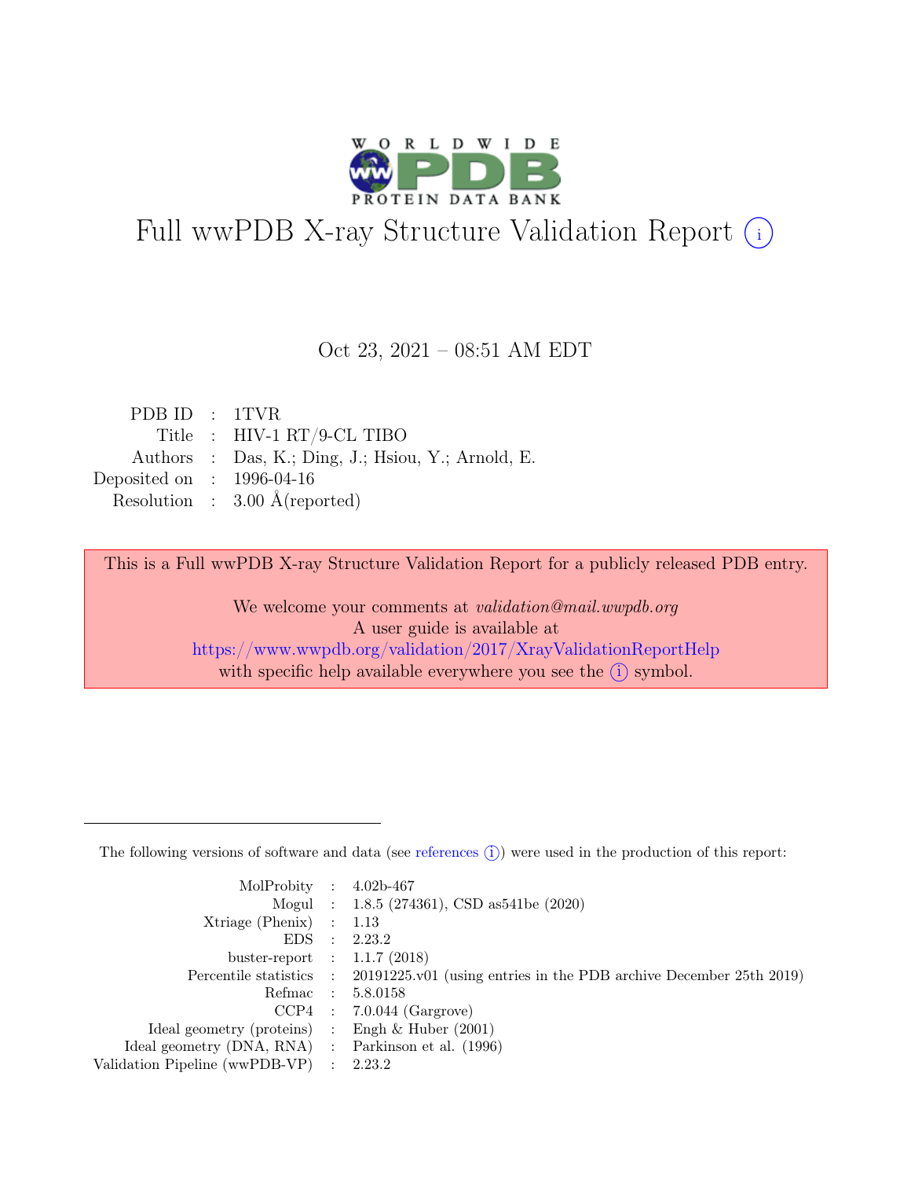# Full wwPDB X-ray Structure Validation Report (i)

Oct 23, 2021 – 08:51 AM EDT

| | | |
|---|---|---|
| PDB ID | : | 1TVR |
| Title | : | HIV-1 RT/9-CL TIBO |
| Authors | : | Das, K.; Ding, J.; Hsiou, Y.; Arnold, E. |
| Deposited on | : | 1996-04-16 |
| Resolution | : | 3.00 Å(reported) |

This is a Full wwPDB X-ray Structure Validation Report for a publicly released PDB entry.

We welcome your comments at *validation@mail.wwpdb.org*
A user guide is available at
https://www.wwpdb.org/validation/2017/XrayValidationReportHelp
with specific help available everywhere you see the (i) symbol.

---

The following versions of software and data (see references (i)) were used in the production of this report:

| | | |
|---|---|---|
| MolProbity | : | 4.02b-467 |
| Mogul | : | 1.8.5 (274361), CSD as541be (2020) |
| Xtriage (Phenix) | : | 1.13 |
| EDS | : | 2.23.2 |
| buster-report | : | 1.1.7 (2018) |
| Percentile statistics | : | 20191225.v01 (using entries in the PDB archive December 25th 2019) |
| Refmac | : | 5.8.0158 |
| CCP4 | : | 7.0.044 (Gargrove) |
| Ideal geometry (proteins) | : | Engh & Huber (2001) |
| Ideal geometry (DNA, RNA) | : | Parkinson et al. (1996) |
| Validation Pipeline (wwPDB-VP) | : | 2.23.2 |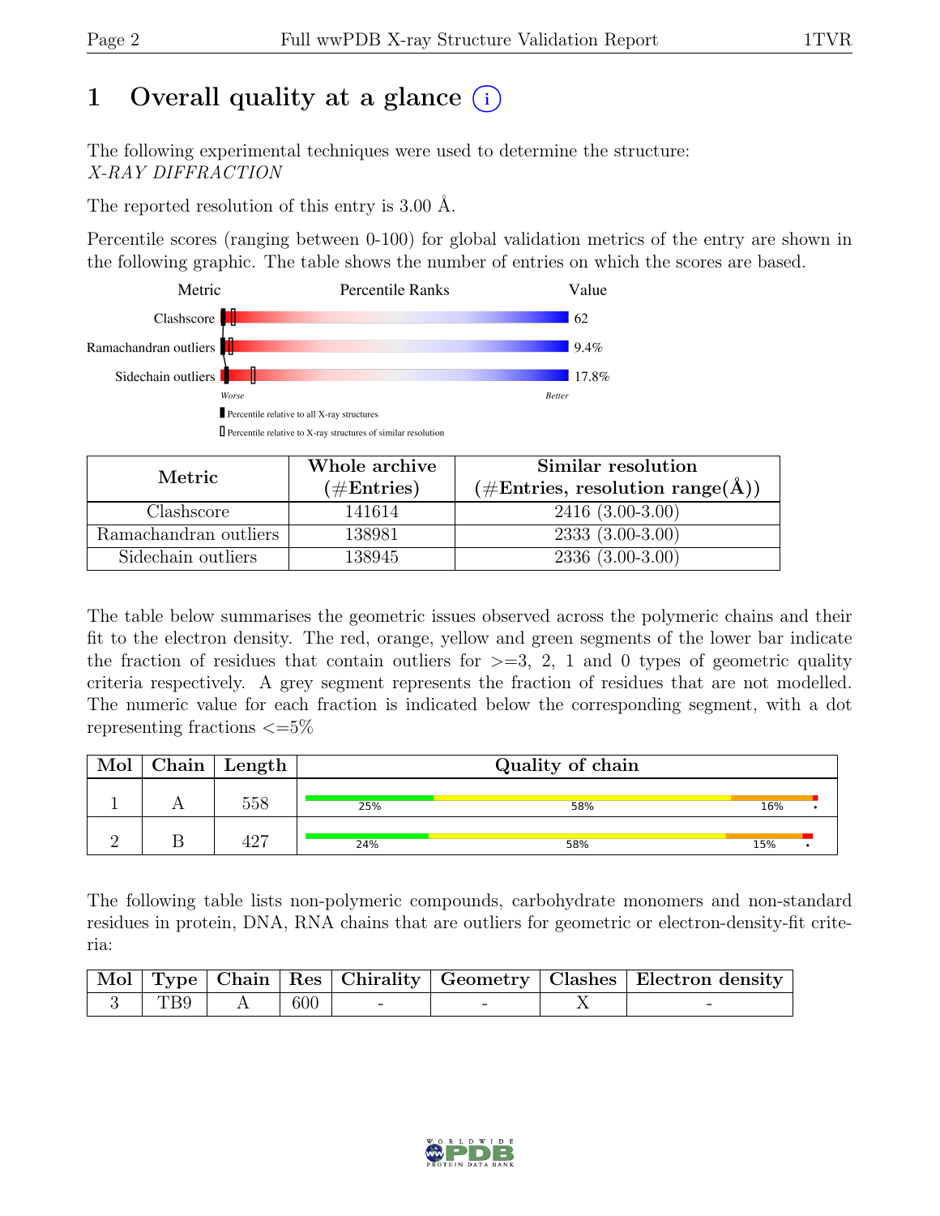# 1 Overall quality at a glance (i)

The following experimental techniques were used to determine the structure: *X-RAY DIFFRACTION*

The reported resolution of this entry is 3.00 Å.

Percentile scores (ranging between 0-100) for global validation metrics of the entry are shown in the following graphic. The table shows the number of entries on which the scores are based.

| Metric | Value |
|---|---|
| Clashscore | 62 |
| Ramachandran outliers | 9.4% |
| Sidechain outliers | 17.8% |

| Metric | Whole archive (#Entries) | Similar resolution (#Entries, resolution range(Å)) |
|---|---|---|
| Clashscore | 141614 | 2416 (3.00-3.00) |
| Ramachandran outliers | 138981 | 2333 (3.00-3.00) |
| Sidechain outliers | 138945 | 2336 (3.00-3.00) |

The table below summarises the geometric issues observed across the polymeric chains and their fit to the electron density. The red, orange, yellow and green segments of the lower bar indicate the fraction of residues that contain outliers for >=3, 2, 1 and 0 types of geometric quality criteria respectively. A grey segment represents the fraction of residues that are not modelled. The numeric value for each fraction is indicated below the corresponding segment, with a dot representing fractions <=5%

| Mol | Chain | Length | Quality of chain |
|---|---|---|---|
| 1 | A | 558 | 25% / 58% / 16% / • |
| 2 | B | 427 | 24% / 58% / 15% / • |

The following table lists non-polymeric compounds, carbohydrate monomers and non-standard residues in protein, DNA, RNA chains that are outliers for geometric or electron-density-fit criteria:

| Mol | Type | Chain | Res | Chirality | Geometry | Clashes | Electron density |
|---|---|---|---|---|---|---|---|
| 3 | TB9 | A | 600 | - | - | X | - |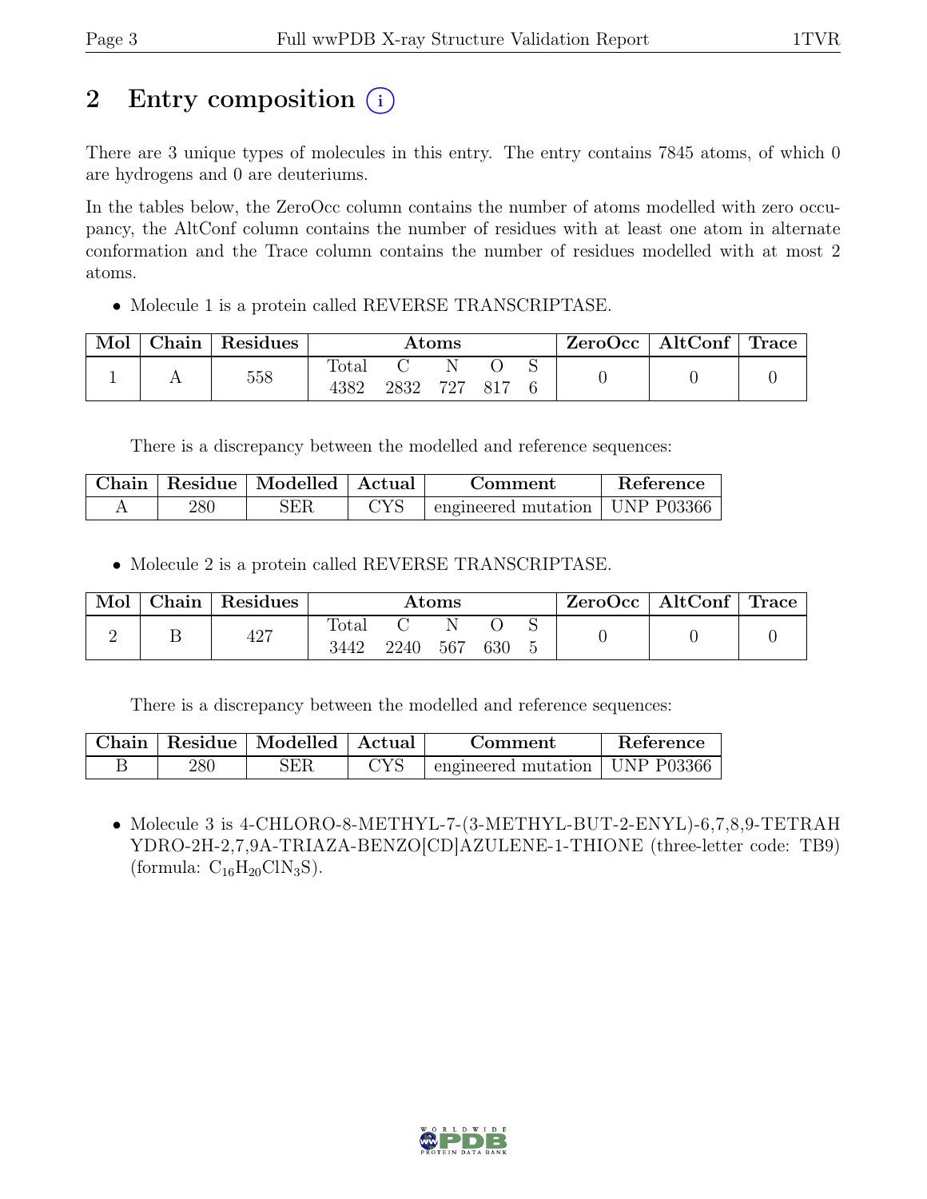# 2 Entry composition (i)

There are 3 unique types of molecules in this entry. The entry contains 7845 atoms, of which 0 are hydrogens and 0 are deuteriums.

In the tables below, the ZeroOcc column contains the number of atoms modelled with zero occupancy, the AltConf column contains the number of residues with at least one atom in alternate conformation and the Trace column contains the number of residues modelled with at most 2 atoms.

- Molecule 1 is a protein called REVERSE TRANSCRIPTASE.

| Mol | Chain | Residues | Atoms | | | | | ZeroOcc | AltConf | Trace |
|---|---|---|---|---|---|---|---|---|---|---|
| | | | Total | C | N | O | S | | | |
| 1 | A | 558 | 4382 | 2832 | 727 | 817 | 6 | 0 | 0 | 0 |

There is a discrepancy between the modelled and reference sequences:

| Chain | Residue | Modelled | Actual | Comment | Reference |
|---|---|---|---|---|---|
| A | 280 | SER | CYS | engineered mutation | UNP P03366 |

- Molecule 2 is a protein called REVERSE TRANSCRIPTASE.

| Mol | Chain | Residues | Atoms | | | | | ZeroOcc | AltConf | Trace |
|---|---|---|---|---|---|---|---|---|---|---|
| | | | Total | C | N | O | S | | | |
| 2 | B | 427 | 3442 | 2240 | 567 | 630 | 5 | 0 | 0 | 0 |

There is a discrepancy between the modelled and reference sequences:

| Chain | Residue | Modelled | Actual | Comment | Reference |
|---|---|---|---|---|---|
| B | 280 | SER | CYS | engineered mutation | UNP P03366 |

- Molecule 3 is 4-CHLORO-8-METHYL-7-(3-METHYL-BUT-2-ENYL)-6,7,8,9-TETRAHYDRO-2H-2,7,9A-TRIAZA-BENZO[CD]AZULENE-1-THIONE (three-letter code: TB9) (formula: $C_{16}H_{20}ClN_3S$).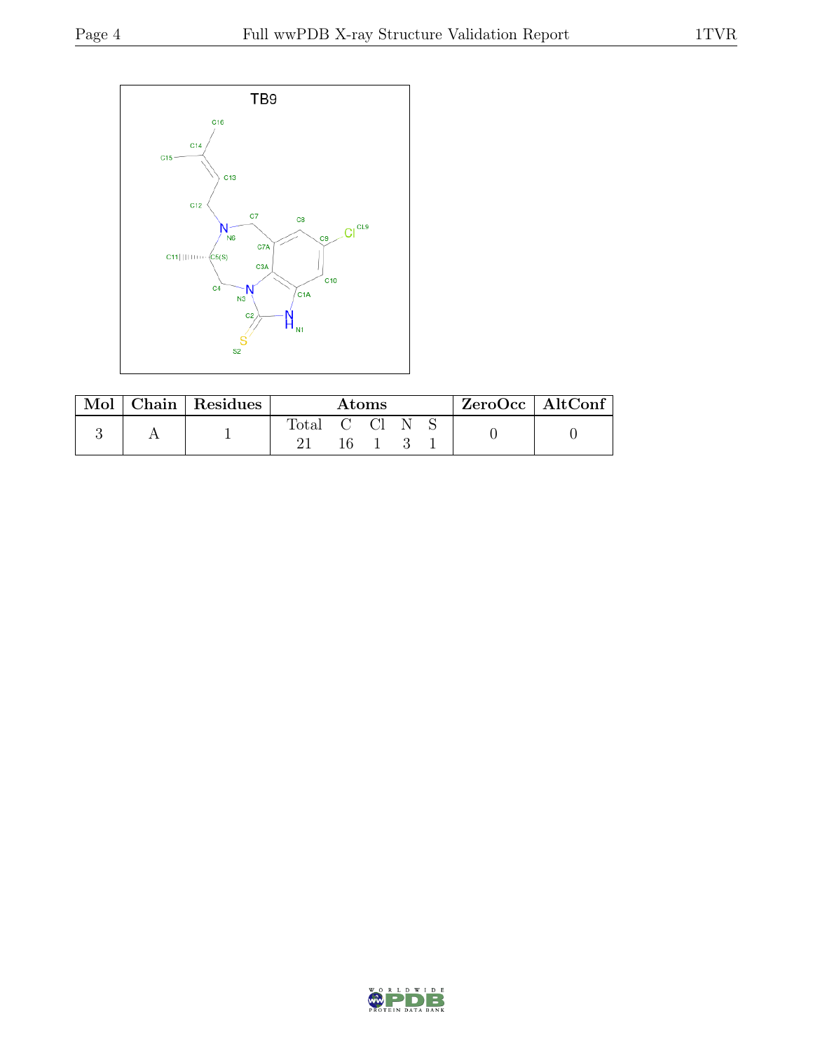TB9

| Mol | Chain | Residues | Atoms | ZeroOcc | AltConf |
|---|---|---|---|---|---|
| 3 | A | 1 | Total C Cl N S<br>21 16 1 3 1 | 0 | 0 |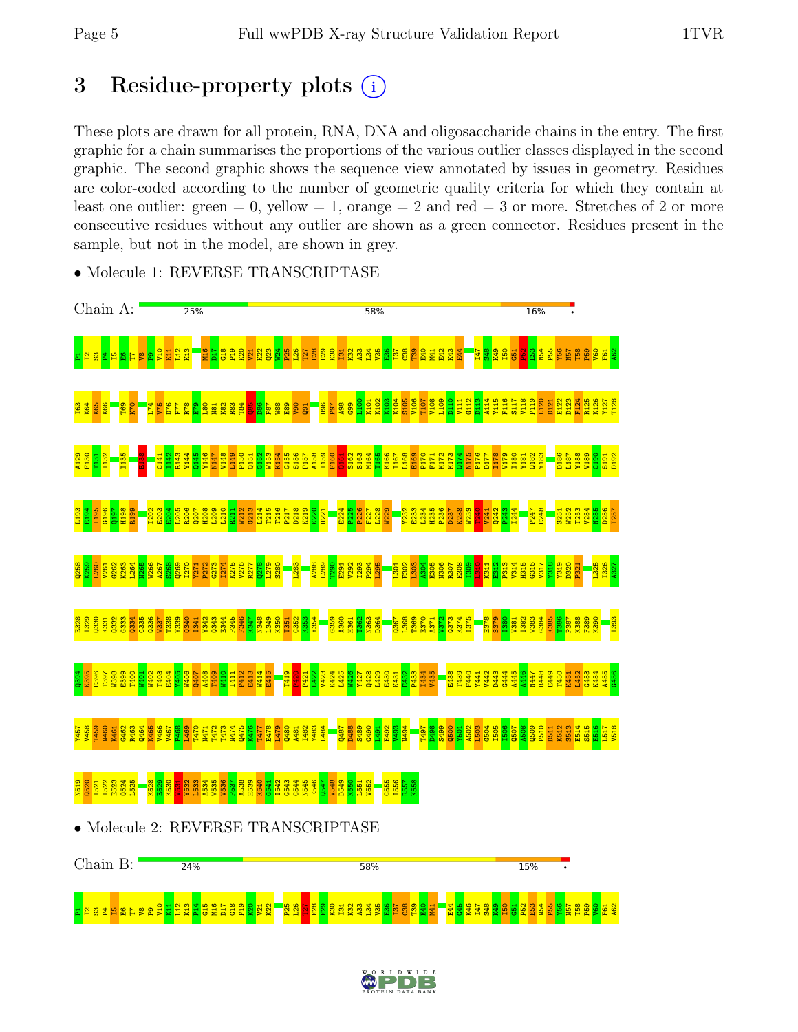# 3 Residue-property plots

These plots are drawn for all protein, RNA, DNA and oligosaccharide chains in the entry. The first graphic for a chain summarises the proportions of the various outlier classes displayed in the second graphic. The second graphic shows the sequence view annotated by issues in geometry. Residues are color-coded according to the number of geometric quality criteria for which they contain at least one outlier: green = 0, yellow = 1, orange = 2 and red = 3 or more. Stretches of 2 or more consecutive residues without any outlier are shown as a green connector. Residues present in the sample, but not in the model, are shown in grey.

- Molecule 1: REVERSE TRANSCRIPTASE

Chain A: 25% 58% 16%

- Molecule 2: REVERSE TRANSCRIPTASE

Chain B: 24% 58% 15%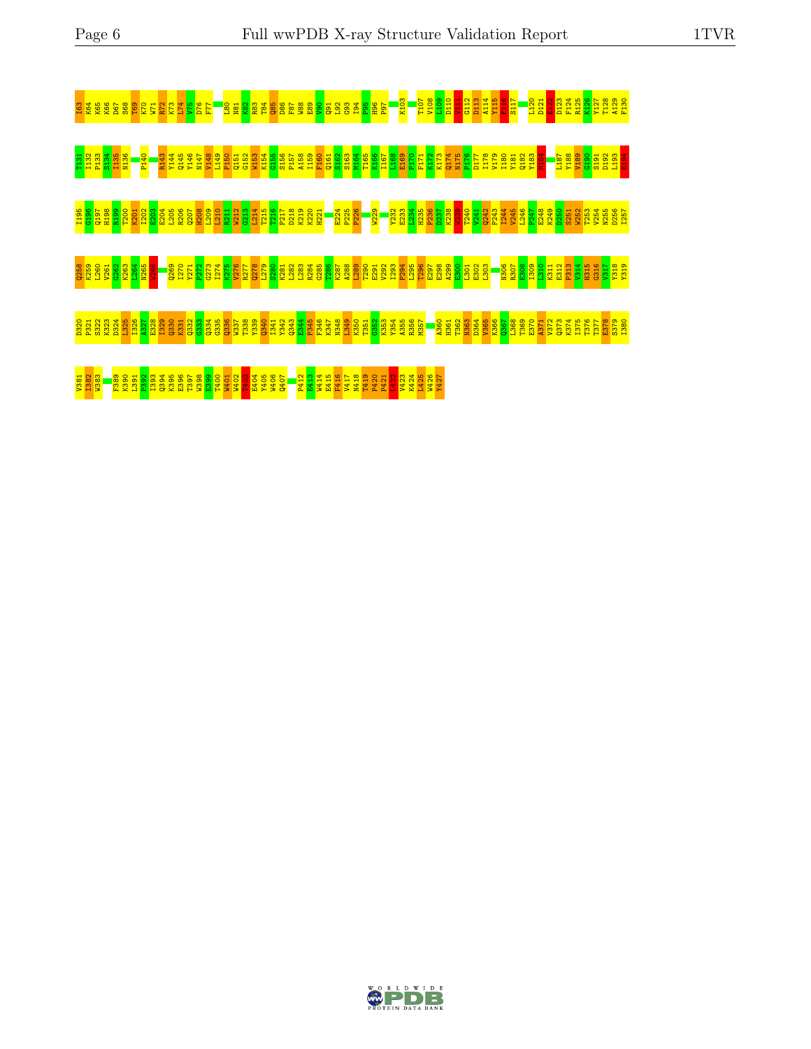I63 K64 K65 K66 D67 S68 T69 K70 W71 R72 K73 L74 V75 D76 F77 L80 N81 K82 R83 T84 Q85 D86 F87 W88 E89 V90 Q91 L92 G93 I94 P95 H96 P97 K103 T107 V108 L109 D110 V111 G112 D113 A114 Y115 F116 S117 L120 D121 E122 D123 F124 R125 K126 Y127 T128 A129 F130

T131 I132 P133 S134 I135 N136 P140 R143 Y144 Q145 Y146 N147 V148 L149 P150 Q151 G152 W153 K154 G155 S156 P157 A158 I159 F160 Q161 S162 S163 M164 T165 K166 I167 L168 E169 P170 F171 K172 K173 Q174 N175 P176 D177 I178 V179 I180 Y181 Q182 Y183 M184 L187 Y188 V189 G190 S191 D192 L193 E194

I195 G196 Q197 H198 R199 T200 K201 I202 E203 E204 L205 R206 Q207 H208 L209 L210 R211 W212 G213 L214 T215 T216 P217 D218 K219 K220 H221 E224 P225 P226 W229 Y232 E233 L234 H235 P236 D237 K238 W239 T240 V241 Q242 P243 I244 V245 L246 P247 E248 K249 D250 S251 W252 T253 V254 N255 D256 I257

Q258 K259 L260 V261 G262 K263 L264 N265 W266 Q269 I270 Y271 P272 G273 I274 K275 V276 R277 Q278 L279 S280 K281 L282 L283 R284 G285 T286 K287 A288 L289 T290 E291 V292 I293 P294 L295 T296 E297 E298 A299 E300 L301 E302 L303 N306 R307 E308 I309 L310 K311 E312 P313 V314 H315 G316 V317 Y318 Y319

D320 P321 S322 K323 D324 L325 I326 A327 E328 I329 Q330 K331 Q332 G333 Q334 G335 Q336 W337 T338 Y339 Q340 I341 Y342 Q343 E344 P345 F346 K347 N348 L349 K350 T351 G352 K353 Y354 A355 R356 M357 A360 H361 T362 N363 D364 V365 K366 Q367 L368 T369 E370 A371 V372 Q373 K374 I375 T376 T377 E378 S379 I380

V381 I382 W383 F389 K390 L391 P392 I393 Q394 K395 E396 T397 W398 E399 T400 W401 W402 T403 E404 Y405 W406 Q407 P412 E413 W414 E415 F416 V417 N418 T419 P420 P421 L422 V423 K424 L425 W426 Y427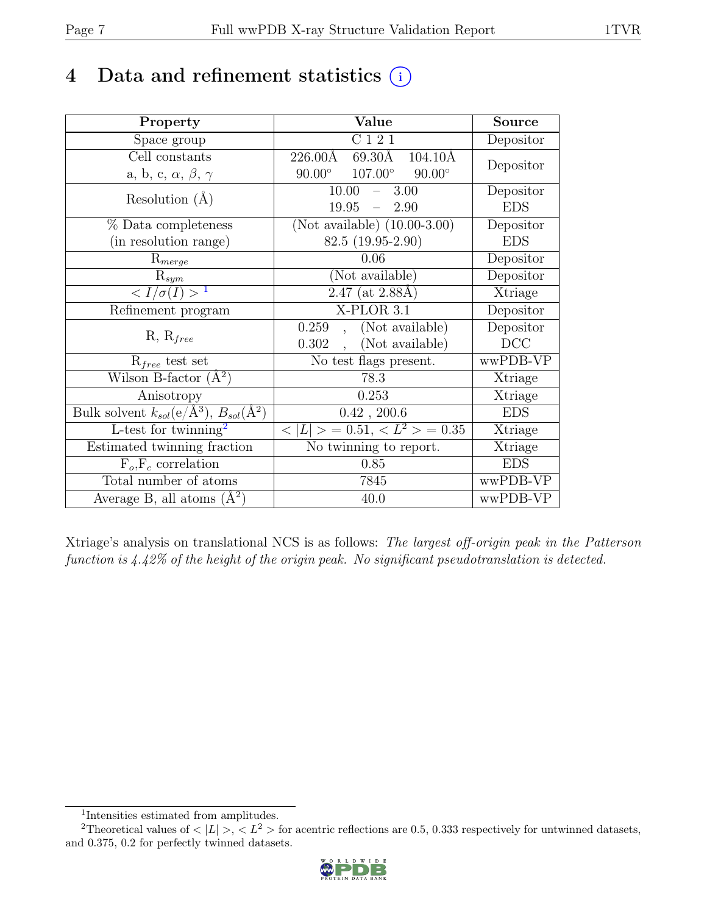# 4 Data and refinement statistics ⓘ

| Property | Value | Source |
|---|---|---|
| Space group | C 1 2 1 | Depositor |
| Cell constants<br>a, b, c, $\alpha$, $\beta$, $\gamma$ | 226.00Å 69.30Å 104.10Å<br>90.00° 107.00° 90.00° | Depositor |
| Resolution (Å) | 10.00 – 3.00<br>19.95 – 2.90 | Depositor<br>EDS |
| % Data completeness<br>(in resolution range) | (Not available) (10.00-3.00)<br>82.5 (19.95-2.90) | Depositor<br>EDS |
| $R_{merge}$ | 0.06 | Depositor |
| $R_{sym}$ | (Not available) | Depositor |
| $< I/\sigma(I) >$ [1] | 2.47 (at 2.88Å) | Xtriage |
| Refinement program | X-PLOR 3.1 | Depositor |
| R, $R_{free}$ | 0.259 , (Not available)<br>0.302 , (Not available) | Depositor<br>DCC |
| $R_{free}$ test set | No test flags present. | wwPDB-VP |
| Wilson B-factor (Å$^2$) | 78.3 | Xtriage |
| Anisotropy | 0.253 | Xtriage |
| Bulk solvent $k_{sol}$(e/Å$^3$), $B_{sol}$(Å$^2$) | 0.42 , 200.6 | EDS |
| L-test for twinning[2] | $< \|L\| > = 0.51$, $< L^2 > = 0.35$ | Xtriage |
| Estimated twinning fraction | No twinning to report. | Xtriage |
| $F_o$,$F_c$ correlation | 0.85 | EDS |
| Total number of atoms | 7845 | wwPDB-VP |
| Average B, all atoms (Å$^2$) | 40.0 | wwPDB-VP |

Xtriage's analysis on translational NCS is as follows: *The largest off-origin peak in the Patterson function is 4.42% of the height of the origin peak. No significant pseudotranslation is detected.*

[1] Intensities estimated from amplitudes.

[2] Theoretical values of $< |L| >$, $< L^2 >$ for acentric reflections are 0.5, 0.333 respectively for untwinned datasets, and 0.375, 0.2 for perfectly twinned datasets.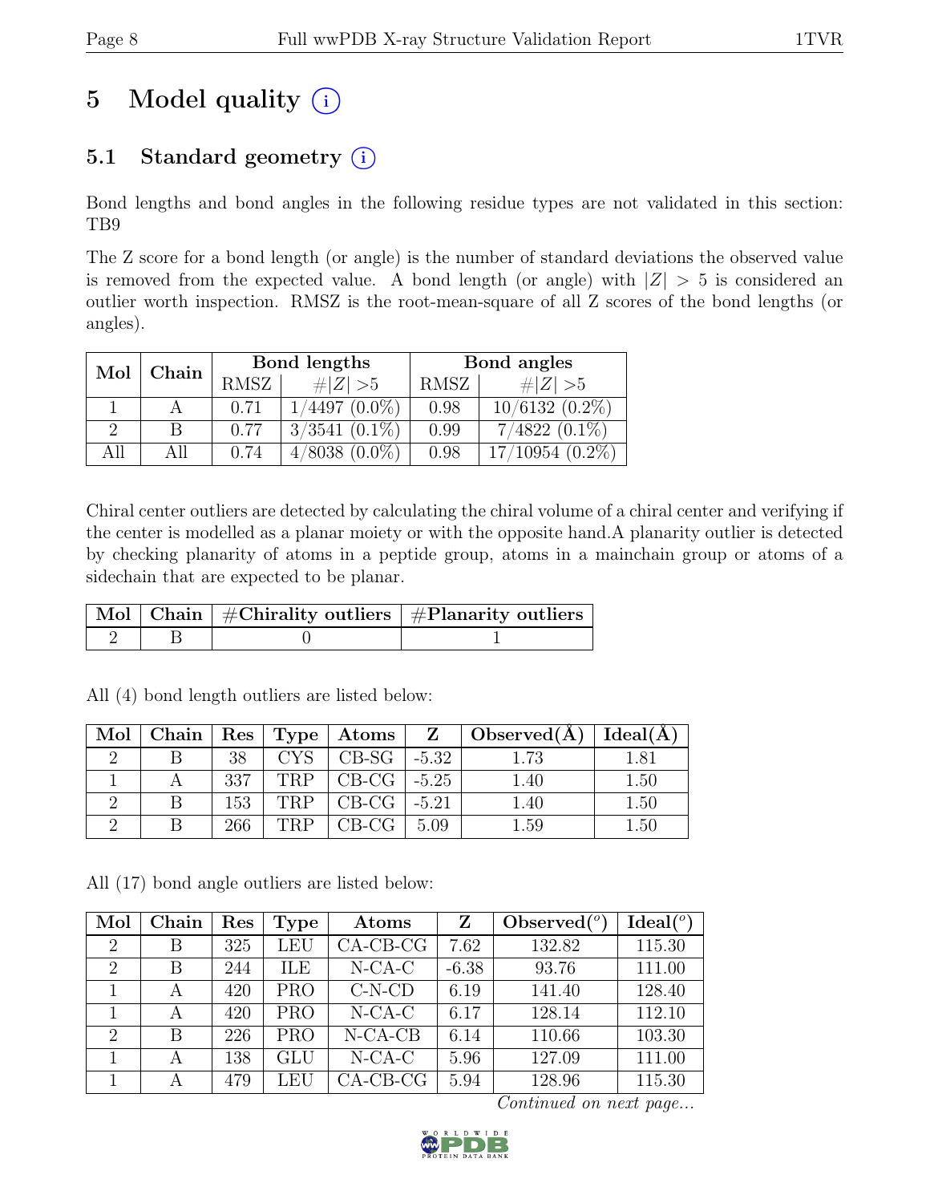# 5 Model quality (i)

## 5.1 Standard geometry (i)

Bond lengths and bond angles in the following residue types are not validated in this section: TB9

The Z score for a bond length (or angle) is the number of standard deviations the observed value is removed from the expected value. A bond length (or angle) with $|Z| > 5$ is considered an outlier worth inspection. RMSZ is the root-mean-square of all Z scores of the bond lengths (or angles).

| Mol | Chain | Bond lengths | | Bond angles | |
|---|---|---|---|---|---|
| | | RMSZ | #\|Z\| >5 | RMSZ | #\|Z\| >5 |
| 1 | A | 0.71 | 1/4497 (0.0%) | 0.98 | 10/6132 (0.2%) |
| 2 | B | 0.77 | 3/3541 (0.1%) | 0.99 | 7/4822 (0.1%) |
| All | All | 0.74 | 4/8038 (0.0%) | 0.98 | 17/10954 (0.2%) |

Chiral center outliers are detected by calculating the chiral volume of a chiral center and verifying if the center is modelled as a planar moiety or with the opposite hand.A planarity outlier is detected by checking planarity of atoms in a peptide group, atoms in a mainchain group or atoms of a sidechain that are expected to be planar.

| Mol | Chain | #Chirality outliers | #Planarity outliers |
|---|---|---|---|
| 2 | B | 0 | 1 |

All (4) bond length outliers are listed below:

| Mol | Chain | Res | Type | Atoms | Z | Observed(Å) | Ideal(Å) |
|---|---|---|---|---|---|---|---|
| 2 | B | 38 | CYS | CB-SG | -5.32 | 1.73 | 1.81 |
| 1 | A | 337 | TRP | CB-CG | -5.25 | 1.40 | 1.50 |
| 2 | B | 153 | TRP | CB-CG | -5.21 | 1.40 | 1.50 |
| 2 | B | 266 | TRP | CB-CG | 5.09 | 1.59 | 1.50 |

All (17) bond angle outliers are listed below:

| Mol | Chain | Res | Type | Atoms | Z | Observed(°) | Ideal(°) |
|---|---|---|---|---|---|---|---|
| 2 | B | 325 | LEU | CA-CB-CG | 7.62 | 132.82 | 115.30 |
| 2 | B | 244 | ILE | N-CA-C | -6.38 | 93.76 | 111.00 |
| 1 | A | 420 | PRO | C-N-CD | 6.19 | 141.40 | 128.40 |
| 1 | A | 420 | PRO | N-CA-C | 6.17 | 128.14 | 112.10 |
| 2 | B | 226 | PRO | N-CA-CB | 6.14 | 110.66 | 103.30 |
| 1 | A | 138 | GLU | N-CA-C | 5.96 | 127.09 | 111.00 |
| 1 | A | 479 | LEU | CA-CB-CG | 5.94 | 128.96 | 115.30 |

*Continued on next page...*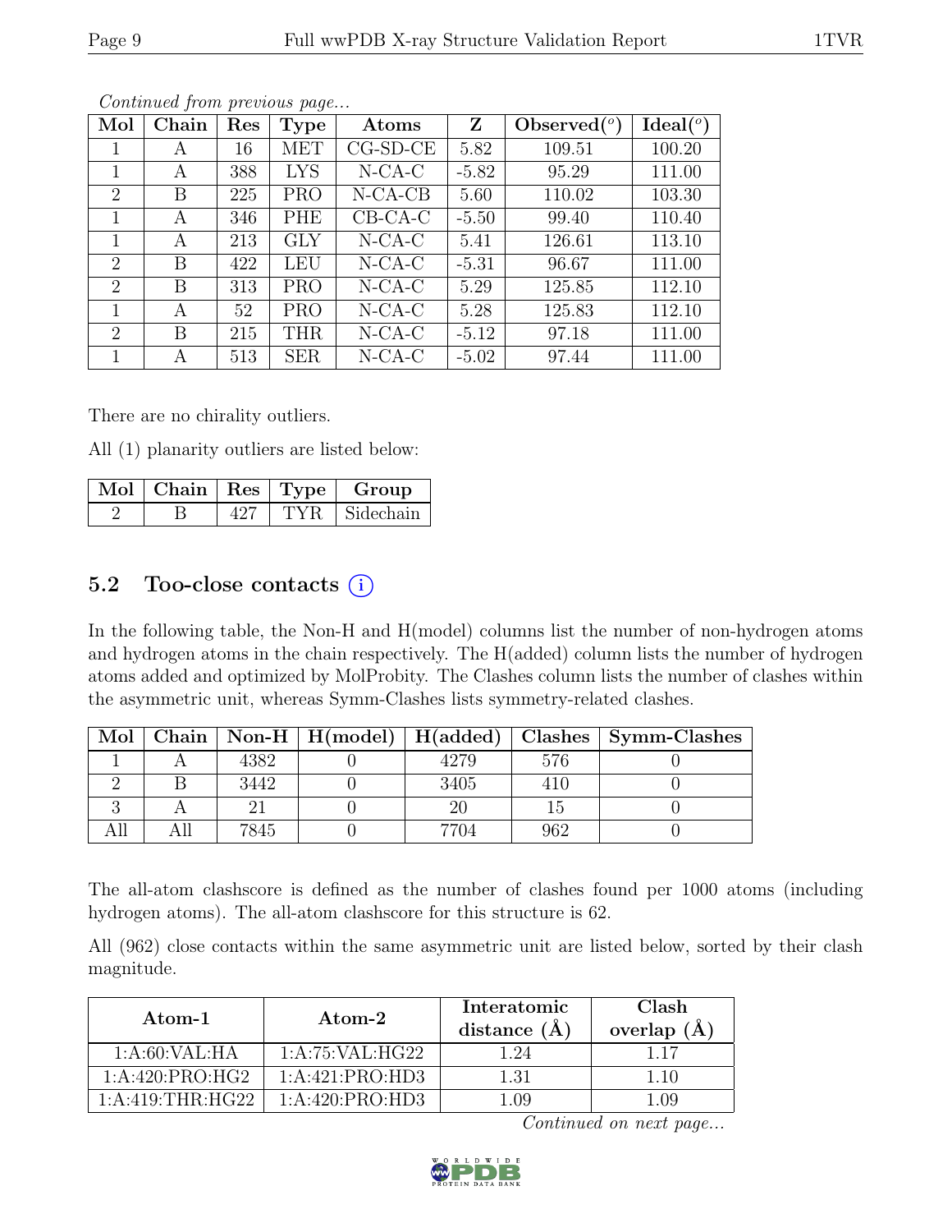*Continued from previous page...*

| Mol | Chain | Res | Type | Atoms | Z | Observed(°) | Ideal(°) |
|---|---|---|---|---|---|---|---|
| 1 | A | 16 | MET | CG-SD-CE | 5.82 | 109.51 | 100.20 |
| 1 | A | 388 | LYS | N-CA-C | -5.82 | 95.29 | 111.00 |
| 2 | B | 225 | PRO | N-CA-CB | 5.60 | 110.02 | 103.30 |
| 1 | A | 346 | PHE | CB-CA-C | -5.50 | 99.40 | 110.40 |
| 1 | A | 213 | GLY | N-CA-C | 5.41 | 126.61 | 113.10 |
| 2 | B | 422 | LEU | N-CA-C | -5.31 | 96.67 | 111.00 |
| 2 | B | 313 | PRO | N-CA-C | 5.29 | 125.85 | 112.10 |
| 1 | A | 52 | PRO | N-CA-C | 5.28 | 125.83 | 112.10 |
| 2 | B | 215 | THR | N-CA-C | -5.12 | 97.18 | 111.00 |
| 1 | A | 513 | SER | N-CA-C | -5.02 | 97.44 | 111.00 |

There are no chirality outliers.

All (1) planarity outliers are listed below:

| Mol | Chain | Res | Type | Group |
|---|---|---|---|---|
| 2 | B | 427 | TYR | Sidechain |

## 5.2 Too-close contacts (i)

In the following table, the Non-H and H(model) columns list the number of non-hydrogen atoms and hydrogen atoms in the chain respectively. The H(added) column lists the number of hydrogen atoms added and optimized by MolProbity. The Clashes column lists the number of clashes within the asymmetric unit, whereas Symm-Clashes lists symmetry-related clashes.

| Mol | Chain | Non-H | H(model) | H(added) | Clashes | Symm-Clashes |
|---|---|---|---|---|---|---|
| 1 | A | 4382 | 0 | 4279 | 576 | 0 |
| 2 | B | 3442 | 0 | 3405 | 410 | 0 |
| 3 | A | 21 | 0 | 20 | 15 | 0 |
| All | All | 7845 | 0 | 7704 | 962 | 0 |

The all-atom clashscore is defined as the number of clashes found per 1000 atoms (including hydrogen atoms). The all-atom clashscore for this structure is 62.

All (962) close contacts within the same asymmetric unit are listed below, sorted by their clash magnitude.

| Atom-1 | Atom-2 | Interatomic distance (Å) | Clash overlap (Å) |
|---|---|---|---|
| 1:A:60:VAL:HA | 1:A:75:VAL:HG22 | 1.24 | 1.17 |
| 1:A:420:PRO:HG2 | 1:A:421:PRO:HD3 | 1.31 | 1.10 |
| 1:A:419:THR:HG22 | 1:A:420:PRO:HD3 | 1.09 | 1.09 |

*Continued on next page...*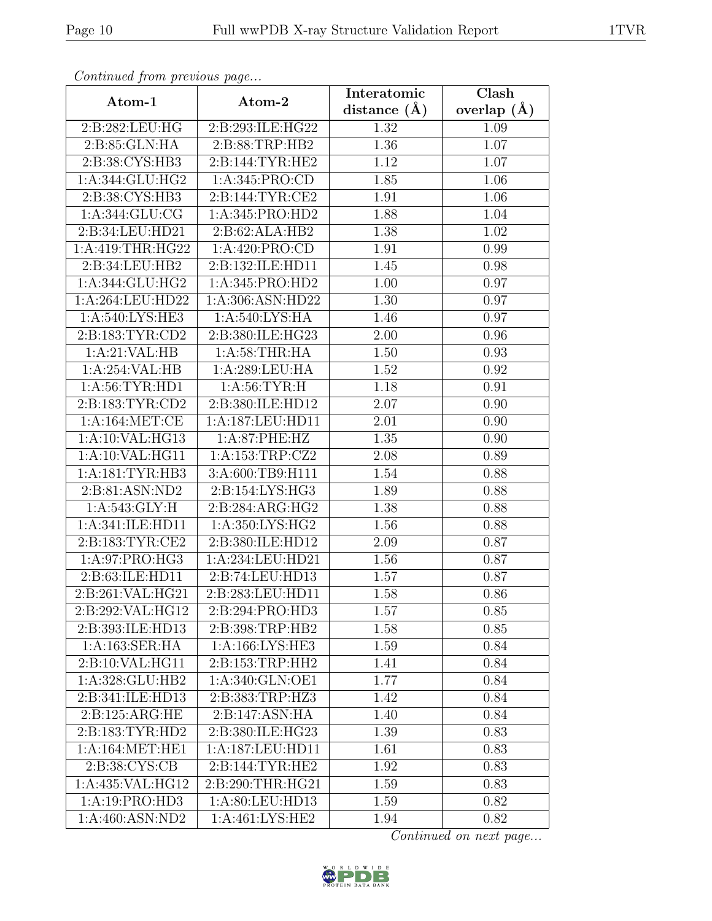*Continued from previous page...*

| Atom-1 | Atom-2 | Interatomic distance (Å) | Clash overlap (Å) |
|---|---|---|---|
| 2:B:282:LEU:HG | 2:B:293:ILE:HG22 | 1.32 | 1.09 |
| 2:B:85:GLN:HA | 2:B:88:TRP:HB2 | 1.36 | 1.07 |
| 2:B:38:CYS:HB3 | 2:B:144:TYR:HE2 | 1.12 | 1.07 |
| 1:A:344:GLU:HG2 | 1:A:345:PRO:CD | 1.85 | 1.06 |
| 2:B:38:CYS:HB3 | 2:B:144:TYR:CE2 | 1.91 | 1.06 |
| 1:A:344:GLU:CG | 1:A:345:PRO:HD2 | 1.88 | 1.04 |
| 2:B:34:LEU:HD21 | 2:B:62:ALA:HB2 | 1.38 | 1.02 |
| 1:A:419:THR:HG22 | 1:A:420:PRO:CD | 1.91 | 0.99 |
| 2:B:34:LEU:HB2 | 2:B:132:ILE:HD11 | 1.45 | 0.98 |
| 1:A:344:GLU:HG2 | 1:A:345:PRO:HD2 | 1.00 | 0.97 |
| 1:A:264:LEU:HD22 | 1:A:306:ASN:HD22 | 1.30 | 0.97 |
| 1:A:540:LYS:HE3 | 1:A:540:LYS:HA | 1.46 | 0.97 |
| 2:B:183:TYR:CD2 | 2:B:380:ILE:HG23 | 2.00 | 0.96 |
| 1:A:21:VAL:HB | 1:A:58:THR:HA | 1.50 | 0.93 |
| 1:A:254:VAL:HB | 1:A:289:LEU:HA | 1.52 | 0.92 |
| 1:A:56:TYR:HD1 | 1:A:56:TYR:H | 1.18 | 0.91 |
| 2:B:183:TYR:CD2 | 2:B:380:ILE:HD12 | 2.07 | 0.90 |
| 1:A:164:MET:CE | 1:A:187:LEU:HD11 | 2.01 | 0.90 |
| 1:A:10:VAL:HG13 | 1:A:87:PHE:HZ | 1.35 | 0.90 |
| 1:A:10:VAL:HG11 | 1:A:153:TRP:CZ2 | 2.08 | 0.89 |
| 1:A:181:TYR:HB3 | 3:A:600:TB9:H111 | 1.54 | 0.88 |
| 2:B:81:ASN:ND2 | 2:B:154:LYS:HG3 | 1.89 | 0.88 |
| 1:A:543:GLY:H | 2:B:284:ARG:HG2 | 1.38 | 0.88 |
| 1:A:341:ILE:HD11 | 1:A:350:LYS:HG2 | 1.56 | 0.88 |
| 2:B:183:TYR:CE2 | 2:B:380:ILE:HD12 | 2.09 | 0.87 |
| 1:A:97:PRO:HG3 | 1:A:234:LEU:HD21 | 1.56 | 0.87 |
| 2:B:63:ILE:HD11 | 2:B:74:LEU:HD13 | 1.57 | 0.87 |
| 2:B:261:VAL:HG21 | 2:B:283:LEU:HD11 | 1.58 | 0.86 |
| 2:B:292:VAL:HG12 | 2:B:294:PRO:HD3 | 1.57 | 0.85 |
| 2:B:393:ILE:HD13 | 2:B:398:TRP:HB2 | 1.58 | 0.85 |
| 1:A:163:SER:HA | 1:A:166:LYS:HE3 | 1.59 | 0.84 |
| 2:B:10:VAL:HG11 | 2:B:153:TRP:HH2 | 1.41 | 0.84 |
| 1:A:328:GLU:HB2 | 1:A:340:GLN:OE1 | 1.77 | 0.84 |
| 2:B:341:ILE:HD13 | 2:B:383:TRP:HZ3 | 1.42 | 0.84 |
| 2:B:125:ARG:HE | 2:B:147:ASN:HA | 1.40 | 0.84 |
| 2:B:183:TYR:HD2 | 2:B:380:ILE:HG23 | 1.39 | 0.83 |
| 1:A:164:MET:HE1 | 1:A:187:LEU:HD11 | 1.61 | 0.83 |
| 2:B:38:CYS:CB | 2:B:144:TYR:HE2 | 1.92 | 0.83 |
| 1:A:435:VAL:HG12 | 2:B:290:THR:HG21 | 1.59 | 0.83 |
| 1:A:19:PRO:HD3 | 1:A:80:LEU:HD13 | 1.59 | 0.82 |
| 1:A:460:ASN:ND2 | 1:A:461:LYS:HE2 | 1.94 | 0.82 |

*Continued on next page...*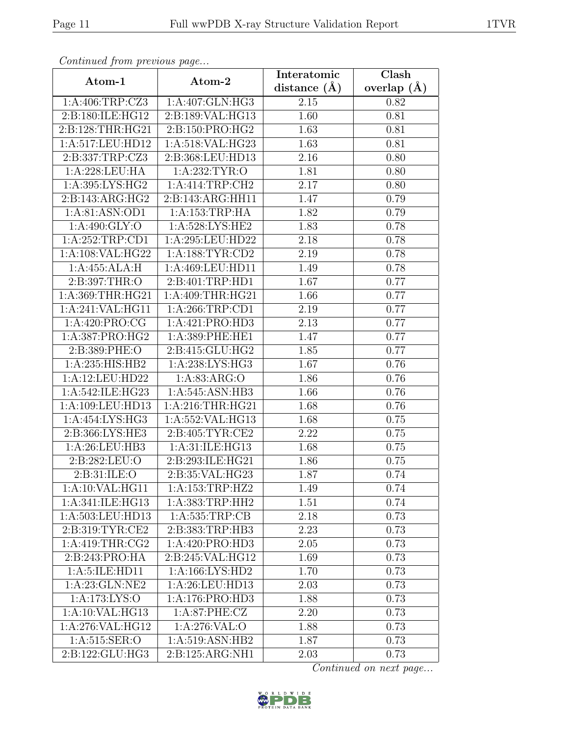*Continued from previous page...*

| Atom-1 | Atom-2 | Interatomic distance (Å) | Clash overlap (Å) |
|---|---|---|---|
| 1:A:406:TRP:CZ3 | 1:A:407:GLN:HG3 | 2.15 | 0.82 |
| 2:B:180:ILE:HG12 | 2:B:189:VAL:HG13 | 1.60 | 0.81 |
| 2:B:128:THR:HG21 | 2:B:150:PRO:HG2 | 1.63 | 0.81 |
| 1:A:517:LEU:HD12 | 1:A:518:VAL:HG23 | 1.63 | 0.81 |
| 2:B:337:TRP:CZ3 | 2:B:368:LEU:HD13 | 2.16 | 0.80 |
| 1:A:228:LEU:HA | 1:A:232:TYR:O | 1.81 | 0.80 |
| 1:A:395:LYS:HG2 | 1:A:414:TRP:CH2 | 2.17 | 0.80 |
| 2:B:143:ARG:HG2 | 2:B:143:ARG:HH11 | 1.47 | 0.79 |
| 1:A:81:ASN:OD1 | 1:A:153:TRP:HA | 1.82 | 0.79 |
| 1:A:490:GLY:O | 1:A:528:LYS:HE2 | 1.83 | 0.78 |
| 1:A:252:TRP:CD1 | 1:A:295:LEU:HD22 | 2.18 | 0.78 |
| 1:A:108:VAL:HG22 | 1:A:188:TYR:CD2 | 2.19 | 0.78 |
| 1:A:455:ALA:H | 1:A:469:LEU:HD11 | 1.49 | 0.78 |
| 2:B:397:THR:O | 2:B:401:TRP:HD1 | 1.67 | 0.77 |
| 1:A:369:THR:HG21 | 1:A:409:THR:HG21 | 1.66 | 0.77 |
| 1:A:241:VAL:HG11 | 1:A:266:TRP:CD1 | 2.19 | 0.77 |
| 1:A:420:PRO:CG | 1:A:421:PRO:HD3 | 2.13 | 0.77 |
| 1:A:387:PRO:HG2 | 1:A:389:PHE:HE1 | 1.47 | 0.77 |
| 2:B:389:PHE:O | 2:B:415:GLU:HG2 | 1.85 | 0.77 |
| 1:A:235:HIS:HB2 | 1:A:238:LYS:HG3 | 1.67 | 0.76 |
| 1:A:12:LEU:HD22 | 1:A:83:ARG:O | 1.86 | 0.76 |
| 1:A:542:ILE:HG23 | 1:A:545:ASN:HB3 | 1.66 | 0.76 |
| 1:A:109:LEU:HD13 | 1:A:216:THR:HG21 | 1.68 | 0.76 |
| 1:A:454:LYS:HG3 | 1:A:552:VAL:HG13 | 1.68 | 0.75 |
| 2:B:366:LYS:HE3 | 2:B:405:TYR:CE2 | 2.22 | 0.75 |
| 1:A:26:LEU:HB3 | 1:A:31:ILE:HG13 | 1.68 | 0.75 |
| 2:B:282:LEU:O | 2:B:293:ILE:HG21 | 1.86 | 0.75 |
| 2:B:31:ILE:O | 2:B:35:VAL:HG23 | 1.87 | 0.74 |
| 1:A:10:VAL:HG11 | 1:A:153:TRP:HZ2 | 1.49 | 0.74 |
| 1:A:341:ILE:HG13 | 1:A:383:TRP:HH2 | 1.51 | 0.74 |
| 1:A:503:LEU:HD13 | 1:A:535:TRP:CB | 2.18 | 0.73 |
| 2:B:319:TYR:CE2 | 2:B:383:TRP:HB3 | 2.23 | 0.73 |
| 1:A:419:THR:CG2 | 1:A:420:PRO:HD3 | 2.05 | 0.73 |
| 2:B:243:PRO:HA | 2:B:245:VAL:HG12 | 1.69 | 0.73 |
| 1:A:5:ILE:HD11 | 1:A:166:LYS:HD2 | 1.70 | 0.73 |
| 1:A:23:GLN:NE2 | 1:A:26:LEU:HD13 | 2.03 | 0.73 |
| 1:A:173:LYS:O | 1:A:176:PRO:HD3 | 1.88 | 0.73 |
| 1:A:10:VAL:HG13 | 1:A:87:PHE:CZ | 2.20 | 0.73 |
| 1:A:276:VAL:HG12 | 1:A:276:VAL:O | 1.88 | 0.73 |
| 1:A:515:SER:O | 1:A:519:ASN:HB2 | 1.87 | 0.73 |
| 2:B:122:GLU:HG3 | 2:B:125:ARG:NH1 | 2.03 | 0.73 |

*Continued on next page...*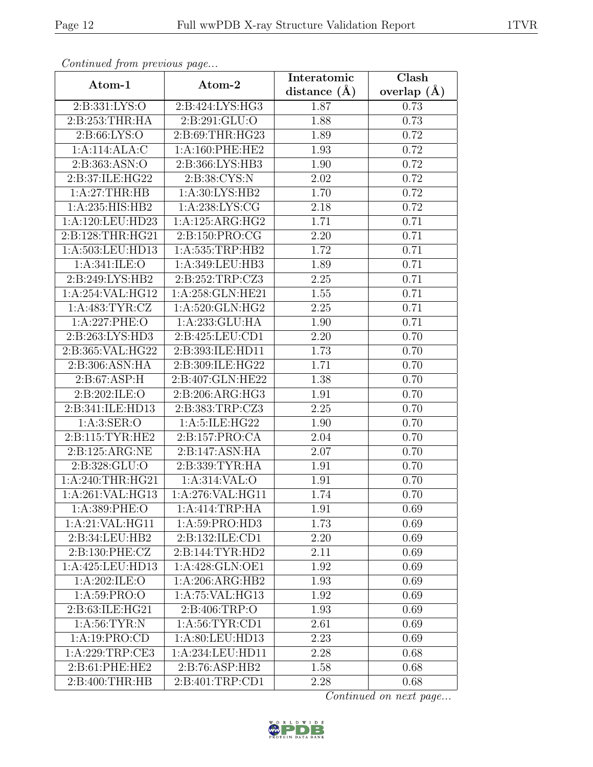*Continued from previous page...*

| Atom-1 | Atom-2 | Interatomic distance (Å) | Clash overlap (Å) |
|---|---|---|---|
| 2:B:331:LYS:O | 2:B:424:LYS:HG3 | 1.87 | 0.73 |
| 2:B:253:THR:HA | 2:B:291:GLU:O | 1.88 | 0.73 |
| 2:B:66:LYS:O | 2:B:69:THR:HG23 | 1.89 | 0.72 |
| 1:A:114:ALA:C | 1:A:160:PHE:HE2 | 1.93 | 0.72 |
| 2:B:363:ASN:O | 2:B:366:LYS:HB3 | 1.90 | 0.72 |
| 2:B:37:ILE:HG22 | 2:B:38:CYS:N | 2.02 | 0.72 |
| 1:A:27:THR:HB | 1:A:30:LYS:HB2 | 1.70 | 0.72 |
| 1:A:235:HIS:HB2 | 1:A:238:LYS:CG | 2.18 | 0.72 |
| 1:A:120:LEU:HD23 | 1:A:125:ARG:HG2 | 1.71 | 0.71 |
| 2:B:128:THR:HG21 | 2:B:150:PRO:CG | 2.20 | 0.71 |
| 1:A:503:LEU:HD13 | 1:A:535:TRP:HB2 | 1.72 | 0.71 |
| 1:A:341:ILE:O | 1:A:349:LEU:HB3 | 1.89 | 0.71 |
| 2:B:249:LYS:HB2 | 2:B:252:TRP:CZ3 | 2.25 | 0.71 |
| 1:A:254:VAL:HG12 | 1:A:258:GLN:HE21 | 1.55 | 0.71 |
| 1:A:483:TYR:CZ | 1:A:520:GLN:HG2 | 2.25 | 0.71 |
| 1:A:227:PHE:O | 1:A:233:GLU:HA | 1.90 | 0.71 |
| 2:B:263:LYS:HD3 | 2:B:425:LEU:CD1 | 2.20 | 0.70 |
| 2:B:365:VAL:HG22 | 2:B:393:ILE:HD11 | 1.73 | 0.70 |
| 2:B:306:ASN:HA | 2:B:309:ILE:HG22 | 1.71 | 0.70 |
| 2:B:67:ASP:H | 2:B:407:GLN:HE22 | 1.38 | 0.70 |
| 2:B:202:ILE:O | 2:B:206:ARG:HG3 | 1.91 | 0.70 |
| 2:B:341:ILE:HD13 | 2:B:383:TRP:CZ3 | 2.25 | 0.70 |
| 1:A:3:SER:O | 1:A:5:ILE:HG22 | 1.90 | 0.70 |
| 2:B:115:TYR:HE2 | 2:B:157:PRO:CA | 2.04 | 0.70 |
| 2:B:125:ARG:NE | 2:B:147:ASN:HA | 2.07 | 0.70 |
| 2:B:328:GLU:O | 2:B:339:TYR:HA | 1.91 | 0.70 |
| 1:A:240:THR:HG21 | 1:A:314:VAL:O | 1.91 | 0.70 |
| 1:A:261:VAL:HG13 | 1:A:276:VAL:HG11 | 1.74 | 0.70 |
| 1:A:389:PHE:O | 1:A:414:TRP:HA | 1.91 | 0.69 |
| 1:A:21:VAL:HG11 | 1:A:59:PRO:HD3 | 1.73 | 0.69 |
| 2:B:34:LEU:HB2 | 2:B:132:ILE:CD1 | 2.20 | 0.69 |
| 2:B:130:PHE:CZ | 2:B:144:TYR:HD2 | 2.11 | 0.69 |
| 1:A:425:LEU:HD13 | 1:A:428:GLN:OE1 | 1.92 | 0.69 |
| 1:A:202:ILE:O | 1:A:206:ARG:HB2 | 1.93 | 0.69 |
| 1:A:59:PRO:O | 1:A:75:VAL:HG13 | 1.92 | 0.69 |
| 2:B:63:ILE:HG21 | 2:B:406:TRP:O | 1.93 | 0.69 |
| 1:A:56:TYR:N | 1:A:56:TYR:CD1 | 2.61 | 0.69 |
| 1:A:19:PRO:CD | 1:A:80:LEU:HD13 | 2.23 | 0.69 |
| 1:A:229:TRP:CE3 | 1:A:234:LEU:HD11 | 2.28 | 0.68 |
| 2:B:61:PHE:HE2 | 2:B:76:ASP:HB2 | 1.58 | 0.68 |
| 2:B:400:THR:HB | 2:B:401:TRP:CD1 | 2.28 | 0.68 |

*Continued on next page...*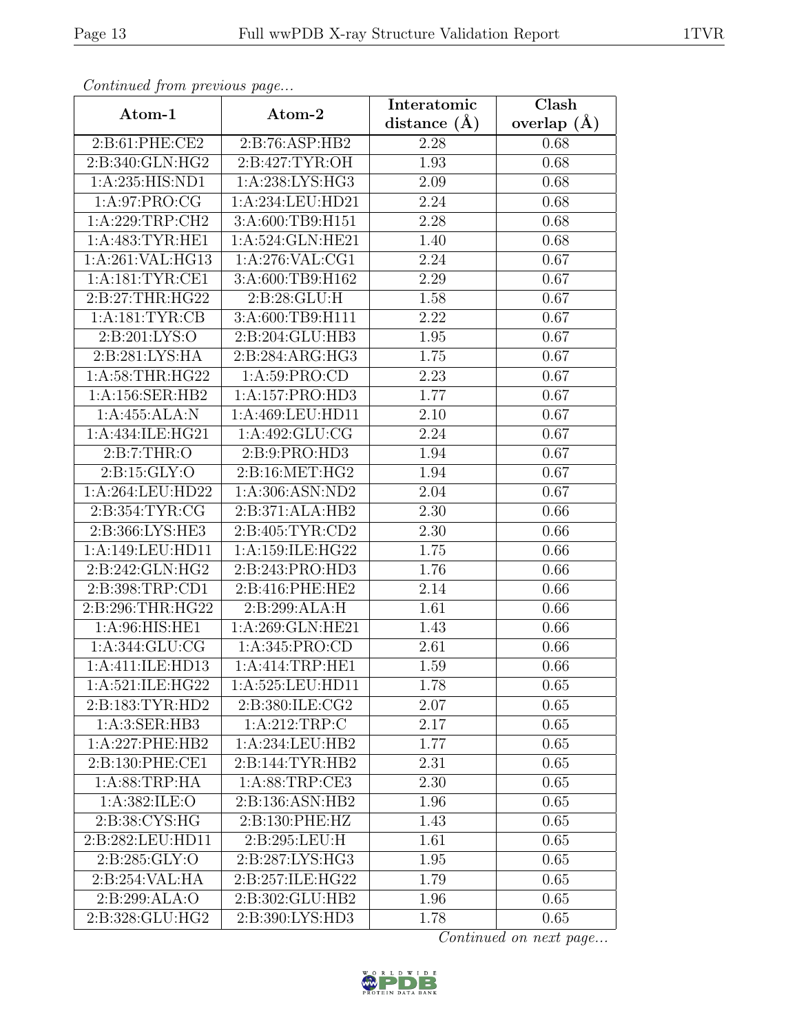*Continued from previous page...*

| Atom-1 | Atom-2 | Interatomic distance (Å) | Clash overlap (Å) |
| --- | --- | --- | --- |
| 2:B:61:PHE:CE2 | 2:B:76:ASP:HB2 | 2.28 | 0.68 |
| 2:B:340:GLN:HG2 | 2:B:427:TYR:OH | 1.93 | 0.68 |
| 1:A:235:HIS:ND1 | 1:A:238:LYS:HG3 | 2.09 | 0.68 |
| 1:A:97:PRO:CG | 1:A:234:LEU:HD21 | 2.24 | 0.68 |
| 1:A:229:TRP:CH2 | 3:A:600:TB9:H151 | 2.28 | 0.68 |
| 1:A:483:TYR:HE1 | 1:A:524:GLN:HE21 | 1.40 | 0.68 |
| 1:A:261:VAL:HG13 | 1:A:276:VAL:CG1 | 2.24 | 0.67 |
| 1:A:181:TYR:CE1 | 3:A:600:TB9:H162 | 2.29 | 0.67 |
| 2:B:27:THR:HG22 | 2:B:28:GLU:H | 1.58 | 0.67 |
| 1:A:181:TYR:CB | 3:A:600:TB9:H111 | 2.22 | 0.67 |
| 2:B:201:LYS:O | 2:B:204:GLU:HB3 | 1.95 | 0.67 |
| 2:B:281:LYS:HA | 2:B:284:ARG:HG3 | 1.75 | 0.67 |
| 1:A:58:THR:HG22 | 1:A:59:PRO:CD | 2.23 | 0.67 |
| 1:A:156:SER:HB2 | 1:A:157:PRO:HD3 | 1.77 | 0.67 |
| 1:A:455:ALA:N | 1:A:469:LEU:HD11 | 2.10 | 0.67 |
| 1:A:434:ILE:HG21 | 1:A:492:GLU:CG | 2.24 | 0.67 |
| 2:B:7:THR:O | 2:B:9:PRO:HD3 | 1.94 | 0.67 |
| 2:B:15:GLY:O | 2:B:16:MET:HG2 | 1.94 | 0.67 |
| 1:A:264:LEU:HD22 | 1:A:306:ASN:ND2 | 2.04 | 0.67 |
| 2:B:354:TYR:CG | 2:B:371:ALA:HB2 | 2.30 | 0.66 |
| 2:B:366:LYS:HE3 | 2:B:405:TYR:CD2 | 2.30 | 0.66 |
| 1:A:149:LEU:HD11 | 1:A:159:ILE:HG22 | 1.75 | 0.66 |
| 2:B:242:GLN:HG2 | 2:B:243:PRO:HD3 | 1.76 | 0.66 |
| 2:B:398:TRP:CD1 | 2:B:416:PHE:HE2 | 2.14 | 0.66 |
| 2:B:296:THR:HG22 | 2:B:299:ALA:H | 1.61 | 0.66 |
| 1:A:96:HIS:HE1 | 1:A:269:GLN:HE21 | 1.43 | 0.66 |
| 1:A:344:GLU:CG | 1:A:345:PRO:CD | 2.61 | 0.66 |
| 1:A:411:ILE:HD13 | 1:A:414:TRP:HE1 | 1.59 | 0.66 |
| 1:A:521:ILE:HG22 | 1:A:525:LEU:HD11 | 1.78 | 0.65 |
| 2:B:183:TYR:HD2 | 2:B:380:ILE:CG2 | 2.07 | 0.65 |
| 1:A:3:SER:HB3 | 1:A:212:TRP:C | 2.17 | 0.65 |
| 1:A:227:PHE:HB2 | 1:A:234:LEU:HB2 | 1.77 | 0.65 |
| 2:B:130:PHE:CE1 | 2:B:144:TYR:HB2 | 2.31 | 0.65 |
| 1:A:88:TRP:HA | 1:A:88:TRP:CE3 | 2.30 | 0.65 |
| 1:A:382:ILE:O | 2:B:136:ASN:HB2 | 1.96 | 0.65 |
| 2:B:38:CYS:HG | 2:B:130:PHE:HZ | 1.43 | 0.65 |
| 2:B:282:LEU:HD11 | 2:B:295:LEU:H | 1.61 | 0.65 |
| 2:B:285:GLY:O | 2:B:287:LYS:HG3 | 1.95 | 0.65 |
| 2:B:254:VAL:HA | 2:B:257:ILE:HG22 | 1.79 | 0.65 |
| 2:B:299:ALA:O | 2:B:302:GLU:HB2 | 1.96 | 0.65 |
| 2:B:328:GLU:HG2 | 2:B:390:LYS:HD3 | 1.78 | 0.65 |

*Continued on next page...*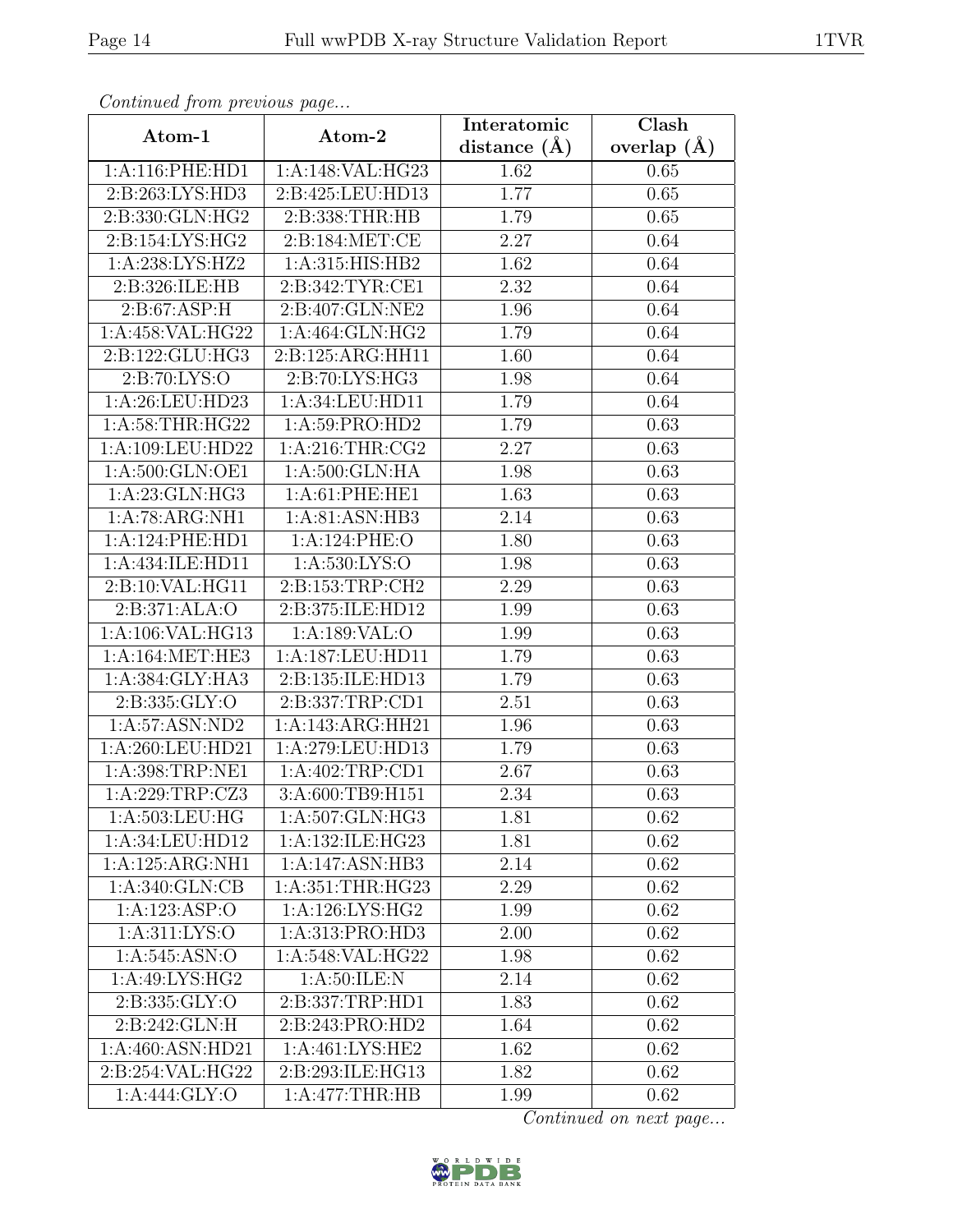*Continued from previous page...*

| Atom-1 | Atom-2 | Interatomic distance (Å) | Clash overlap (Å) |
|---|---|---|---|
| 1:A:116:PHE:HD1 | 1:A:148:VAL:HG23 | 1.62 | 0.65 |
| 2:B:263:LYS:HD3 | 2:B:425:LEU:HD13 | 1.77 | 0.65 |
| 2:B:330:GLN:HG2 | 2:B:338:THR:HB | 1.79 | 0.65 |
| 2:B:154:LYS:HG2 | 2:B:184:MET:CE | 2.27 | 0.64 |
| 1:A:238:LYS:HZ2 | 1:A:315:HIS:HB2 | 1.62 | 0.64 |
| 2:B:326:ILE:HB | 2:B:342:TYR:CE1 | 2.32 | 0.64 |
| 2:B:67:ASP:H | 2:B:407:GLN:NE2 | 1.96 | 0.64 |
| 1:A:458:VAL:HG22 | 1:A:464:GLN:HG2 | 1.79 | 0.64 |
| 2:B:122:GLU:HG3 | 2:B:125:ARG:HH11 | 1.60 | 0.64 |
| 2:B:70:LYS:O | 2:B:70:LYS:HG3 | 1.98 | 0.64 |
| 1:A:26:LEU:HD23 | 1:A:34:LEU:HD11 | 1.79 | 0.64 |
| 1:A:58:THR:HG22 | 1:A:59:PRO:HD2 | 1.79 | 0.63 |
| 1:A:109:LEU:HD22 | 1:A:216:THR:CG2 | 2.27 | 0.63 |
| 1:A:500:GLN:OE1 | 1:A:500:GLN:HA | 1.98 | 0.63 |
| 1:A:23:GLN:HG3 | 1:A:61:PHE:HE1 | 1.63 | 0.63 |
| 1:A:78:ARG:NH1 | 1:A:81:ASN:HB3 | 2.14 | 0.63 |
| 1:A:124:PHE:HD1 | 1:A:124:PHE:O | 1.80 | 0.63 |
| 1:A:434:ILE:HD11 | 1:A:530:LYS:O | 1.98 | 0.63 |
| 2:B:10:VAL:HG11 | 2:B:153:TRP:CH2 | 2.29 | 0.63 |
| 2:B:371:ALA:O | 2:B:375:ILE:HD12 | 1.99 | 0.63 |
| 1:A:106:VAL:HG13 | 1:A:189:VAL:O | 1.99 | 0.63 |
| 1:A:164:MET:HE3 | 1:A:187:LEU:HD11 | 1.79 | 0.63 |
| 1:A:384:GLY:HA3 | 2:B:135:ILE:HD13 | 1.79 | 0.63 |
| 2:B:335:GLY:O | 2:B:337:TRP:CD1 | 2.51 | 0.63 |
| 1:A:57:ASN:ND2 | 1:A:143:ARG:HH21 | 1.96 | 0.63 |
| 1:A:260:LEU:HD21 | 1:A:279:LEU:HD13 | 1.79 | 0.63 |
| 1:A:398:TRP:NE1 | 1:A:402:TRP:CD1 | 2.67 | 0.63 |
| 1:A:229:TRP:CZ3 | 3:A:600:TB9:H151 | 2.34 | 0.63 |
| 1:A:503:LEU:HG | 1:A:507:GLN:HG3 | 1.81 | 0.62 |
| 1:A:34:LEU:HD12 | 1:A:132:ILE:HG23 | 1.81 | 0.62 |
| 1:A:125:ARG:NH1 | 1:A:147:ASN:HB3 | 2.14 | 0.62 |
| 1:A:340:GLN:CB | 1:A:351:THR:HG23 | 2.29 | 0.62 |
| 1:A:123:ASP:O | 1:A:126:LYS:HG2 | 1.99 | 0.62 |
| 1:A:311:LYS:O | 1:A:313:PRO:HD3 | 2.00 | 0.62 |
| 1:A:545:ASN:O | 1:A:548:VAL:HG22 | 1.98 | 0.62 |
| 1:A:49:LYS:HG2 | 1:A:50:ILE:N | 2.14 | 0.62 |
| 2:B:335:GLY:O | 2:B:337:TRP:HD1 | 1.83 | 0.62 |
| 2:B:242:GLN:H | 2:B:243:PRO:HD2 | 1.64 | 0.62 |
| 1:A:460:ASN:HD21 | 1:A:461:LYS:HE2 | 1.62 | 0.62 |
| 2:B:254:VAL:HG22 | 2:B:293:ILE:HG13 | 1.82 | 0.62 |
| 1:A:444:GLY:O | 1:A:477:THR:HB | 1.99 | 0.62 |

*Continued on next page...*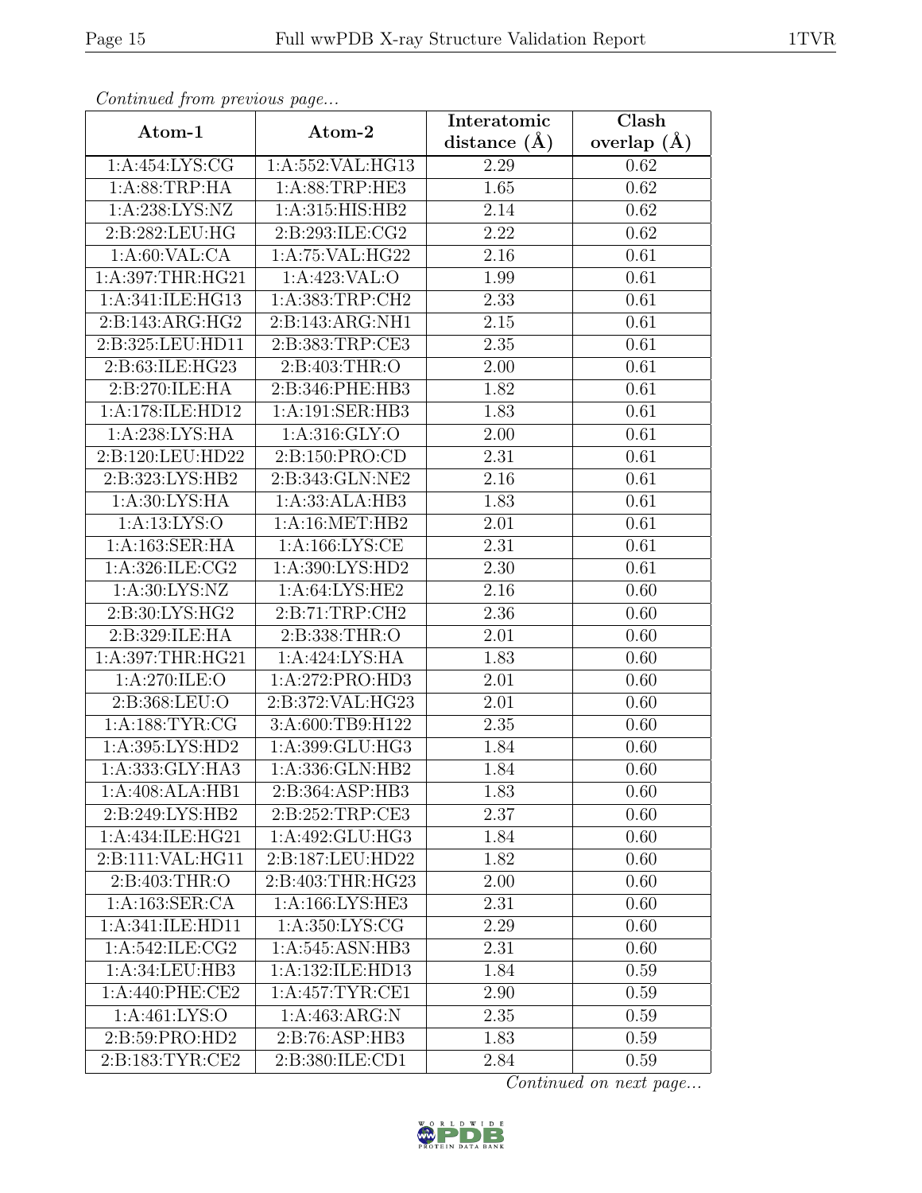*Continued from previous page...*

| Atom-1 | Atom-2 | Interatomic distance (Å) | Clash overlap (Å) |
| --- | --- | --- | --- |
| 1:A:454:LYS:CG | 1:A:552:VAL:HG13 | 2.29 | 0.62 |
| 1:A:88:TRP:HA | 1:A:88:TRP:HE3 | 1.65 | 0.62 |
| 1:A:238:LYS:NZ | 1:A:315:HIS:HB2 | 2.14 | 0.62 |
| 2:B:282:LEU:HG | 2:B:293:ILE:CG2 | 2.22 | 0.62 |
| 1:A:60:VAL:CA | 1:A:75:VAL:HG22 | 2.16 | 0.61 |
| 1:A:397:THR:HG21 | 1:A:423:VAL:O | 1.99 | 0.61 |
| 1:A:341:ILE:HG13 | 1:A:383:TRP:CH2 | 2.33 | 0.61 |
| 2:B:143:ARG:HG2 | 2:B:143:ARG:NH1 | 2.15 | 0.61 |
| 2:B:325:LEU:HD11 | 2:B:383:TRP:CE3 | 2.35 | 0.61 |
| 2:B:63:ILE:HG23 | 2:B:403:THR:O | 2.00 | 0.61 |
| 2:B:270:ILE:HA | 2:B:346:PHE:HB3 | 1.82 | 0.61 |
| 1:A:178:ILE:HD12 | 1:A:191:SER:HB3 | 1.83 | 0.61 |
| 1:A:238:LYS:HA | 1:A:316:GLY:O | 2.00 | 0.61 |
| 2:B:120:LEU:HD22 | 2:B:150:PRO:CD | 2.31 | 0.61 |
| 2:B:323:LYS:HB2 | 2:B:343:GLN:NE2 | 2.16 | 0.61 |
| 1:A:30:LYS:HA | 1:A:33:ALA:HB3 | 1.83 | 0.61 |
| 1:A:13:LYS:O | 1:A:16:MET:HB2 | 2.01 | 0.61 |
| 1:A:163:SER:HA | 1:A:166:LYS:CE | 2.31 | 0.61 |
| 1:A:326:ILE:CG2 | 1:A:390:LYS:HD2 | 2.30 | 0.61 |
| 1:A:30:LYS:NZ | 1:A:64:LYS:HE2 | 2.16 | 0.60 |
| 2:B:30:LYS:HG2 | 2:B:71:TRP:CH2 | 2.36 | 0.60 |
| 2:B:329:ILE:HA | 2:B:338:THR:O | 2.01 | 0.60 |
| 1:A:397:THR:HG21 | 1:A:424:LYS:HA | 1.83 | 0.60 |
| 1:A:270:ILE:O | 1:A:272:PRO:HD3 | 2.01 | 0.60 |
| 2:B:368:LEU:O | 2:B:372:VAL:HG23 | 2.01 | 0.60 |
| 1:A:188:TYR:CG | 3:A:600:TB9:H122 | 2.35 | 0.60 |
| 1:A:395:LYS:HD2 | 1:A:399:GLU:HG3 | 1.84 | 0.60 |
| 1:A:333:GLY:HA3 | 1:A:336:GLN:HB2 | 1.84 | 0.60 |
| 1:A:408:ALA:HB1 | 2:B:364:ASP:HB3 | 1.83 | 0.60 |
| 2:B:249:LYS:HB2 | 2:B:252:TRP:CE3 | 2.37 | 0.60 |
| 1:A:434:ILE:HG21 | 1:A:492:GLU:HG3 | 1.84 | 0.60 |
| 2:B:111:VAL:HG11 | 2:B:187:LEU:HD22 | 1.82 | 0.60 |
| 2:B:403:THR:O | 2:B:403:THR:HG23 | 2.00 | 0.60 |
| 1:A:163:SER:CA | 1:A:166:LYS:HE3 | 2.31 | 0.60 |
| 1:A:341:ILE:HD11 | 1:A:350:LYS:CG | 2.29 | 0.60 |
| 1:A:542:ILE:CG2 | 1:A:545:ASN:HB3 | 2.31 | 0.60 |
| 1:A:34:LEU:HB3 | 1:A:132:ILE:HD13 | 1.84 | 0.59 |
| 1:A:440:PHE:CE2 | 1:A:457:TYR:CE1 | 2.90 | 0.59 |
| 1:A:461:LYS:O | 1:A:463:ARG:N | 2.35 | 0.59 |
| 2:B:59:PRO:HD2 | 2:B:76:ASP:HB3 | 1.83 | 0.59 |
| 2:B:183:TYR:CE2 | 2:B:380:ILE:CD1 | 2.84 | 0.59 |

*Continued on next page...*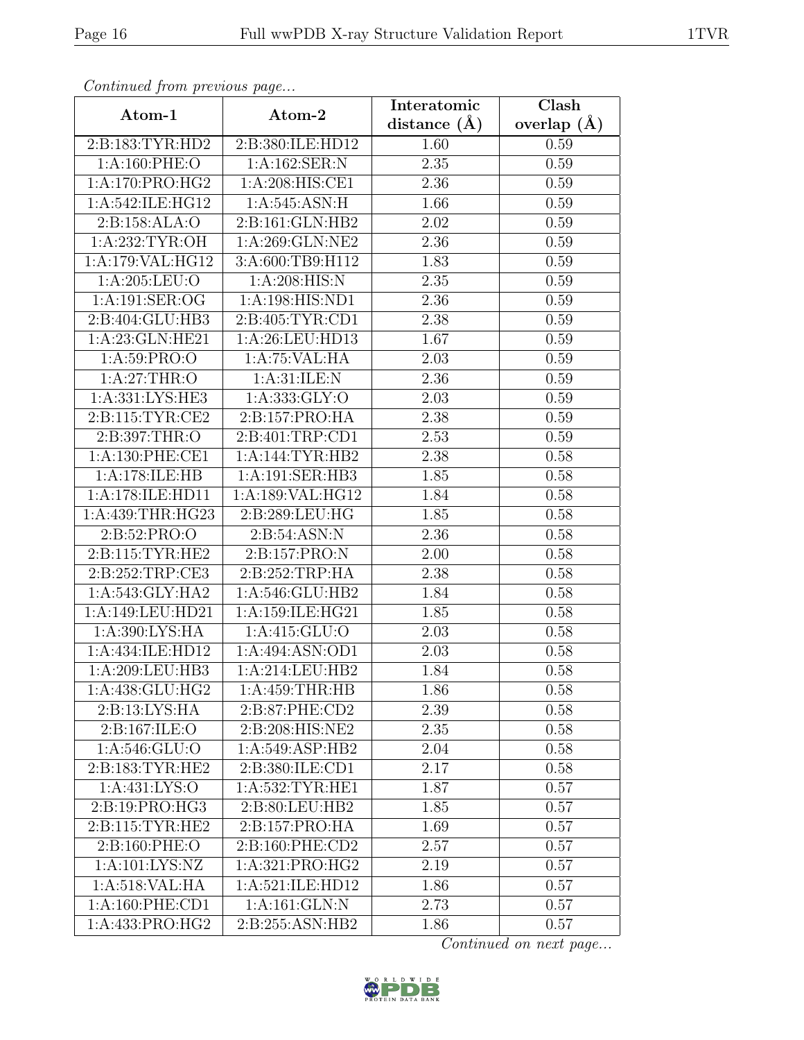*Continued from previous page...*

| Atom-1 | Atom-2 | Interatomic distance (Å) | Clash overlap (Å) |
|---|---|---|---|
| 2:B:183:TYR:HD2 | 2:B:380:ILE:HD12 | 1.60 | 0.59 |
| 1:A:160:PHE:O | 1:A:162:SER:N | 2.35 | 0.59 |
| 1:A:170:PRO:HG2 | 1:A:208:HIS:CE1 | 2.36 | 0.59 |
| 1:A:542:ILE:HG12 | 1:A:545:ASN:H | 1.66 | 0.59 |
| 2:B:158:ALA:O | 2:B:161:GLN:HB2 | 2.02 | 0.59 |
| 1:A:232:TYR:OH | 1:A:269:GLN:NE2 | 2.36 | 0.59 |
| 1:A:179:VAL:HG12 | 3:A:600:TB9:H112 | 1.83 | 0.59 |
| 1:A:205:LEU:O | 1:A:208:HIS:N | 2.35 | 0.59 |
| 1:A:191:SER:OG | 1:A:198:HIS:ND1 | 2.36 | 0.59 |
| 2:B:404:GLU:HB3 | 2:B:405:TYR:CD1 | 2.38 | 0.59 |
| 1:A:23:GLN:HE21 | 1:A:26:LEU:HD13 | 1.67 | 0.59 |
| 1:A:59:PRO:O | 1:A:75:VAL:HA | 2.03 | 0.59 |
| 1:A:27:THR:O | 1:A:31:ILE:N | 2.36 | 0.59 |
| 1:A:331:LYS:HE3 | 1:A:333:GLY:O | 2.03 | 0.59 |
| 2:B:115:TYR:CE2 | 2:B:157:PRO:HA | 2.38 | 0.59 |
| 2:B:397:THR:O | 2:B:401:TRP:CD1 | 2.53 | 0.59 |
| 1:A:130:PHE:CE1 | 1:A:144:TYR:HB2 | 2.38 | 0.58 |
| 1:A:178:ILE:HB | 1:A:191:SER:HB3 | 1.85 | 0.58 |
| 1:A:178:ILE:HD11 | 1:A:189:VAL:HG12 | 1.84 | 0.58 |
| 1:A:439:THR:HG23 | 2:B:289:LEU:HG | 1.85 | 0.58 |
| 2:B:52:PRO:O | 2:B:54:ASN:N | 2.36 | 0.58 |
| 2:B:115:TYR:HE2 | 2:B:157:PRO:N | 2.00 | 0.58 |
| 2:B:252:TRP:CE3 | 2:B:252:TRP:HA | 2.38 | 0.58 |
| 1:A:543:GLY:HA2 | 1:A:546:GLU:HB2 | 1.84 | 0.58 |
| 1:A:149:LEU:HD21 | 1:A:159:ILE:HG21 | 1.85 | 0.58 |
| 1:A:390:LYS:HA | 1:A:415:GLU:O | 2.03 | 0.58 |
| 1:A:434:ILE:HD12 | 1:A:494:ASN:OD1 | 2.03 | 0.58 |
| 1:A:209:LEU:HB3 | 1:A:214:LEU:HB2 | 1.84 | 0.58 |
| 1:A:438:GLU:HG2 | 1:A:459:THR:HB | 1.86 | 0.58 |
| 2:B:13:LYS:HA | 2:B:87:PHE:CD2 | 2.39 | 0.58 |
| 2:B:167:ILE:O | 2:B:208:HIS:NE2 | 2.35 | 0.58 |
| 1:A:546:GLU:O | 1:A:549:ASP:HB2 | 2.04 | 0.58 |
| 2:B:183:TYR:HE2 | 2:B:380:ILE:CD1 | 2.17 | 0.58 |
| 1:A:431:LYS:O | 1:A:532:TYR:HE1 | 1.87 | 0.57 |
| 2:B:19:PRO:HG3 | 2:B:80:LEU:HB2 | 1.85 | 0.57 |
| 2:B:115:TYR:HE2 | 2:B:157:PRO:HA | 1.69 | 0.57 |
| 2:B:160:PHE:O | 2:B:160:PHE:CD2 | 2.57 | 0.57 |
| 1:A:101:LYS:NZ | 1:A:321:PRO:HG2 | 2.19 | 0.57 |
| 1:A:518:VAL:HA | 1:A:521:ILE:HD12 | 1.86 | 0.57 |
| 1:A:160:PHE:CD1 | 1:A:161:GLN:N | 2.73 | 0.57 |
| 1:A:433:PRO:HG2 | 2:B:255:ASN:HB2 | 1.86 | 0.57 |

*Continued on next page...*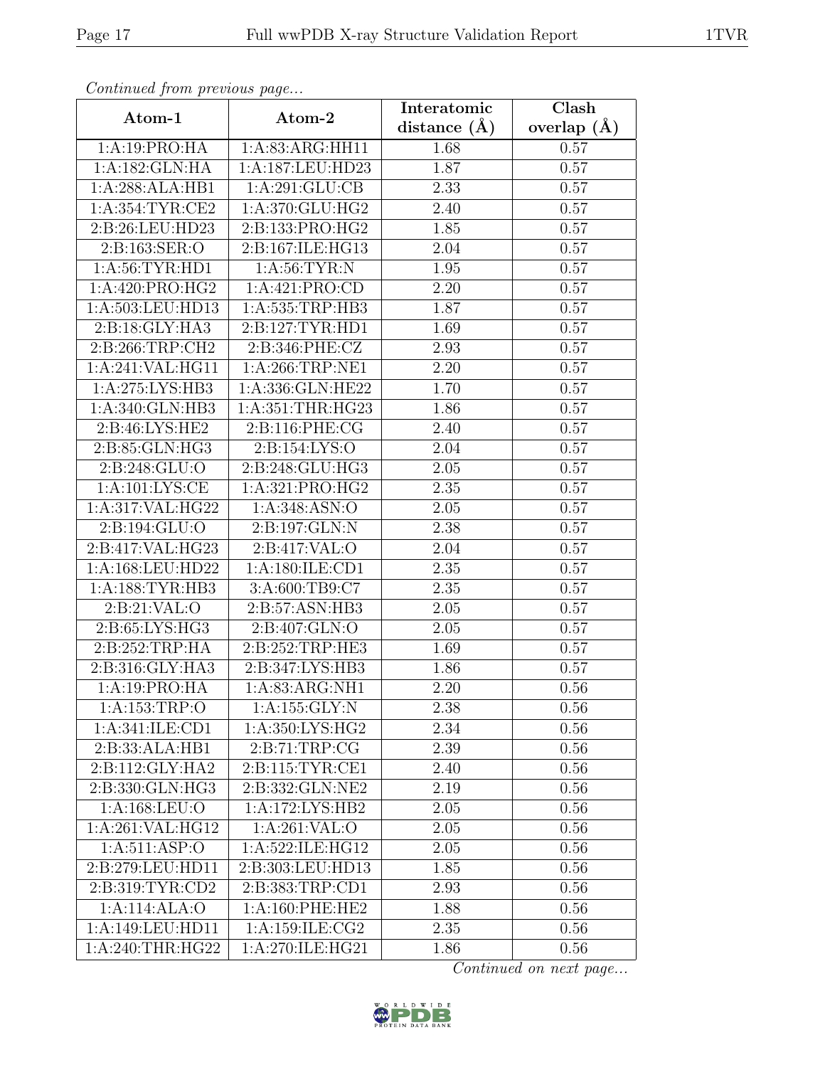*Continued from previous page...*

| Atom-1 | Atom-2 | Interatomic distance (Å) | Clash overlap (Å) |
|---|---|---|---|
| 1:A:19:PRO:HA | 1:A:83:ARG:HH11 | 1.68 | 0.57 |
| 1:A:182:GLN:HA | 1:A:187:LEU:HD23 | 1.87 | 0.57 |
| 1:A:288:ALA:HB1 | 1:A:291:GLU:CB | 2.33 | 0.57 |
| 1:A:354:TYR:CE2 | 1:A:370:GLU:HG2 | 2.40 | 0.57 |
| 2:B:26:LEU:HD23 | 2:B:133:PRO:HG2 | 1.85 | 0.57 |
| 2:B:163:SER:O | 2:B:167:ILE:HG13 | 2.04 | 0.57 |
| 1:A:56:TYR:HD1 | 1:A:56:TYR:N | 1.95 | 0.57 |
| 1:A:420:PRO:HG2 | 1:A:421:PRO:CD | 2.20 | 0.57 |
| 1:A:503:LEU:HD13 | 1:A:535:TRP:HB3 | 1.87 | 0.57 |
| 2:B:18:GLY:HA3 | 2:B:127:TYR:HD1 | 1.69 | 0.57 |
| 2:B:266:TRP:CH2 | 2:B:346:PHE:CZ | 2.93 | 0.57 |
| 1:A:241:VAL:HG11 | 1:A:266:TRP:NE1 | 2.20 | 0.57 |
| 1:A:275:LYS:HB3 | 1:A:336:GLN:HE22 | 1.70 | 0.57 |
| 1:A:340:GLN:HB3 | 1:A:351:THR:HG23 | 1.86 | 0.57 |
| 2:B:46:LYS:HE2 | 2:B:116:PHE:CG | 2.40 | 0.57 |
| 2:B:85:GLN:HG3 | 2:B:154:LYS:O | 2.04 | 0.57 |
| 2:B:248:GLU:O | 2:B:248:GLU:HG3 | 2.05 | 0.57 |
| 1:A:101:LYS:CE | 1:A:321:PRO:HG2 | 2.35 | 0.57 |
| 1:A:317:VAL:HG22 | 1:A:348:ASN:O | 2.05 | 0.57 |
| 2:B:194:GLU:O | 2:B:197:GLN:N | 2.38 | 0.57 |
| 2:B:417:VAL:HG23 | 2:B:417:VAL:O | 2.04 | 0.57 |
| 1:A:168:LEU:HD22 | 1:A:180:ILE:CD1 | 2.35 | 0.57 |
| 1:A:188:TYR:HB3 | 3:A:600:TB9:C7 | 2.35 | 0.57 |
| 2:B:21:VAL:O | 2:B:57:ASN:HB3 | 2.05 | 0.57 |
| 2:B:65:LYS:HG3 | 2:B:407:GLN:O | 2.05 | 0.57 |
| 2:B:252:TRP:HA | 2:B:252:TRP:HE3 | 1.69 | 0.57 |
| 2:B:316:GLY:HA3 | 2:B:347:LYS:HB3 | 1.86 | 0.57 |
| 1:A:19:PRO:HA | 1:A:83:ARG:NH1 | 2.20 | 0.56 |
| 1:A:153:TRP:O | 1:A:155:GLY:N | 2.38 | 0.56 |
| 1:A:341:ILE:CD1 | 1:A:350:LYS:HG2 | 2.34 | 0.56 |
| 2:B:33:ALA:HB1 | 2:B:71:TRP:CG | 2.39 | 0.56 |
| 2:B:112:GLY:HA2 | 2:B:115:TYR:CE1 | 2.40 | 0.56 |
| 2:B:330:GLN:HG3 | 2:B:332:GLN:NE2 | 2.19 | 0.56 |
| 1:A:168:LEU:O | 1:A:172:LYS:HB2 | 2.05 | 0.56 |
| 1:A:261:VAL:HG12 | 1:A:261:VAL:O | 2.05 | 0.56 |
| 1:A:511:ASP:O | 1:A:522:ILE:HG12 | 2.05 | 0.56 |
| 2:B:279:LEU:HD11 | 2:B:303:LEU:HD13 | 1.85 | 0.56 |
| 2:B:319:TYR:CD2 | 2:B:383:TRP:CD1 | 2.93 | 0.56 |
| 1:A:114:ALA:O | 1:A:160:PHE:HE2 | 1.88 | 0.56 |
| 1:A:149:LEU:HD11 | 1:A:159:ILE:CG2 | 2.35 | 0.56 |
| 1:A:240:THR:HG22 | 1:A:270:ILE:HG21 | 1.86 | 0.56 |

*Continued on next page...*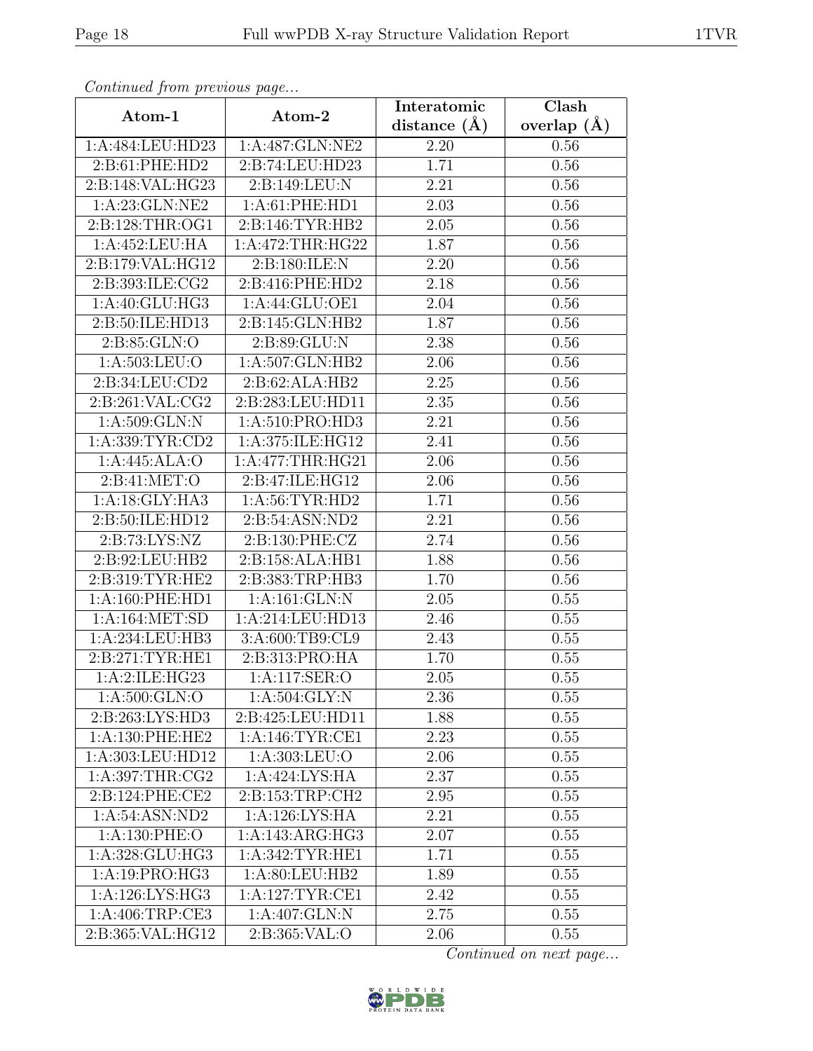*Continued from previous page...*

| Atom-1 | Atom-2 | Interatomic distance (Å) | Clash overlap (Å) |
|---|---|---|---|
| 1:A:484:LEU:HD23 | 1:A:487:GLN:NE2 | 2.20 | 0.56 |
| 2:B:61:PHE:HD2 | 2:B:74:LEU:HD23 | 1.71 | 0.56 |
| 2:B:148:VAL:HG23 | 2:B:149:LEU:N | 2.21 | 0.56 |
| 1:A:23:GLN:NE2 | 1:A:61:PHE:HD1 | 2.03 | 0.56 |
| 2:B:128:THR:OG1 | 2:B:146:TYR:HB2 | 2.05 | 0.56 |
| 1:A:452:LEU:HA | 1:A:472:THR:HG22 | 1.87 | 0.56 |
| 2:B:179:VAL:HG12 | 2:B:180:ILE:N | 2.20 | 0.56 |
| 2:B:393:ILE:CG2 | 2:B:416:PHE:HD2 | 2.18 | 0.56 |
| 1:A:40:GLU:HG3 | 1:A:44:GLU:OE1 | 2.04 | 0.56 |
| 2:B:50:ILE:HD13 | 2:B:145:GLN:HB2 | 1.87 | 0.56 |
| 2:B:85:GLN:O | 2:B:89:GLU:N | 2.38 | 0.56 |
| 1:A:503:LEU:O | 1:A:507:GLN:HB2 | 2.06 | 0.56 |
| 2:B:34:LEU:CD2 | 2:B:62:ALA:HB2 | 2.25 | 0.56 |
| 2:B:261:VAL:CG2 | 2:B:283:LEU:HD11 | 2.35 | 0.56 |
| 1:A:509:GLN:N | 1:A:510:PRO:HD3 | 2.21 | 0.56 |
| 1:A:339:TYR:CD2 | 1:A:375:ILE:HG12 | 2.41 | 0.56 |
| 1:A:445:ALA:O | 1:A:477:THR:HG21 | 2.06 | 0.56 |
| 2:B:41:MET:O | 2:B:47:ILE:HG12 | 2.06 | 0.56 |
| 1:A:18:GLY:HA3 | 1:A:56:TYR:HD2 | 1.71 | 0.56 |
| 2:B:50:ILE:HD12 | 2:B:54:ASN:ND2 | 2.21 | 0.56 |
| 2:B:73:LYS:NZ | 2:B:130:PHE:CZ | 2.74 | 0.56 |
| 2:B:92:LEU:HB2 | 2:B:158:ALA:HB1 | 1.88 | 0.56 |
| 2:B:319:TYR:HE2 | 2:B:383:TRP:HB3 | 1.70 | 0.56 |
| 1:A:160:PHE:HD1 | 1:A:161:GLN:N | 2.05 | 0.55 |
| 1:A:164:MET:SD | 1:A:214:LEU:HD13 | 2.46 | 0.55 |
| 1:A:234:LEU:HB3 | 3:A:600:TB9:CL9 | 2.43 | 0.55 |
| 2:B:271:TYR:HE1 | 2:B:313:PRO:HA | 1.70 | 0.55 |
| 1:A:2:ILE:HG23 | 1:A:117:SER:O | 2.05 | 0.55 |
| 1:A:500:GLN:O | 1:A:504:GLY:N | 2.36 | 0.55 |
| 2:B:263:LYS:HD3 | 2:B:425:LEU:HD11 | 1.88 | 0.55 |
| 1:A:130:PHE:HE2 | 1:A:146:TYR:CE1 | 2.23 | 0.55 |
| 1:A:303:LEU:HD12 | 1:A:303:LEU:O | 2.06 | 0.55 |
| 1:A:397:THR:CG2 | 1:A:424:LYS:HA | 2.37 | 0.55 |
| 2:B:124:PHE:CE2 | 2:B:153:TRP:CH2 | 2.95 | 0.55 |
| 1:A:54:ASN:ND2 | 1:A:126:LYS:HA | 2.21 | 0.55 |
| 1:A:130:PHE:O | 1:A:143:ARG:HG3 | 2.07 | 0.55 |
| 1:A:328:GLU:HG3 | 1:A:342:TYR:HE1 | 1.71 | 0.55 |
| 1:A:19:PRO:HG3 | 1:A:80:LEU:HB2 | 1.89 | 0.55 |
| 1:A:126:LYS:HG3 | 1:A:127:TYR:CE1 | 2.42 | 0.55 |
| 1:A:406:TRP:CE3 | 1:A:407:GLN:N | 2.75 | 0.55 |
| 2:B:365:VAL:HG12 | 2:B:365:VAL:O | 2.06 | 0.55 |

*Continued on next page...*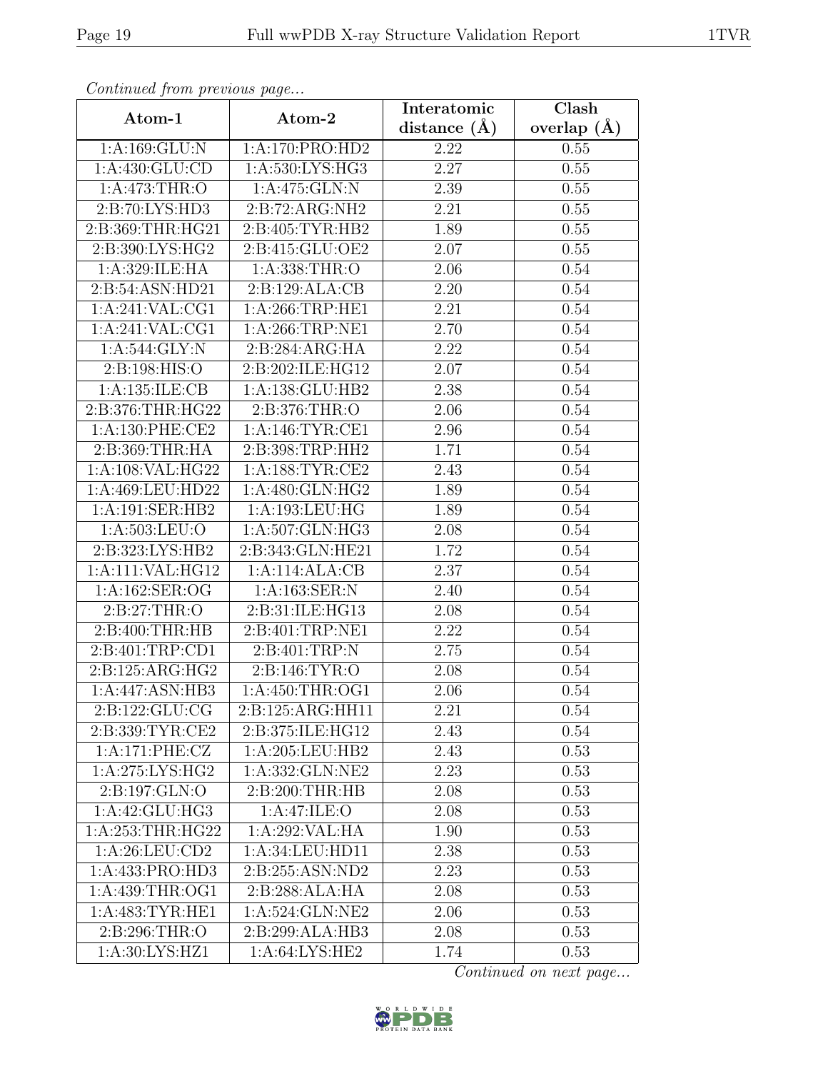*Continued from previous page...*

| Atom-1 | Atom-2 | Interatomic distance (Å) | Clash overlap (Å) |
| --- | --- | --- | --- |
| 1:A:169:GLU:N | 1:A:170:PRO:HD2 | 2.22 | 0.55 |
| 1:A:430:GLU:CD | 1:A:530:LYS:HG3 | 2.27 | 0.55 |
| 1:A:473:THR:O | 1:A:475:GLN:N | 2.39 | 0.55 |
| 2:B:70:LYS:HD3 | 2:B:72:ARG:NH2 | 2.21 | 0.55 |
| 2:B:369:THR:HG21 | 2:B:405:TYR:HB2 | 1.89 | 0.55 |
| 2:B:390:LYS:HG2 | 2:B:415:GLU:OE2 | 2.07 | 0.55 |
| 1:A:329:ILE:HA | 1:A:338:THR:O | 2.06 | 0.54 |
| 2:B:54:ASN:HD21 | 2:B:129:ALA:CB | 2.20 | 0.54 |
| 1:A:241:VAL:CG1 | 1:A:266:TRP:HE1 | 2.21 | 0.54 |
| 1:A:241:VAL:CG1 | 1:A:266:TRP:NE1 | 2.70 | 0.54 |
| 1:A:544:GLY:N | 2:B:284:ARG:HA | 2.22 | 0.54 |
| 2:B:198:HIS:O | 2:B:202:ILE:HG12 | 2.07 | 0.54 |
| 1:A:135:ILE:CB | 1:A:138:GLU:HB2 | 2.38 | 0.54 |
| 2:B:376:THR:HG22 | 2:B:376:THR:O | 2.06 | 0.54 |
| 1:A:130:PHE:CE2 | 1:A:146:TYR:CE1 | 2.96 | 0.54 |
| 2:B:369:THR:HA | 2:B:398:TRP:HH2 | 1.71 | 0.54 |
| 1:A:108:VAL:HG22 | 1:A:188:TYR:CE2 | 2.43 | 0.54 |
| 1:A:469:LEU:HD22 | 1:A:480:GLN:HG2 | 1.89 | 0.54 |
| 1:A:191:SER:HB2 | 1:A:193:LEU:HG | 1.89 | 0.54 |
| 1:A:503:LEU:O | 1:A:507:GLN:HG3 | 2.08 | 0.54 |
| 2:B:323:LYS:HB2 | 2:B:343:GLN:HE21 | 1.72 | 0.54 |
| 1:A:111:VAL:HG12 | 1:A:114:ALA:CB | 2.37 | 0.54 |
| 1:A:162:SER:OG | 1:A:163:SER:N | 2.40 | 0.54 |
| 2:B:27:THR:O | 2:B:31:ILE:HG13 | 2.08 | 0.54 |
| 2:B:400:THR:HB | 2:B:401:TRP:NE1 | 2.22 | 0.54 |
| 2:B:401:TRP:CD1 | 2:B:401:TRP:N | 2.75 | 0.54 |
| 2:B:125:ARG:HG2 | 2:B:146:TYR:O | 2.08 | 0.54 |
| 1:A:447:ASN:HB3 | 1:A:450:THR:OG1 | 2.06 | 0.54 |
| 2:B:122:GLU:CG | 2:B:125:ARG:HH11 | 2.21 | 0.54 |
| 2:B:339:TYR:CE2 | 2:B:375:ILE:HG12 | 2.43 | 0.54 |
| 1:A:171:PHE:CZ | 1:A:205:LEU:HB2 | 2.43 | 0.53 |
| 1:A:275:LYS:HG2 | 1:A:332:GLN:NE2 | 2.23 | 0.53 |
| 2:B:197:GLN:O | 2:B:200:THR:HB | 2.08 | 0.53 |
| 1:A:42:GLU:HG3 | 1:A:47:ILE:O | 2.08 | 0.53 |
| 1:A:253:THR:HG22 | 1:A:292:VAL:HA | 1.90 | 0.53 |
| 1:A:26:LEU:CD2 | 1:A:34:LEU:HD11 | 2.38 | 0.53 |
| 1:A:433:PRO:HD3 | 2:B:255:ASN:ND2 | 2.23 | 0.53 |
| 1:A:439:THR:OG1 | 2:B:288:ALA:HA | 2.08 | 0.53 |
| 1:A:483:TYR:HE1 | 1:A:524:GLN:NE2 | 2.06 | 0.53 |
| 2:B:296:THR:O | 2:B:299:ALA:HB3 | 2.08 | 0.53 |
| 1:A:30:LYS:HZ1 | 1:A:64:LYS:HE2 | 1.74 | 0.53 |

*Continued on next page...*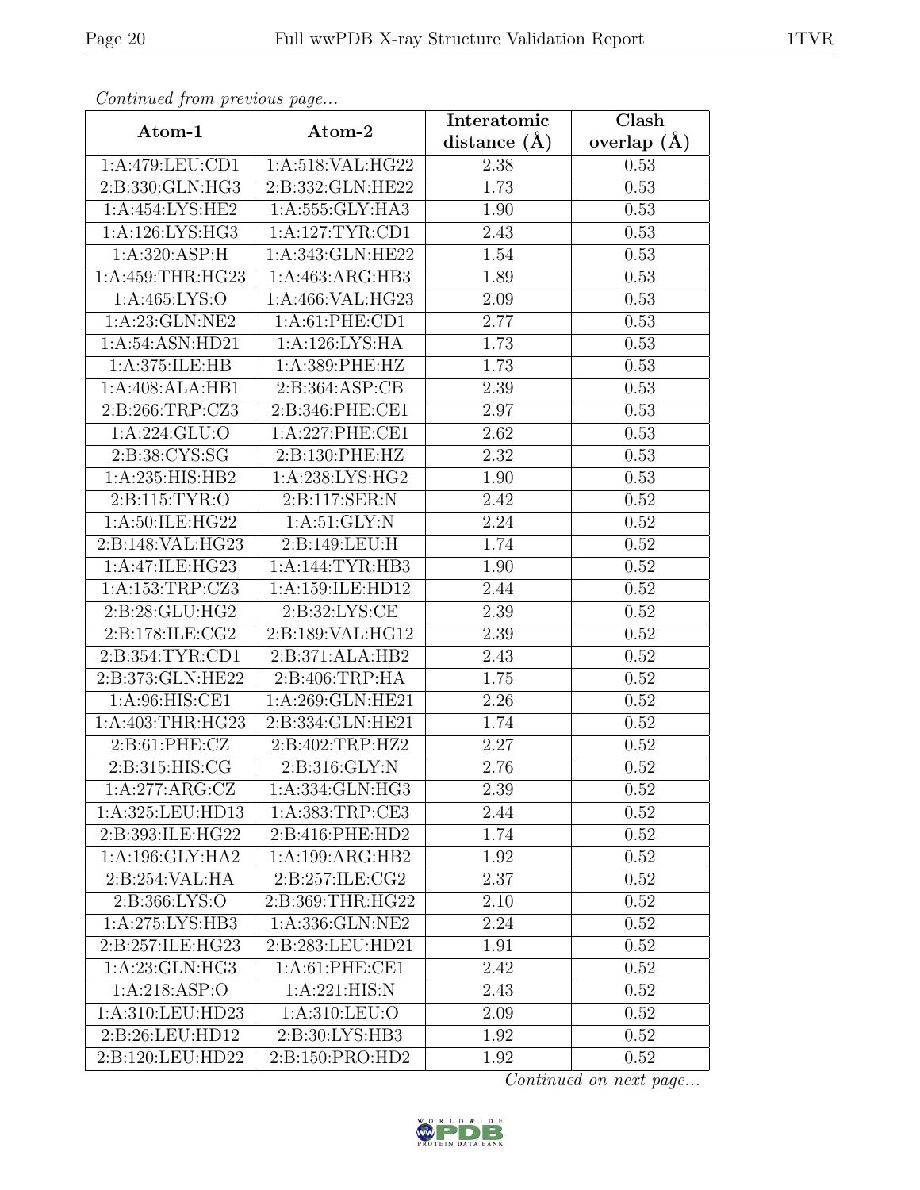*Continued from previous page...*

| Atom-1 | Atom-2 | Interatomic distance (Å) | Clash overlap (Å) |
|---|---|---|---|
| 1:A:479:LEU:CD1 | 1:A:518:VAL:HG22 | 2.38 | 0.53 |
| 2:B:330:GLN:HG3 | 2:B:332:GLN:HE22 | 1.73 | 0.53 |
| 1:A:454:LYS:HE2 | 1:A:555:GLY:HA3 | 1.90 | 0.53 |
| 1:A:126:LYS:HG3 | 1:A:127:TYR:CD1 | 2.43 | 0.53 |
| 1:A:320:ASP:H | 1:A:343:GLN:HE22 | 1.54 | 0.53 |
| 1:A:459:THR:HG23 | 1:A:463:ARG:HB3 | 1.89 | 0.53 |
| 1:A:465:LYS:O | 1:A:466:VAL:HG23 | 2.09 | 0.53 |
| 1:A:23:GLN:NE2 | 1:A:61:PHE:CD1 | 2.77 | 0.53 |
| 1:A:54:ASN:HD21 | 1:A:126:LYS:HA | 1.73 | 0.53 |
| 1:A:375:ILE:HB | 1:A:389:PHE:HZ | 1.73 | 0.53 |
| 1:A:408:ALA:HB1 | 2:B:364:ASP:CB | 2.39 | 0.53 |
| 2:B:266:TRP:CZ3 | 2:B:346:PHE:CE1 | 2.97 | 0.53 |
| 1:A:224:GLU:O | 1:A:227:PHE:CE1 | 2.62 | 0.53 |
| 2:B:38:CYS:SG | 2:B:130:PHE:HZ | 2.32 | 0.53 |
| 1:A:235:HIS:HB2 | 1:A:238:LYS:HG2 | 1.90 | 0.53 |
| 2:B:115:TYR:O | 2:B:117:SER:N | 2.42 | 0.52 |
| 1:A:50:ILE:HG22 | 1:A:51:GLY:N | 2.24 | 0.52 |
| 2:B:148:VAL:HG23 | 2:B:149:LEU:H | 1.74 | 0.52 |
| 1:A:47:ILE:HG23 | 1:A:144:TYR:HB3 | 1.90 | 0.52 |
| 1:A:153:TRP:CZ3 | 1:A:159:ILE:HD12 | 2.44 | 0.52 |
| 2:B:28:GLU:HG2 | 2:B:32:LYS:CE | 2.39 | 0.52 |
| 2:B:178:ILE:CG2 | 2:B:189:VAL:HG12 | 2.39 | 0.52 |
| 2:B:354:TYR:CD1 | 2:B:371:ALA:HB2 | 2.43 | 0.52 |
| 2:B:373:GLN:HE22 | 2:B:406:TRP:HA | 1.75 | 0.52 |
| 1:A:96:HIS:CE1 | 1:A:269:GLN:HE21 | 2.26 | 0.52 |
| 1:A:403:THR:HG23 | 2:B:334:GLN:HE21 | 1.74 | 0.52 |
| 2:B:61:PHE:CZ | 2:B:402:TRP:HZ2 | 2.27 | 0.52 |
| 2:B:315:HIS:CG | 2:B:316:GLY:N | 2.76 | 0.52 |
| 1:A:277:ARG:CZ | 1:A:334:GLN:HG3 | 2.39 | 0.52 |
| 1:A:325:LEU:HD13 | 1:A:383:TRP:CE3 | 2.44 | 0.52 |
| 2:B:393:ILE:HG22 | 2:B:416:PHE:HD2 | 1.74 | 0.52 |
| 1:A:196:GLY:HA2 | 1:A:199:ARG:HB2 | 1.92 | 0.52 |
| 2:B:254:VAL:HA | 2:B:257:ILE:CG2 | 2.37 | 0.52 |
| 2:B:366:LYS:O | 2:B:369:THR:HG22 | 2.10 | 0.52 |
| 1:A:275:LYS:HB3 | 1:A:336:GLN:NE2 | 2.24 | 0.52 |
| 2:B:257:ILE:HG23 | 2:B:283:LEU:HD21 | 1.91 | 0.52 |
| 1:A:23:GLN:HG3 | 1:A:61:PHE:CE1 | 2.42 | 0.52 |
| 1:A:218:ASP:O | 1:A:221:HIS:N | 2.43 | 0.52 |
| 1:A:310:LEU:HD23 | 1:A:310:LEU:O | 2.09 | 0.52 |
| 2:B:26:LEU:HD12 | 2:B:30:LYS:HB3 | 1.92 | 0.52 |
| 2:B:120:LEU:HD22 | 2:B:150:PRO:HD2 | 1.92 | 0.52 |

*Continued on next page...*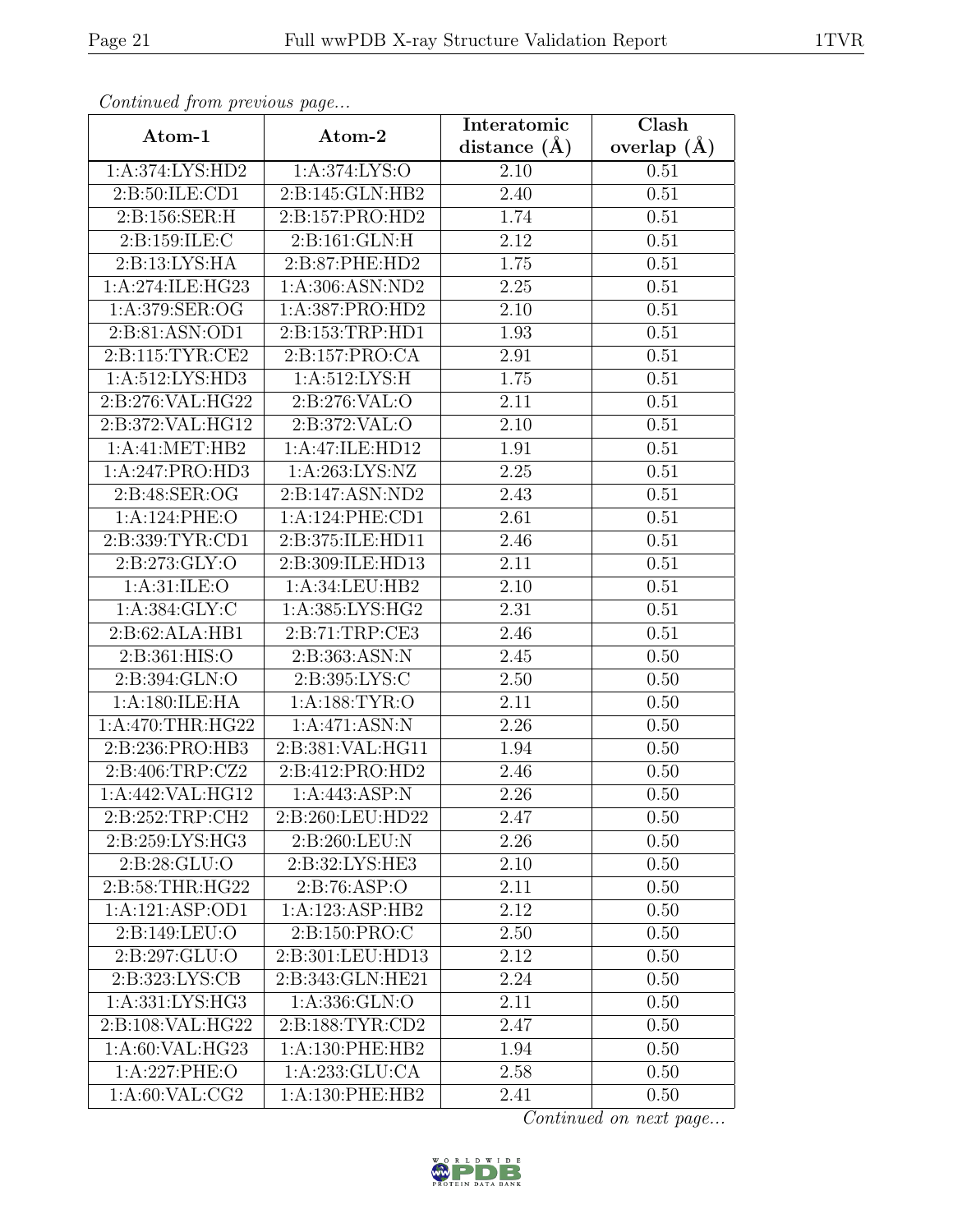*Continued from previous page...*

| Atom-1 | Atom-2 | Interatomic distance (Å) | Clash overlap (Å) |
|---|---|---|---|
| 1:A:374:LYS:HD2 | 1:A:374:LYS:O | 2.10 | 0.51 |
| 2:B:50:ILE:CD1 | 2:B:145:GLN:HB2 | 2.40 | 0.51 |
| 2:B:156:SER:H | 2:B:157:PRO:HD2 | 1.74 | 0.51 |
| 2:B:159:ILE:C | 2:B:161:GLN:H | 2.12 | 0.51 |
| 2:B:13:LYS:HA | 2:B:87:PHE:HD2 | 1.75 | 0.51 |
| 1:A:274:ILE:HG23 | 1:A:306:ASN:ND2 | 2.25 | 0.51 |
| 1:A:379:SER:OG | 1:A:387:PRO:HD2 | 2.10 | 0.51 |
| 2:B:81:ASN:OD1 | 2:B:153:TRP:HD1 | 1.93 | 0.51 |
| 2:B:115:TYR:CE2 | 2:B:157:PRO:CA | 2.91 | 0.51 |
| 1:A:512:LYS:HD3 | 1:A:512:LYS:H | 1.75 | 0.51 |
| 2:B:276:VAL:HG22 | 2:B:276:VAL:O | 2.11 | 0.51 |
| 2:B:372:VAL:HG12 | 2:B:372:VAL:O | 2.10 | 0.51 |
| 1:A:41:MET:HB2 | 1:A:47:ILE:HD12 | 1.91 | 0.51 |
| 1:A:247:PRO:HD3 | 1:A:263:LYS:NZ | 2.25 | 0.51 |
| 2:B:48:SER:OG | 2:B:147:ASN:ND2 | 2.43 | 0.51 |
| 1:A:124:PHE:O | 1:A:124:PHE:CD1 | 2.61 | 0.51 |
| 2:B:339:TYR:CD1 | 2:B:375:ILE:HD11 | 2.46 | 0.51 |
| 2:B:273:GLY:O | 2:B:309:ILE:HD13 | 2.11 | 0.51 |
| 1:A:31:ILE:O | 1:A:34:LEU:HB2 | 2.10 | 0.51 |
| 1:A:384:GLY:C | 1:A:385:LYS:HG2 | 2.31 | 0.51 |
| 2:B:62:ALA:HB1 | 2:B:71:TRP:CE3 | 2.46 | 0.51 |
| 2:B:361:HIS:O | 2:B:363:ASN:N | 2.45 | 0.50 |
| 2:B:394:GLN:O | 2:B:395:LYS:C | 2.50 | 0.50 |
| 1:A:180:ILE:HA | 1:A:188:TYR:O | 2.11 | 0.50 |
| 1:A:470:THR:HG22 | 1:A:471:ASN:N | 2.26 | 0.50 |
| 2:B:236:PRO:HB3 | 2:B:381:VAL:HG11 | 1.94 | 0.50 |
| 2:B:406:TRP:CZ2 | 2:B:412:PRO:HD2 | 2.46 | 0.50 |
| 1:A:442:VAL:HG12 | 1:A:443:ASP:N | 2.26 | 0.50 |
| 2:B:252:TRP:CH2 | 2:B:260:LEU:HD22 | 2.47 | 0.50 |
| 2:B:259:LYS:HG3 | 2:B:260:LEU:N | 2.26 | 0.50 |
| 2:B:28:GLU:O | 2:B:32:LYS:HE3 | 2.10 | 0.50 |
| 2:B:58:THR:HG22 | 2:B:76:ASP:O | 2.11 | 0.50 |
| 1:A:121:ASP:OD1 | 1:A:123:ASP:HB2 | 2.12 | 0.50 |
| 2:B:149:LEU:O | 2:B:150:PRO:C | 2.50 | 0.50 |
| 2:B:297:GLU:O | 2:B:301:LEU:HD13 | 2.12 | 0.50 |
| 2:B:323:LYS:CB | 2:B:343:GLN:HE21 | 2.24 | 0.50 |
| 1:A:331:LYS:HG3 | 1:A:336:GLN:O | 2.11 | 0.50 |
| 2:B:108:VAL:HG22 | 2:B:188:TYR:CD2 | 2.47 | 0.50 |
| 1:A:60:VAL:HG23 | 1:A:130:PHE:HB2 | 1.94 | 0.50 |
| 1:A:227:PHE:O | 1:A:233:GLU:CA | 2.58 | 0.50 |
| 1:A:60:VAL:CG2 | 1:A:130:PHE:HB2 | 2.41 | 0.50 |

*Continued on next page...*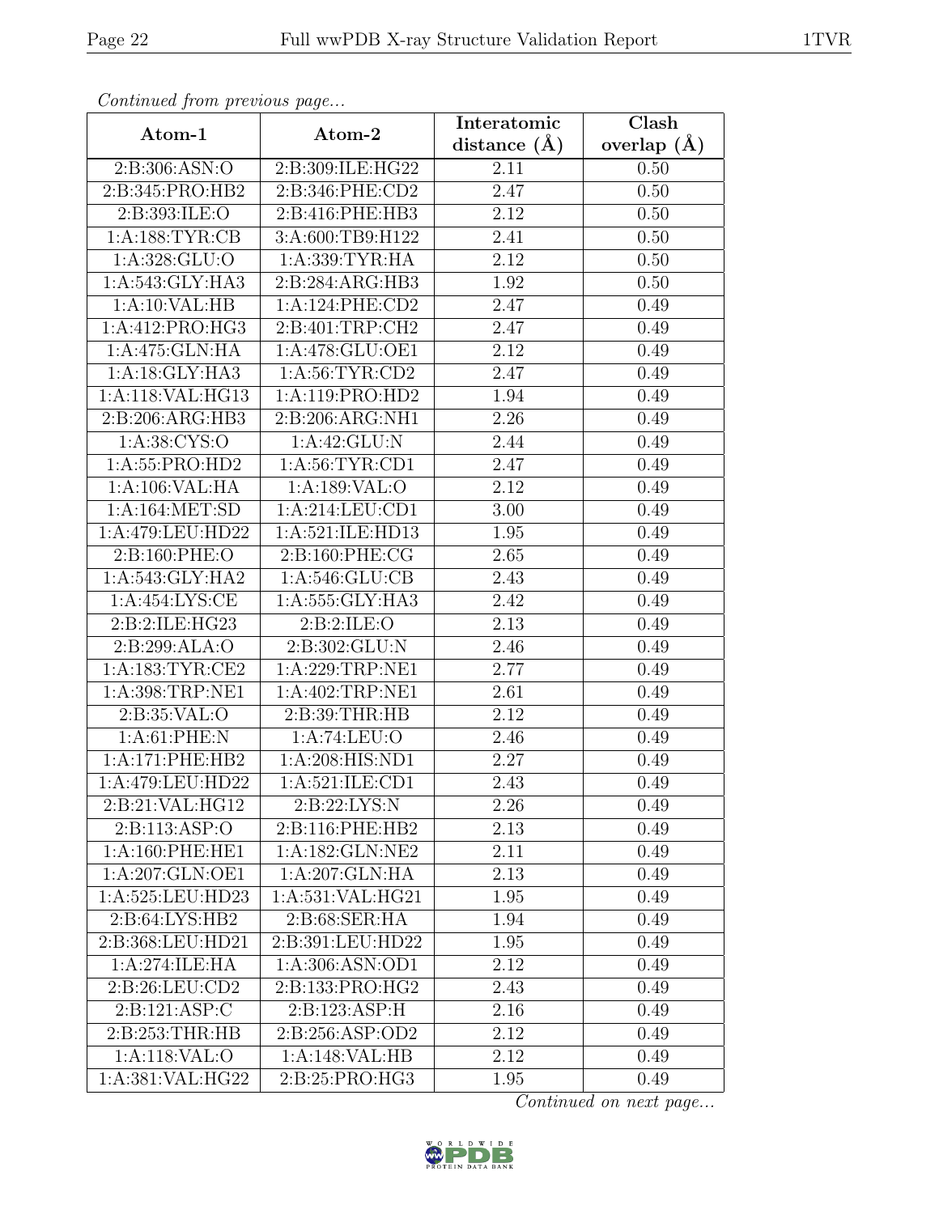*Continued from previous page...*

| Atom-1 | Atom-2 | Interatomic distance (Å) | Clash overlap (Å) |
|---|---|---|---|
| 2:B:306:ASN:O | 2:B:309:ILE:HG22 | 2.11 | 0.50 |
| 2:B:345:PRO:HB2 | 2:B:346:PHE:CD2 | 2.47 | 0.50 |
| 2:B:393:ILE:O | 2:B:416:PHE:HB3 | 2.12 | 0.50 |
| 1:A:188:TYR:CB | 3:A:600:TB9:H122 | 2.41 | 0.50 |
| 1:A:328:GLU:O | 1:A:339:TYR:HA | 2.12 | 0.50 |
| 1:A:543:GLY:HA3 | 2:B:284:ARG:HB3 | 1.92 | 0.50 |
| 1:A:10:VAL:HB | 1:A:124:PHE:CD2 | 2.47 | 0.49 |
| 1:A:412:PRO:HG3 | 2:B:401:TRP:CH2 | 2.47 | 0.49 |
| 1:A:475:GLN:HA | 1:A:478:GLU:OE1 | 2.12 | 0.49 |
| 1:A:18:GLY:HA3 | 1:A:56:TYR:CD2 | 2.47 | 0.49 |
| 1:A:118:VAL:HG13 | 1:A:119:PRO:HD2 | 1.94 | 0.49 |
| 2:B:206:ARG:HB3 | 2:B:206:ARG:NH1 | 2.26 | 0.49 |
| 1:A:38:CYS:O | 1:A:42:GLU:N | 2.44 | 0.49 |
| 1:A:55:PRO:HD2 | 1:A:56:TYR:CD1 | 2.47 | 0.49 |
| 1:A:106:VAL:HA | 1:A:189:VAL:O | 2.12 | 0.49 |
| 1:A:164:MET:SD | 1:A:214:LEU:CD1 | 3.00 | 0.49 |
| 1:A:479:LEU:HD22 | 1:A:521:ILE:HD13 | 1.95 | 0.49 |
| 2:B:160:PHE:O | 2:B:160:PHE:CG | 2.65 | 0.49 |
| 1:A:543:GLY:HA2 | 1:A:546:GLU:CB | 2.43 | 0.49 |
| 1:A:454:LYS:CE | 1:A:555:GLY:HA3 | 2.42 | 0.49 |
| 2:B:2:ILE:HG23 | 2:B:2:ILE:O | 2.13 | 0.49 |
| 2:B:299:ALA:O | 2:B:302:GLU:N | 2.46 | 0.49 |
| 1:A:183:TYR:CE2 | 1:A:229:TRP:NE1 | 2.77 | 0.49 |
| 1:A:398:TRP:NE1 | 1:A:402:TRP:NE1 | 2.61 | 0.49 |
| 2:B:35:VAL:O | 2:B:39:THR:HB | 2.12 | 0.49 |
| 1:A:61:PHE:N | 1:A:74:LEU:O | 2.46 | 0.49 |
| 1:A:171:PHE:HB2 | 1:A:208:HIS:ND1 | 2.27 | 0.49 |
| 1:A:479:LEU:HD22 | 1:A:521:ILE:CD1 | 2.43 | 0.49 |
| 2:B:21:VAL:HG12 | 2:B:22:LYS:N | 2.26 | 0.49 |
| 2:B:113:ASP:O | 2:B:116:PHE:HB2 | 2.13 | 0.49 |
| 1:A:160:PHE:HE1 | 1:A:182:GLN:NE2 | 2.11 | 0.49 |
| 1:A:207:GLN:OE1 | 1:A:207:GLN:HA | 2.13 | 0.49 |
| 1:A:525:LEU:HD23 | 1:A:531:VAL:HG21 | 1.95 | 0.49 |
| 2:B:64:LYS:HB2 | 2:B:68:SER:HA | 1.94 | 0.49 |
| 2:B:368:LEU:HD21 | 2:B:391:LEU:HD22 | 1.95 | 0.49 |
| 1:A:274:ILE:HA | 1:A:306:ASN:OD1 | 2.12 | 0.49 |
| 2:B:26:LEU:CD2 | 2:B:133:PRO:HG2 | 2.43 | 0.49 |
| 2:B:121:ASP:C | 2:B:123:ASP:H | 2.16 | 0.49 |
| 2:B:253:THR:HB | 2:B:256:ASP:OD2 | 2.12 | 0.49 |
| 1:A:118:VAL:O | 1:A:148:VAL:HB | 2.12 | 0.49 |
| 1:A:381:VAL:HG22 | 2:B:25:PRO:HG3 | 1.95 | 0.49 |

*Continued on next page...*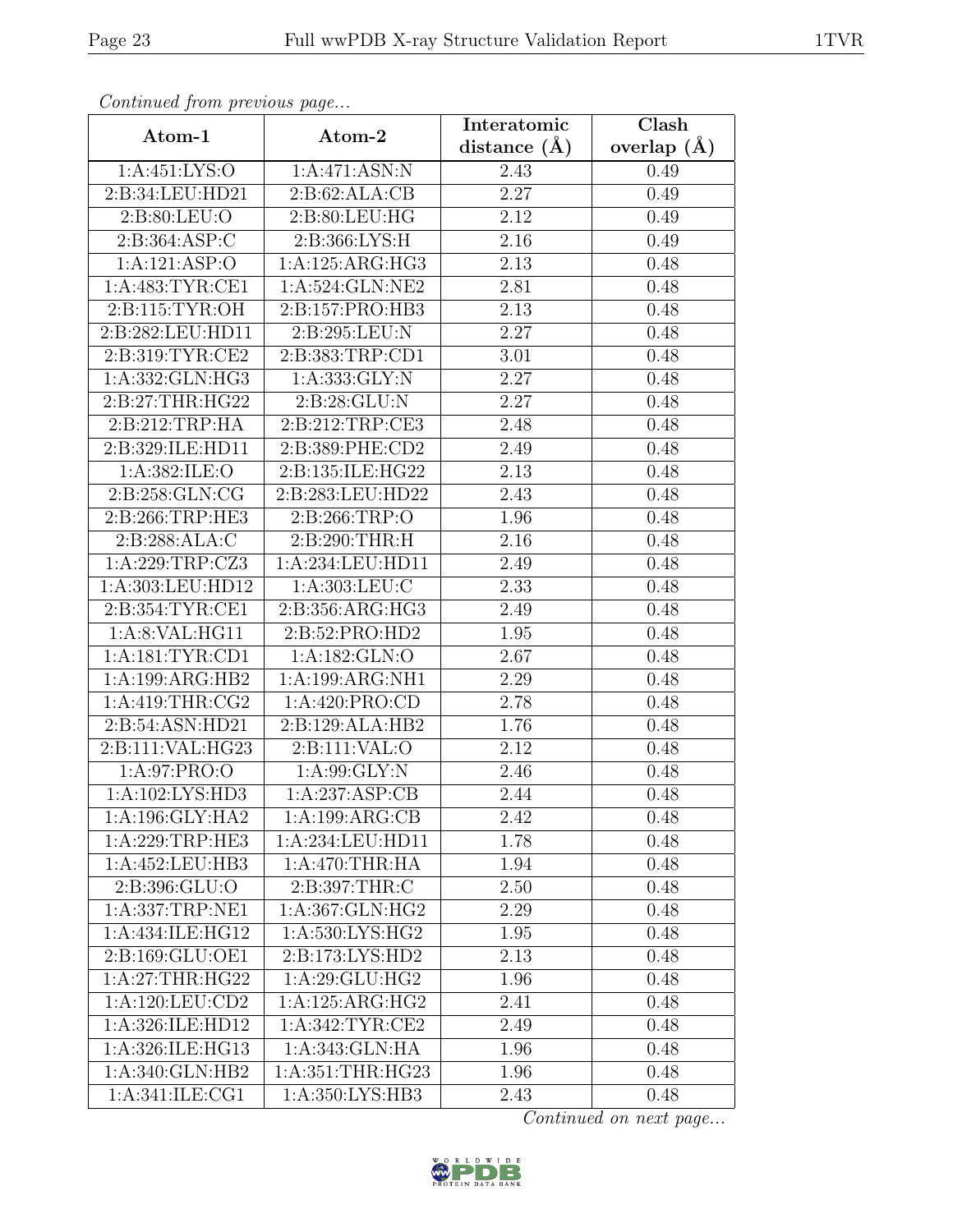*Continued from previous page...*

| Atom-1 | Atom-2 | Interatomic distance (Å) | Clash overlap (Å) |
|---|---|---|---|
| 1:A:451:LYS:O | 1:A:471:ASN:N | 2.43 | 0.49 |
| 2:B:34:LEU:HD21 | 2:B:62:ALA:CB | 2.27 | 0.49 |
| 2:B:80:LEU:O | 2:B:80:LEU:HG | 2.12 | 0.49 |
| 2:B:364:ASP:C | 2:B:366:LYS:H | 2.16 | 0.49 |
| 1:A:121:ASP:O | 1:A:125:ARG:HG3 | 2.13 | 0.48 |
| 1:A:483:TYR:CE1 | 1:A:524:GLN:NE2 | 2.81 | 0.48 |
| 2:B:115:TYR:OH | 2:B:157:PRO:HB3 | 2.13 | 0.48 |
| 2:B:282:LEU:HD11 | 2:B:295:LEU:N | 2.27 | 0.48 |
| 2:B:319:TYR:CE2 | 2:B:383:TRP:CD1 | 3.01 | 0.48 |
| 1:A:332:GLN:HG3 | 1:A:333:GLY:N | 2.27 | 0.48 |
| 2:B:27:THR:HG22 | 2:B:28:GLU:N | 2.27 | 0.48 |
| 2:B:212:TRP:HA | 2:B:212:TRP:CE3 | 2.48 | 0.48 |
| 2:B:329:ILE:HD11 | 2:B:389:PHE:CD2 | 2.49 | 0.48 |
| 1:A:382:ILE:O | 2:B:135:ILE:HG22 | 2.13 | 0.48 |
| 2:B:258:GLN:CG | 2:B:283:LEU:HD22 | 2.43 | 0.48 |
| 2:B:266:TRP:HE3 | 2:B:266:TRP:O | 1.96 | 0.48 |
| 2:B:288:ALA:C | 2:B:290:THR:H | 2.16 | 0.48 |
| 1:A:229:TRP:CZ3 | 1:A:234:LEU:HD11 | 2.49 | 0.48 |
| 1:A:303:LEU:HD12 | 1:A:303:LEU:C | 2.33 | 0.48 |
| 2:B:354:TYR:CE1 | 2:B:356:ARG:HG3 | 2.49 | 0.48 |
| 1:A:8:VAL:HG11 | 2:B:52:PRO:HD2 | 1.95 | 0.48 |
| 1:A:181:TYR:CD1 | 1:A:182:GLN:O | 2.67 | 0.48 |
| 1:A:199:ARG:HB2 | 1:A:199:ARG:NH1 | 2.29 | 0.48 |
| 1:A:419:THR:CG2 | 1:A:420:PRO:CD | 2.78 | 0.48 |
| 2:B:54:ASN:HD21 | 2:B:129:ALA:HB2 | 1.76 | 0.48 |
| 2:B:111:VAL:HG23 | 2:B:111:VAL:O | 2.12 | 0.48 |
| 1:A:97:PRO:O | 1:A:99:GLY:N | 2.46 | 0.48 |
| 1:A:102:LYS:HD3 | 1:A:237:ASP:CB | 2.44 | 0.48 |
| 1:A:196:GLY:HA2 | 1:A:199:ARG:CB | 2.42 | 0.48 |
| 1:A:229:TRP:HE3 | 1:A:234:LEU:HD11 | 1.78 | 0.48 |
| 1:A:452:LEU:HB3 | 1:A:470:THR:HA | 1.94 | 0.48 |
| 2:B:396:GLU:O | 2:B:397:THR:C | 2.50 | 0.48 |
| 1:A:337:TRP:NE1 | 1:A:367:GLN:HG2 | 2.29 | 0.48 |
| 1:A:434:ILE:HG12 | 1:A:530:LYS:HG2 | 1.95 | 0.48 |
| 2:B:169:GLU:OE1 | 2:B:173:LYS:HD2 | 2.13 | 0.48 |
| 1:A:27:THR:HG22 | 1:A:29:GLU:HG2 | 1.96 | 0.48 |
| 1:A:120:LEU:CD2 | 1:A:125:ARG:HG2 | 2.41 | 0.48 |
| 1:A:326:ILE:HD12 | 1:A:342:TYR:CE2 | 2.49 | 0.48 |
| 1:A:326:ILE:HG13 | 1:A:343:GLN:HA | 1.96 | 0.48 |
| 1:A:340:GLN:HB2 | 1:A:351:THR:HG23 | 1.96 | 0.48 |
| 1:A:341:ILE:CG1 | 1:A:350:LYS:HB3 | 2.43 | 0.48 |

*Continued on next page...*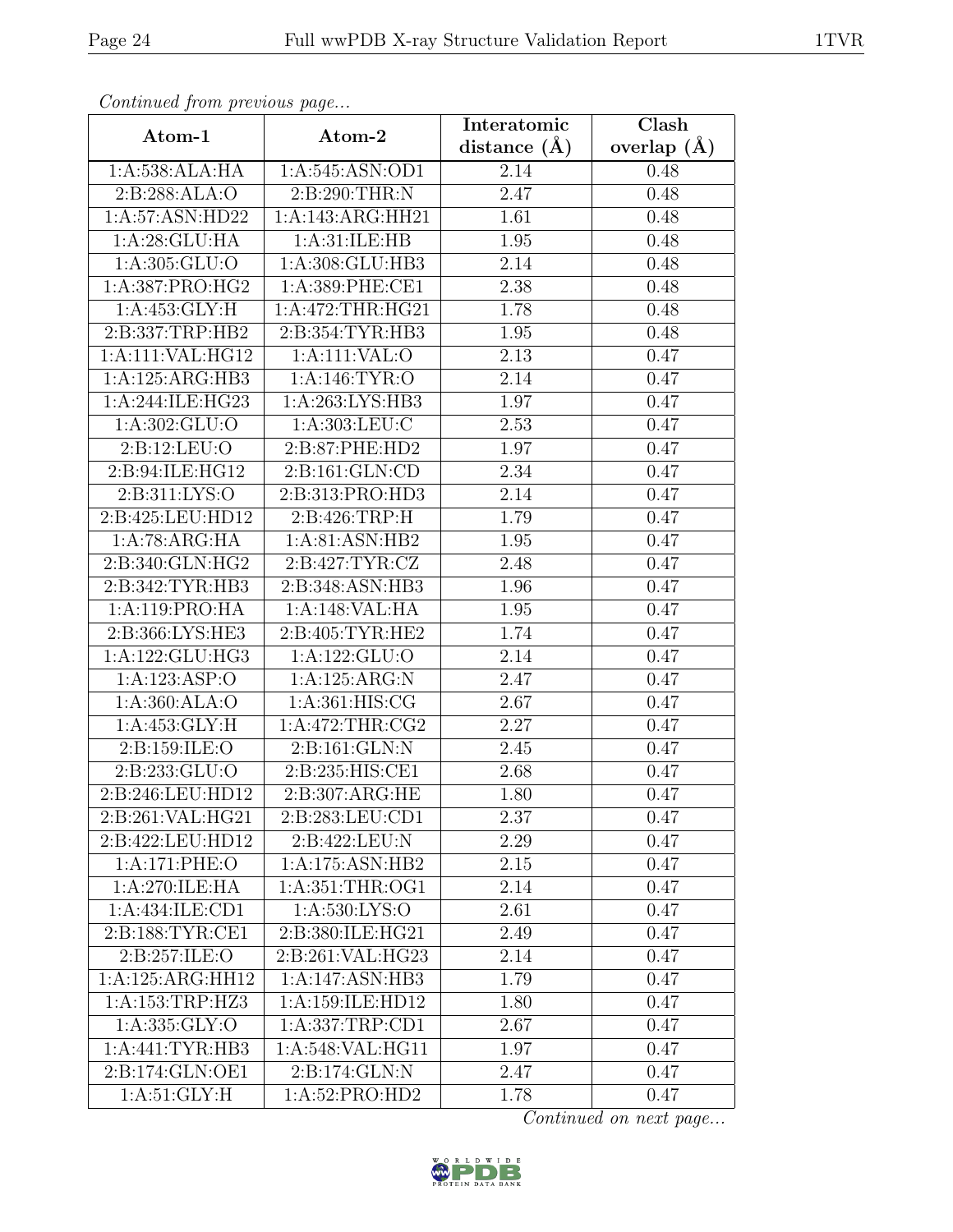*Continued from previous page...*

| Atom-1 | Atom-2 | Interatomic distance (Å) | Clash overlap (Å) |
|---|---|---|---|
| 1:A:538:ALA:HA | 1:A:545:ASN:OD1 | 2.14 | 0.48 |
| 2:B:288:ALA:O | 2:B:290:THR:N | 2.47 | 0.48 |
| 1:A:57:ASN:HD22 | 1:A:143:ARG:HH21 | 1.61 | 0.48 |
| 1:A:28:GLU:HA | 1:A:31:ILE:HB | 1.95 | 0.48 |
| 1:A:305:GLU:O | 1:A:308:GLU:HB3 | 2.14 | 0.48 |
| 1:A:387:PRO:HG2 | 1:A:389:PHE:CE1 | 2.38 | 0.48 |
| 1:A:453:GLY:H | 1:A:472:THR:HG21 | 1.78 | 0.48 |
| 2:B:337:TRP:HB2 | 2:B:354:TYR:HB3 | 1.95 | 0.48 |
| 1:A:111:VAL:HG12 | 1:A:111:VAL:O | 2.13 | 0.47 |
| 1:A:125:ARG:HB3 | 1:A:146:TYR:O | 2.14 | 0.47 |
| 1:A:244:ILE:HG23 | 1:A:263:LYS:HB3 | 1.97 | 0.47 |
| 1:A:302:GLU:O | 1:A:303:LEU:C | 2.53 | 0.47 |
| 2:B:12:LEU:O | 2:B:87:PHE:HD2 | 1.97 | 0.47 |
| 2:B:94:ILE:HG12 | 2:B:161:GLN:CD | 2.34 | 0.47 |
| 2:B:311:LYS:O | 2:B:313:PRO:HD3 | 2.14 | 0.47 |
| 2:B:425:LEU:HD12 | 2:B:426:TRP:H | 1.79 | 0.47 |
| 1:A:78:ARG:HA | 1:A:81:ASN:HB2 | 1.95 | 0.47 |
| 2:B:340:GLN:HG2 | 2:B:427:TYR:CZ | 2.48 | 0.47 |
| 2:B:342:TYR:HB3 | 2:B:348:ASN:HB3 | 1.96 | 0.47 |
| 1:A:119:PRO:HA | 1:A:148:VAL:HA | 1.95 | 0.47 |
| 2:B:366:LYS:HE3 | 2:B:405:TYR:HE2 | 1.74 | 0.47 |
| 1:A:122:GLU:HG3 | 1:A:122:GLU:O | 2.14 | 0.47 |
| 1:A:123:ASP:O | 1:A:125:ARG:N | 2.47 | 0.47 |
| 1:A:360:ALA:O | 1:A:361:HIS:CG | 2.67 | 0.47 |
| 1:A:453:GLY:H | 1:A:472:THR:CG2 | 2.27 | 0.47 |
| 2:B:159:ILE:O | 2:B:161:GLN:N | 2.45 | 0.47 |
| 2:B:233:GLU:O | 2:B:235:HIS:CE1 | 2.68 | 0.47 |
| 2:B:246:LEU:HD12 | 2:B:307:ARG:HE | 1.80 | 0.47 |
| 2:B:261:VAL:HG21 | 2:B:283:LEU:CD1 | 2.37 | 0.47 |
| 2:B:422:LEU:HD12 | 2:B:422:LEU:N | 2.29 | 0.47 |
| 1:A:171:PHE:O | 1:A:175:ASN:HB2 | 2.15 | 0.47 |
| 1:A:270:ILE:HA | 1:A:351:THR:OG1 | 2.14 | 0.47 |
| 1:A:434:ILE:CD1 | 1:A:530:LYS:O | 2.61 | 0.47 |
| 2:B:188:TYR:CE1 | 2:B:380:ILE:HG21 | 2.49 | 0.47 |
| 2:B:257:ILE:O | 2:B:261:VAL:HG23 | 2.14 | 0.47 |
| 1:A:125:ARG:HH12 | 1:A:147:ASN:HB3 | 1.79 | 0.47 |
| 1:A:153:TRP:HZ3 | 1:A:159:ILE:HD12 | 1.80 | 0.47 |
| 1:A:335:GLY:O | 1:A:337:TRP:CD1 | 2.67 | 0.47 |
| 1:A:441:TYR:HB3 | 1:A:548:VAL:HG11 | 1.97 | 0.47 |
| 2:B:174:GLN:OE1 | 2:B:174:GLN:N | 2.47 | 0.47 |
| 1:A:51:GLY:H | 1:A:52:PRO:HD2 | 1.78 | 0.47 |

*Continued on next page...*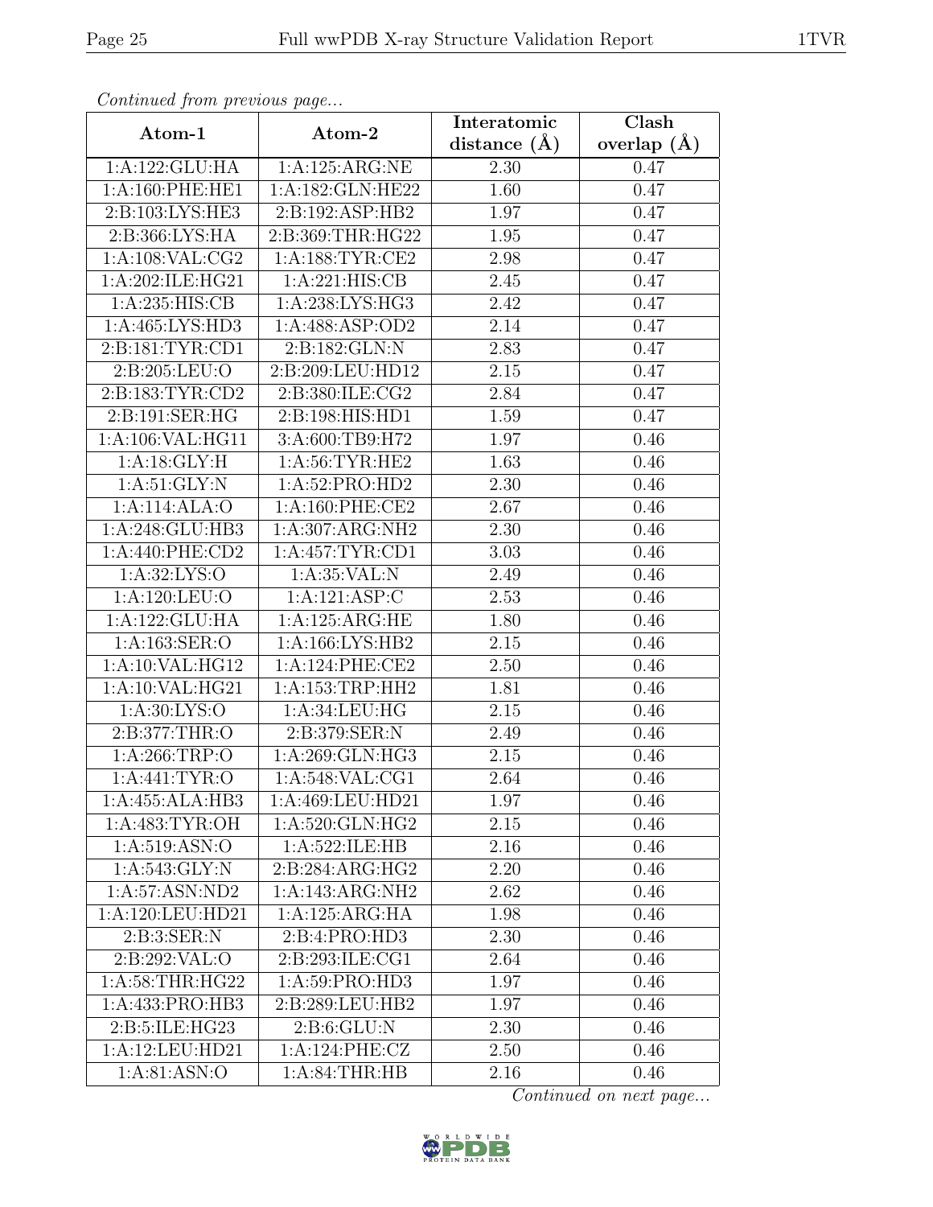*Continued from previous page...*

| Atom-1 | Atom-2 | Interatomic distance (Å) | Clash overlap (Å) |
|---|---|---|---|
| 1:A:122:GLU:HA | 1:A:125:ARG:NE | 2.30 | 0.47 |
| 1:A:160:PHE:HE1 | 1:A:182:GLN:HE22 | 1.60 | 0.47 |
| 2:B:103:LYS:HE3 | 2:B:192:ASP:HB2 | 1.97 | 0.47 |
| 2:B:366:LYS:HA | 2:B:369:THR:HG22 | 1.95 | 0.47 |
| 1:A:108:VAL:CG2 | 1:A:188:TYR:CE2 | 2.98 | 0.47 |
| 1:A:202:ILE:HG21 | 1:A:221:HIS:CB | 2.45 | 0.47 |
| 1:A:235:HIS:CB | 1:A:238:LYS:HG3 | 2.42 | 0.47 |
| 1:A:465:LYS:HD3 | 1:A:488:ASP:OD2 | 2.14 | 0.47 |
| 2:B:181:TYR:CD1 | 2:B:182:GLN:N | 2.83 | 0.47 |
| 2:B:205:LEU:O | 2:B:209:LEU:HD12 | 2.15 | 0.47 |
| 2:B:183:TYR:CD2 | 2:B:380:ILE:CG2 | 2.84 | 0.47 |
| 2:B:191:SER:HG | 2:B:198:HIS:HD1 | 1.59 | 0.47 |
| 1:A:106:VAL:HG11 | 3:A:600:TB9:H72 | 1.97 | 0.46 |
| 1:A:18:GLY:H | 1:A:56:TYR:HE2 | 1.63 | 0.46 |
| 1:A:51:GLY:N | 1:A:52:PRO:HD2 | 2.30 | 0.46 |
| 1:A:114:ALA:O | 1:A:160:PHE:CE2 | 2.67 | 0.46 |
| 1:A:248:GLU:HB3 | 1:A:307:ARG:NH2 | 2.30 | 0.46 |
| 1:A:440:PHE:CD2 | 1:A:457:TYR:CD1 | 3.03 | 0.46 |
| 1:A:32:LYS:O | 1:A:35:VAL:N | 2.49 | 0.46 |
| 1:A:120:LEU:O | 1:A:121:ASP:C | 2.53 | 0.46 |
| 1:A:122:GLU:HA | 1:A:125:ARG:HE | 1.80 | 0.46 |
| 1:A:163:SER:O | 1:A:166:LYS:HB2 | 2.15 | 0.46 |
| 1:A:10:VAL:HG12 | 1:A:124:PHE:CE2 | 2.50 | 0.46 |
| 1:A:10:VAL:HG21 | 1:A:153:TRP:HH2 | 1.81 | 0.46 |
| 1:A:30:LYS:O | 1:A:34:LEU:HG | 2.15 | 0.46 |
| 2:B:377:THR:O | 2:B:379:SER:N | 2.49 | 0.46 |
| 1:A:266:TRP:O | 1:A:269:GLN:HG3 | 2.15 | 0.46 |
| 1:A:441:TYR:O | 1:A:548:VAL:CG1 | 2.64 | 0.46 |
| 1:A:455:ALA:HB3 | 1:A:469:LEU:HD21 | 1.97 | 0.46 |
| 1:A:483:TYR:OH | 1:A:520:GLN:HG2 | 2.15 | 0.46 |
| 1:A:519:ASN:O | 1:A:522:ILE:HB | 2.16 | 0.46 |
| 1:A:543:GLY:N | 2:B:284:ARG:HG2 | 2.20 | 0.46 |
| 1:A:57:ASN:ND2 | 1:A:143:ARG:NH2 | 2.62 | 0.46 |
| 1:A:120:LEU:HD21 | 1:A:125:ARG:HA | 1.98 | 0.46 |
| 2:B:3:SER:N | 2:B:4:PRO:HD3 | 2.30 | 0.46 |
| 2:B:292:VAL:O | 2:B:293:ILE:CG1 | 2.64 | 0.46 |
| 1:A:58:THR:HG22 | 1:A:59:PRO:HD3 | 1.97 | 0.46 |
| 1:A:433:PRO:HB3 | 2:B:289:LEU:HB2 | 1.97 | 0.46 |
| 2:B:5:ILE:HG23 | 2:B:6:GLU:N | 2.30 | 0.46 |
| 1:A:12:LEU:HD21 | 1:A:124:PHE:CZ | 2.50 | 0.46 |
| 1:A:81:ASN:O | 1:A:84:THR:HB | 2.16 | 0.46 |

*Continued on next page...*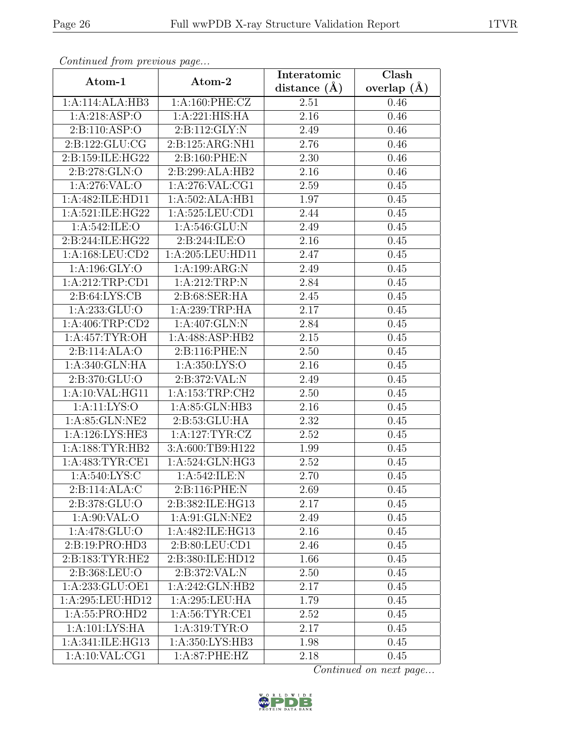*Continued from previous page...*

| Atom-1 | Atom-2 | Interatomic distance (Å) | Clash overlap (Å) |
| --- | --- | --- | --- |
| 1:A:114:ALA:HB3 | 1:A:160:PHE:CZ | 2.51 | 0.46 |
| 1:A:218:ASP:O | 1:A:221:HIS:HA | 2.16 | 0.46 |
| 2:B:110:ASP:O | 2:B:112:GLY:N | 2.49 | 0.46 |
| 2:B:122:GLU:CG | 2:B:125:ARG:NH1 | 2.76 | 0.46 |
| 2:B:159:ILE:HG22 | 2:B:160:PHE:N | 2.30 | 0.46 |
| 2:B:278:GLN:O | 2:B:299:ALA:HB2 | 2.16 | 0.46 |
| 1:A:276:VAL:O | 1:A:276:VAL:CG1 | 2.59 | 0.45 |
| 1:A:482:ILE:HD11 | 1:A:502:ALA:HB1 | 1.97 | 0.45 |
| 1:A:521:ILE:HG22 | 1:A:525:LEU:CD1 | 2.44 | 0.45 |
| 1:A:542:ILE:O | 1:A:546:GLU:N | 2.49 | 0.45 |
| 2:B:244:ILE:HG22 | 2:B:244:ILE:O | 2.16 | 0.45 |
| 1:A:168:LEU:CD2 | 1:A:205:LEU:HD11 | 2.47 | 0.45 |
| 1:A:196:GLY:O | 1:A:199:ARG:N | 2.49 | 0.45 |
| 1:A:212:TRP:CD1 | 1:A:212:TRP:N | 2.84 | 0.45 |
| 2:B:64:LYS:CB | 2:B:68:SER:HA | 2.45 | 0.45 |
| 1:A:233:GLU:O | 1:A:239:TRP:HA | 2.17 | 0.45 |
| 1:A:406:TRP:CD2 | 1:A:407:GLN:N | 2.84 | 0.45 |
| 1:A:457:TYR:OH | 1:A:488:ASP:HB2 | 2.15 | 0.45 |
| 2:B:114:ALA:O | 2:B:116:PHE:N | 2.50 | 0.45 |
| 1:A:340:GLN:HA | 1:A:350:LYS:O | 2.16 | 0.45 |
| 2:B:370:GLU:O | 2:B:372:VAL:N | 2.49 | 0.45 |
| 1:A:10:VAL:HG11 | 1:A:153:TRP:CH2 | 2.50 | 0.45 |
| 1:A:11:LYS:O | 1:A:85:GLN:HB3 | 2.16 | 0.45 |
| 1:A:85:GLN:NE2 | 2:B:53:GLU:HA | 2.32 | 0.45 |
| 1:A:126:LYS:HE3 | 1:A:127:TYR:CZ | 2.52 | 0.45 |
| 1:A:188:TYR:HB2 | 3:A:600:TB9:H122 | 1.99 | 0.45 |
| 1:A:483:TYR:CE1 | 1:A:524:GLN:HG3 | 2.52 | 0.45 |
| 1:A:540:LYS:C | 1:A:542:ILE:N | 2.70 | 0.45 |
| 2:B:114:ALA:C | 2:B:116:PHE:N | 2.69 | 0.45 |
| 2:B:378:GLU:O | 2:B:382:ILE:HG13 | 2.17 | 0.45 |
| 1:A:90:VAL:O | 1:A:91:GLN:NE2 | 2.49 | 0.45 |
| 1:A:478:GLU:O | 1:A:482:ILE:HG13 | 2.16 | 0.45 |
| 2:B:19:PRO:HD3 | 2:B:80:LEU:CD1 | 2.46 | 0.45 |
| 2:B:183:TYR:HE2 | 2:B:380:ILE:HD12 | 1.66 | 0.45 |
| 2:B:368:LEU:O | 2:B:372:VAL:N | 2.50 | 0.45 |
| 1:A:233:GLU:OE1 | 1:A:242:GLN:HB2 | 2.17 | 0.45 |
| 1:A:295:LEU:HD12 | 1:A:295:LEU:HA | 1.79 | 0.45 |
| 1:A:55:PRO:HD2 | 1:A:56:TYR:CE1 | 2.52 | 0.45 |
| 1:A:101:LYS:HA | 1:A:319:TYR:O | 2.17 | 0.45 |
| 1:A:341:ILE:HG13 | 1:A:350:LYS:HB3 | 1.98 | 0.45 |
| 1:A:10:VAL:CG1 | 1:A:87:PHE:HZ | 2.18 | 0.45 |

*Continued on next page...*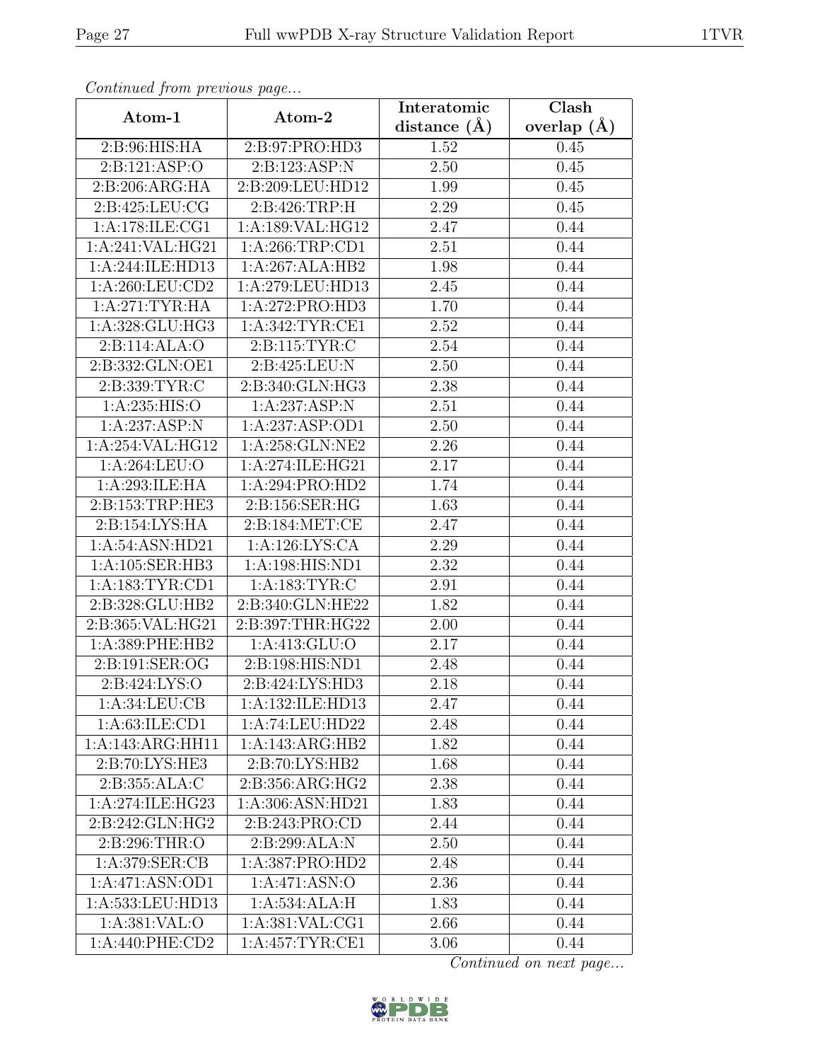*Continued from previous page...*

| Atom-1 | Atom-2 | Interatomic distance (Å) | Clash overlap (Å) |
|---|---|---|---|
| 2:B:96:HIS:HA | 2:B:97:PRO:HD3 | 1.52 | 0.45 |
| 2:B:121:ASP:O | 2:B:123:ASP:N | 2.50 | 0.45 |
| 2:B:206:ARG:HA | 2:B:209:LEU:HD12 | 1.99 | 0.45 |
| 2:B:425:LEU:CG | 2:B:426:TRP:H | 2.29 | 0.45 |
| 1:A:178:ILE:CG1 | 1:A:189:VAL:HG12 | 2.47 | 0.44 |
| 1:A:241:VAL:HG21 | 1:A:266:TRP:CD1 | 2.51 | 0.44 |
| 1:A:244:ILE:HD13 | 1:A:267:ALA:HB2 | 1.98 | 0.44 |
| 1:A:260:LEU:CD2 | 1:A:279:LEU:HD13 | 2.45 | 0.44 |
| 1:A:271:TYR:HA | 1:A:272:PRO:HD3 | 1.70 | 0.44 |
| 1:A:328:GLU:HG3 | 1:A:342:TYR:CE1 | 2.52 | 0.44 |
| 2:B:114:ALA:O | 2:B:115:TYR:C | 2.54 | 0.44 |
| 2:B:332:GLN:OE1 | 2:B:425:LEU:N | 2.50 | 0.44 |
| 2:B:339:TYR:C | 2:B:340:GLN:HG3 | 2.38 | 0.44 |
| 1:A:235:HIS:O | 1:A:237:ASP:N | 2.51 | 0.44 |
| 1:A:237:ASP:N | 1:A:237:ASP:OD1 | 2.50 | 0.44 |
| 1:A:254:VAL:HG12 | 1:A:258:GLN:NE2 | 2.26 | 0.44 |
| 1:A:264:LEU:O | 1:A:274:ILE:HG21 | 2.17 | 0.44 |
| 1:A:293:ILE:HA | 1:A:294:PRO:HD2 | 1.74 | 0.44 |
| 2:B:153:TRP:HE3 | 2:B:156:SER:HG | 1.63 | 0.44 |
| 2:B:154:LYS:HA | 2:B:184:MET:CE | 2.47 | 0.44 |
| 1:A:54:ASN:HD21 | 1:A:126:LYS:CA | 2.29 | 0.44 |
| 1:A:105:SER:HB3 | 1:A:198:HIS:ND1 | 2.32 | 0.44 |
| 1:A:183:TYR:CD1 | 1:A:183:TYR:C | 2.91 | 0.44 |
| 2:B:328:GLU:HB2 | 2:B:340:GLN:HE22 | 1.82 | 0.44 |
| 2:B:365:VAL:HG21 | 2:B:397:THR:HG22 | 2.00 | 0.44 |
| 1:A:389:PHE:HB2 | 1:A:413:GLU:O | 2.17 | 0.44 |
| 2:B:191:SER:OG | 2:B:198:HIS:ND1 | 2.48 | 0.44 |
| 2:B:424:LYS:O | 2:B:424:LYS:HD3 | 2.18 | 0.44 |
| 1:A:34:LEU:CB | 1:A:132:ILE:HD13 | 2.47 | 0.44 |
| 1:A:63:ILE:CD1 | 1:A:74:LEU:HD22 | 2.48 | 0.44 |
| 1:A:143:ARG:HH11 | 1:A:143:ARG:HB2 | 1.82 | 0.44 |
| 2:B:70:LYS:HE3 | 2:B:70:LYS:HB2 | 1.68 | 0.44 |
| 2:B:355:ALA:C | 2:B:356:ARG:HG2 | 2.38 | 0.44 |
| 1:A:274:ILE:HG23 | 1:A:306:ASN:HD21 | 1.83 | 0.44 |
| 2:B:242:GLN:HG2 | 2:B:243:PRO:CD | 2.44 | 0.44 |
| 2:B:296:THR:O | 2:B:299:ALA:N | 2.50 | 0.44 |
| 1:A:379:SER:CB | 1:A:387:PRO:HD2 | 2.48 | 0.44 |
| 1:A:471:ASN:OD1 | 1:A:471:ASN:O | 2.36 | 0.44 |
| 1:A:533:LEU:HD13 | 1:A:534:ALA:H | 1.83 | 0.44 |
| 1:A:381:VAL:O | 1:A:381:VAL:CG1 | 2.66 | 0.44 |
| 1:A:440:PHE:CD2 | 1:A:457:TYR:CE1 | 3.06 | 0.44 |

*Continued on next page...*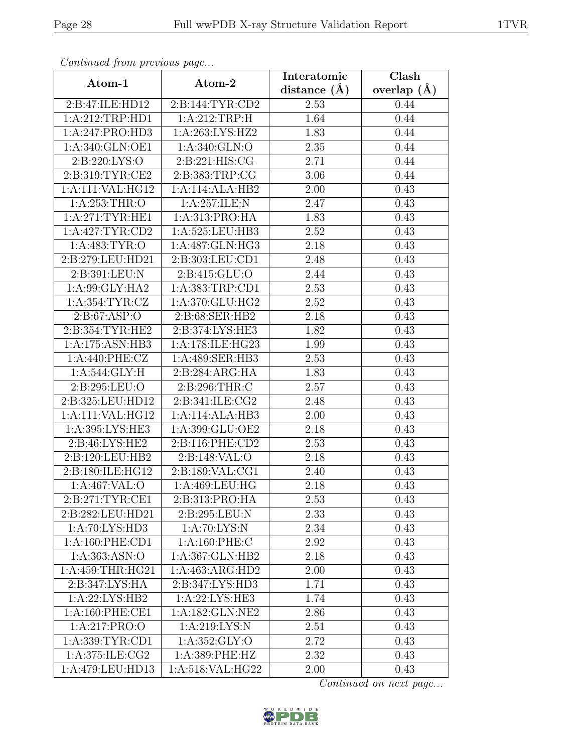*Continued from previous page...*

| Atom-1 | Atom-2 | Interatomic distance (Å) | Clash overlap (Å) |
|---|---|---|---|
| 2:B:47:ILE:HD12 | 2:B:144:TYR:CD2 | 2.53 | 0.44 |
| 1:A:212:TRP:HD1 | 1:A:212:TRP:H | 1.64 | 0.44 |
| 1:A:247:PRO:HD3 | 1:A:263:LYS:HZ2 | 1.83 | 0.44 |
| 1:A:340:GLN:OE1 | 1:A:340:GLN:O | 2.35 | 0.44 |
| 2:B:220:LYS:O | 2:B:221:HIS:CG | 2.71 | 0.44 |
| 2:B:319:TYR:CE2 | 2:B:383:TRP:CG | 3.06 | 0.44 |
| 1:A:111:VAL:HG12 | 1:A:114:ALA:HB2 | 2.00 | 0.43 |
| 1:A:253:THR:O | 1:A:257:ILE:N | 2.47 | 0.43 |
| 1:A:271:TYR:HE1 | 1:A:313:PRO:HA | 1.83 | 0.43 |
| 1:A:427:TYR:CD2 | 1:A:525:LEU:HB3 | 2.52 | 0.43 |
| 1:A:483:TYR:O | 1:A:487:GLN:HG3 | 2.18 | 0.43 |
| 2:B:279:LEU:HD21 | 2:B:303:LEU:CD1 | 2.48 | 0.43 |
| 2:B:391:LEU:N | 2:B:415:GLU:O | 2.44 | 0.43 |
| 1:A:99:GLY:HA2 | 1:A:383:TRP:CD1 | 2.53 | 0.43 |
| 1:A:354:TYR:CZ | 1:A:370:GLU:HG2 | 2.52 | 0.43 |
| 2:B:67:ASP:O | 2:B:68:SER:HB2 | 2.18 | 0.43 |
| 2:B:354:TYR:HE2 | 2:B:374:LYS:HE3 | 1.82 | 0.43 |
| 1:A:175:ASN:HB3 | 1:A:178:ILE:HG23 | 1.99 | 0.43 |
| 1:A:440:PHE:CZ | 1:A:489:SER:HB3 | 2.53 | 0.43 |
| 1:A:544:GLY:H | 2:B:284:ARG:HA | 1.83 | 0.43 |
| 2:B:295:LEU:O | 2:B:296:THR:C | 2.57 | 0.43 |
| 2:B:325:LEU:HD12 | 2:B:341:ILE:CG2 | 2.48 | 0.43 |
| 1:A:111:VAL:HG12 | 1:A:114:ALA:HB3 | 2.00 | 0.43 |
| 1:A:395:LYS:HE3 | 1:A:399:GLU:OE2 | 2.18 | 0.43 |
| 2:B:46:LYS:HE2 | 2:B:116:PHE:CD2 | 2.53 | 0.43 |
| 2:B:120:LEU:HB2 | 2:B:148:VAL:O | 2.18 | 0.43 |
| 2:B:180:ILE:HG12 | 2:B:189:VAL:CG1 | 2.40 | 0.43 |
| 1:A:467:VAL:O | 1:A:469:LEU:HG | 2.18 | 0.43 |
| 2:B:271:TYR:CE1 | 2:B:313:PRO:HA | 2.53 | 0.43 |
| 2:B:282:LEU:HD21 | 2:B:295:LEU:N | 2.33 | 0.43 |
| 1:A:70:LYS:HD3 | 1:A:70:LYS:N | 2.34 | 0.43 |
| 1:A:160:PHE:CD1 | 1:A:160:PHE:C | 2.92 | 0.43 |
| 1:A:363:ASN:O | 1:A:367:GLN:HB2 | 2.18 | 0.43 |
| 1:A:459:THR:HG21 | 1:A:463:ARG:HD2 | 2.00 | 0.43 |
| 2:B:347:LYS:HA | 2:B:347:LYS:HD3 | 1.71 | 0.43 |
| 1:A:22:LYS:HB2 | 1:A:22:LYS:HE3 | 1.74 | 0.43 |
| 1:A:160:PHE:CE1 | 1:A:182:GLN:NE2 | 2.86 | 0.43 |
| 1:A:217:PRO:O | 1:A:219:LYS:N | 2.51 | 0.43 |
| 1:A:339:TYR:CD1 | 1:A:352:GLY:O | 2.72 | 0.43 |
| 1:A:375:ILE:CG2 | 1:A:389:PHE:HZ | 2.32 | 0.43 |
| 1:A:479:LEU:HD13 | 1:A:518:VAL:HG22 | 2.00 | 0.43 |

*Continued on next page...*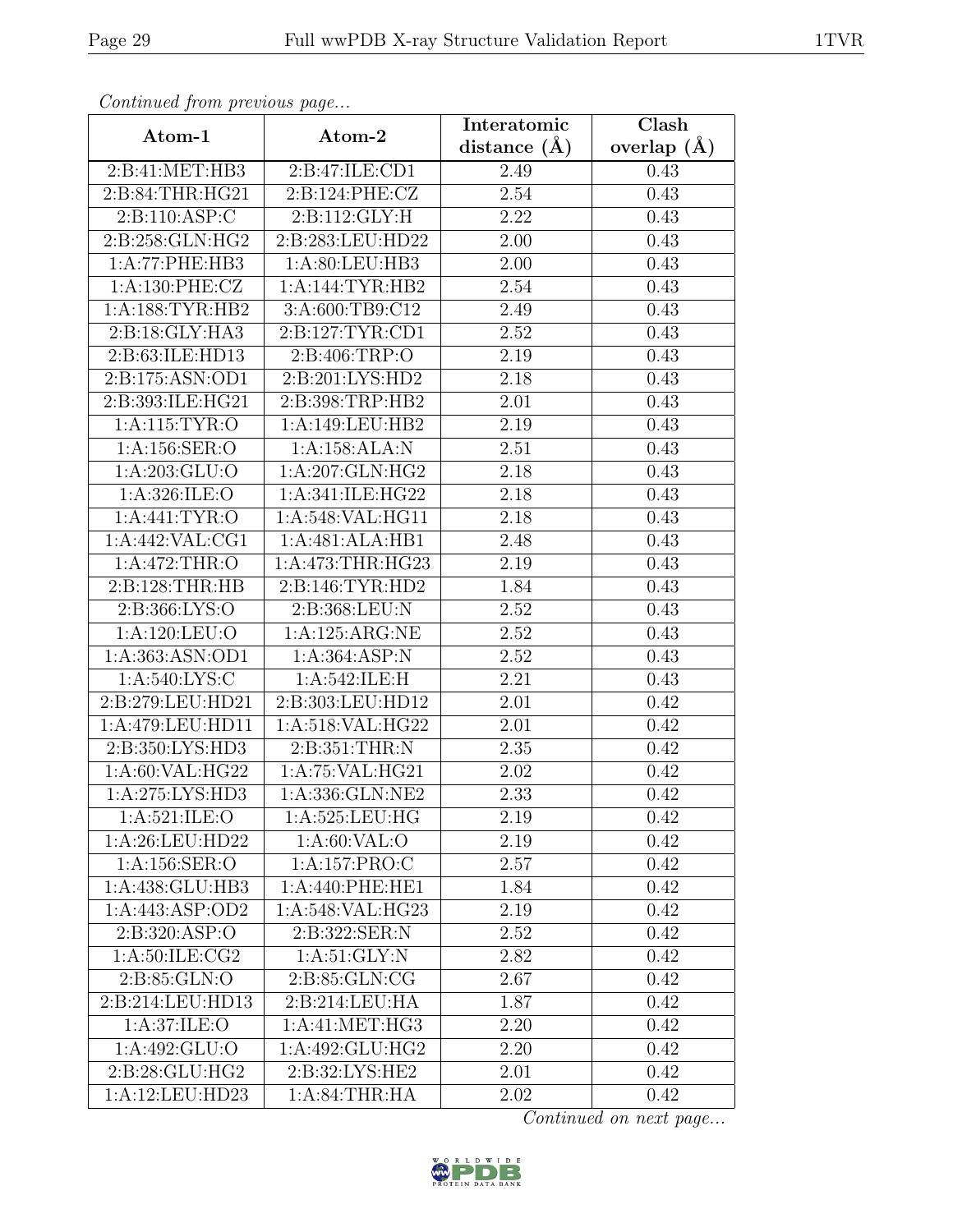*Continued from previous page...*

| Atom-1 | Atom-2 | Interatomic distance (Å) | Clash overlap (Å) |
|---|---|---|---|
| 2:B:41:MET:HB3 | 2:B:47:ILE:CD1 | 2.49 | 0.43 |
| 2:B:84:THR:HG21 | 2:B:124:PHE:CZ | 2.54 | 0.43 |
| 2:B:110:ASP:C | 2:B:112:GLY:H | 2.22 | 0.43 |
| 2:B:258:GLN:HG2 | 2:B:283:LEU:HD22 | 2.00 | 0.43 |
| 1:A:77:PHE:HB3 | 1:A:80:LEU:HB3 | 2.00 | 0.43 |
| 1:A:130:PHE:CZ | 1:A:144:TYR:HB2 | 2.54 | 0.43 |
| 1:A:188:TYR:HB2 | 3:A:600:TB9:C12 | 2.49 | 0.43 |
| 2:B:18:GLY:HA3 | 2:B:127:TYR:CD1 | 2.52 | 0.43 |
| 2:B:63:ILE:HD13 | 2:B:406:TRP:O | 2.19 | 0.43 |
| 2:B:175:ASN:OD1 | 2:B:201:LYS:HD2 | 2.18 | 0.43 |
| 2:B:393:ILE:HG21 | 2:B:398:TRP:HB2 | 2.01 | 0.43 |
| 1:A:115:TYR:O | 1:A:149:LEU:HB2 | 2.19 | 0.43 |
| 1:A:156:SER:O | 1:A:158:ALA:N | 2.51 | 0.43 |
| 1:A:203:GLU:O | 1:A:207:GLN:HG2 | 2.18 | 0.43 |
| 1:A:326:ILE:O | 1:A:341:ILE:HG22 | 2.18 | 0.43 |
| 1:A:441:TYR:O | 1:A:548:VAL:HG11 | 2.18 | 0.43 |
| 1:A:442:VAL:CG1 | 1:A:481:ALA:HB1 | 2.48 | 0.43 |
| 1:A:472:THR:O | 1:A:473:THR:HG23 | 2.19 | 0.43 |
| 2:B:128:THR:HB | 2:B:146:TYR:HD2 | 1.84 | 0.43 |
| 2:B:366:LYS:O | 2:B:368:LEU:N | 2.52 | 0.43 |
| 1:A:120:LEU:O | 1:A:125:ARG:NE | 2.52 | 0.43 |
| 1:A:363:ASN:OD1 | 1:A:364:ASP:N | 2.52 | 0.43 |
| 1:A:540:LYS:C | 1:A:542:ILE:H | 2.21 | 0.43 |
| 2:B:279:LEU:HD21 | 2:B:303:LEU:HD12 | 2.01 | 0.42 |
| 1:A:479:LEU:HD11 | 1:A:518:VAL:HG22 | 2.01 | 0.42 |
| 2:B:350:LYS:HD3 | 2:B:351:THR:N | 2.35 | 0.42 |
| 1:A:60:VAL:HG22 | 1:A:75:VAL:HG21 | 2.02 | 0.42 |
| 1:A:275:LYS:HD3 | 1:A:336:GLN:NE2 | 2.33 | 0.42 |
| 1:A:521:ILE:O | 1:A:525:LEU:HG | 2.19 | 0.42 |
| 1:A:26:LEU:HD22 | 1:A:60:VAL:O | 2.19 | 0.42 |
| 1:A:156:SER:O | 1:A:157:PRO:C | 2.57 | 0.42 |
| 1:A:438:GLU:HB3 | 1:A:440:PHE:HE1 | 1.84 | 0.42 |
| 1:A:443:ASP:OD2 | 1:A:548:VAL:HG23 | 2.19 | 0.42 |
| 2:B:320:ASP:O | 2:B:322:SER:N | 2.52 | 0.42 |
| 1:A:50:ILE:CG2 | 1:A:51:GLY:N | 2.82 | 0.42 |
| 2:B:85:GLN:O | 2:B:85:GLN:CG | 2.67 | 0.42 |
| 2:B:214:LEU:HD13 | 2:B:214:LEU:HA | 1.87 | 0.42 |
| 1:A:37:ILE:O | 1:A:41:MET:HG3 | 2.20 | 0.42 |
| 1:A:492:GLU:O | 1:A:492:GLU:HG2 | 2.20 | 0.42 |
| 2:B:28:GLU:HG2 | 2:B:32:LYS:HE2 | 2.01 | 0.42 |
| 1:A:12:LEU:HD23 | 1:A:84:THR:HA | 2.02 | 0.42 |

*Continued on next page...*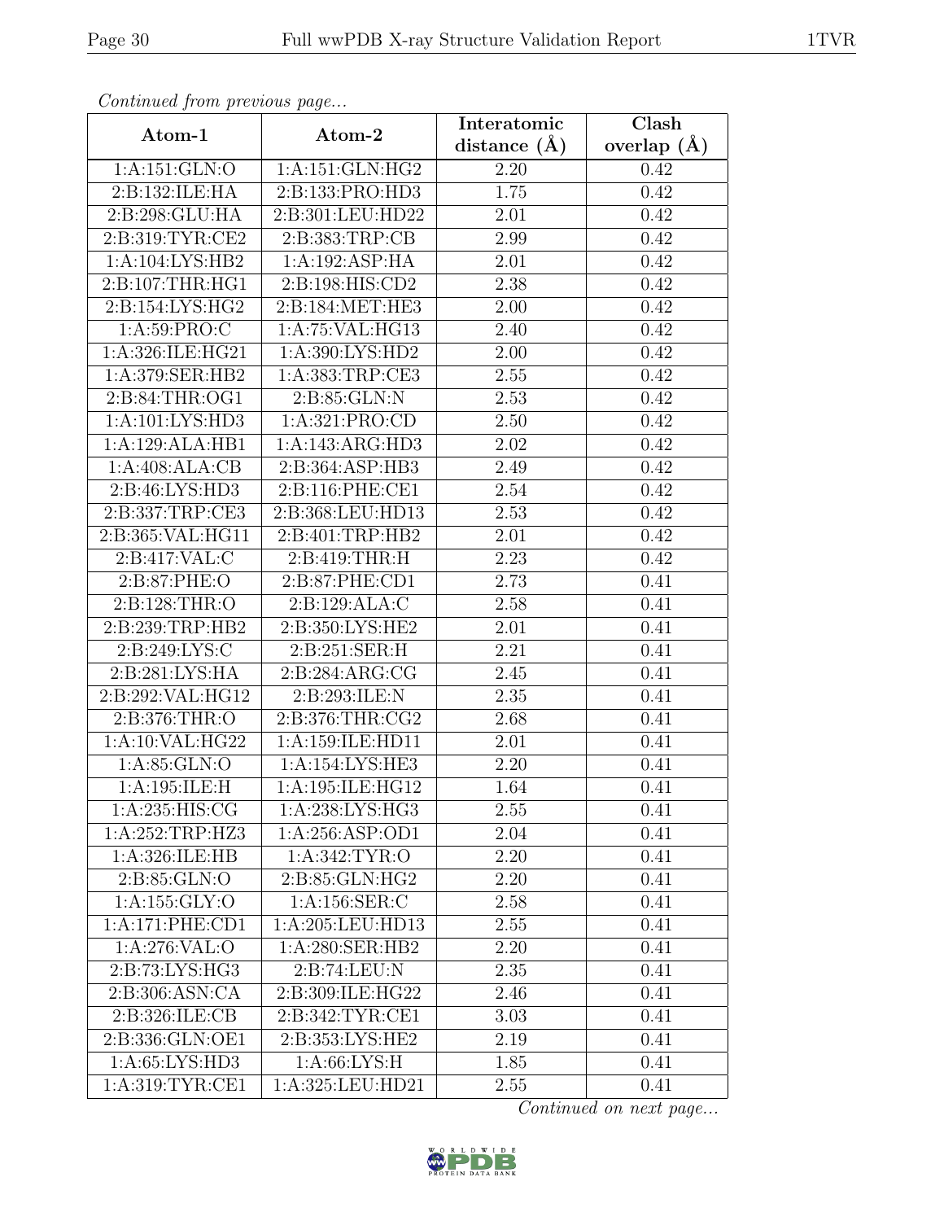*Continued from previous page...*

| Atom-1 | Atom-2 | Interatomic distance (Å) | Clash overlap (Å) |
|---|---|---|---|
| 1:A:151:GLN:O | 1:A:151:GLN:HG2 | 2.20 | 0.42 |
| 2:B:132:ILE:HA | 2:B:133:PRO:HD3 | 1.75 | 0.42 |
| 2:B:298:GLU:HA | 2:B:301:LEU:HD22 | 2.01 | 0.42 |
| 2:B:319:TYR:CE2 | 2:B:383:TRP:CB | 2.99 | 0.42 |
| 1:A:104:LYS:HB2 | 1:A:192:ASP:HA | 2.01 | 0.42 |
| 2:B:107:THR:HG1 | 2:B:198:HIS:CD2 | 2.38 | 0.42 |
| 2:B:154:LYS:HG2 | 2:B:184:MET:HE3 | 2.00 | 0.42 |
| 1:A:59:PRO:C | 1:A:75:VAL:HG13 | 2.40 | 0.42 |
| 1:A:326:ILE:HG21 | 1:A:390:LYS:HD2 | 2.00 | 0.42 |
| 1:A:379:SER:HB2 | 1:A:383:TRP:CE3 | 2.55 | 0.42 |
| 2:B:84:THR:OG1 | 2:B:85:GLN:N | 2.53 | 0.42 |
| 1:A:101:LYS:HD3 | 1:A:321:PRO:CD | 2.50 | 0.42 |
| 1:A:129:ALA:HB1 | 1:A:143:ARG:HD3 | 2.02 | 0.42 |
| 1:A:408:ALA:CB | 2:B:364:ASP:HB3 | 2.49 | 0.42 |
| 2:B:46:LYS:HD3 | 2:B:116:PHE:CE1 | 2.54 | 0.42 |
| 2:B:337:TRP:CE3 | 2:B:368:LEU:HD13 | 2.53 | 0.42 |
| 2:B:365:VAL:HG11 | 2:B:401:TRP:HB2 | 2.01 | 0.42 |
| 2:B:417:VAL:C | 2:B:419:THR:H | 2.23 | 0.42 |
| 2:B:87:PHE:O | 2:B:87:PHE:CD1 | 2.73 | 0.41 |
| 2:B:128:THR:O | 2:B:129:ALA:C | 2.58 | 0.41 |
| 2:B:239:TRP:HB2 | 2:B:350:LYS:HE2 | 2.01 | 0.41 |
| 2:B:249:LYS:C | 2:B:251:SER:H | 2.21 | 0.41 |
| 2:B:281:LYS:HA | 2:B:284:ARG:CG | 2.45 | 0.41 |
| 2:B:292:VAL:HG12 | 2:B:293:ILE:N | 2.35 | 0.41 |
| 2:B:376:THR:O | 2:B:376:THR:CG2 | 2.68 | 0.41 |
| 1:A:10:VAL:HG22 | 1:A:159:ILE:HD11 | 2.01 | 0.41 |
| 1:A:85:GLN:O | 1:A:154:LYS:HE3 | 2.20 | 0.41 |
| 1:A:195:ILE:H | 1:A:195:ILE:HG12 | 1.64 | 0.41 |
| 1:A:235:HIS:CG | 1:A:238:LYS:HG3 | 2.55 | 0.41 |
| 1:A:252:TRP:HZ3 | 1:A:256:ASP:OD1 | 2.04 | 0.41 |
| 1:A:326:ILE:HB | 1:A:342:TYR:O | 2.20 | 0.41 |
| 2:B:85:GLN:O | 2:B:85:GLN:HG2 | 2.20 | 0.41 |
| 1:A:155:GLY:O | 1:A:156:SER:C | 2.58 | 0.41 |
| 1:A:171:PHE:CD1 | 1:A:205:LEU:HD13 | 2.55 | 0.41 |
| 1:A:276:VAL:O | 1:A:280:SER:HB2 | 2.20 | 0.41 |
| 2:B:73:LYS:HG3 | 2:B:74:LEU:N | 2.35 | 0.41 |
| 2:B:306:ASN:CA | 2:B:309:ILE:HG22 | 2.46 | 0.41 |
| 2:B:326:ILE:CB | 2:B:342:TYR:CE1 | 3.03 | 0.41 |
| 2:B:336:GLN:OE1 | 2:B:353:LYS:HE2 | 2.19 | 0.41 |
| 1:A:65:LYS:HD3 | 1:A:66:LYS:H | 1.85 | 0.41 |
| 1:A:319:TYR:CE1 | 1:A:325:LEU:HD21 | 2.55 | 0.41 |

*Continued on next page...*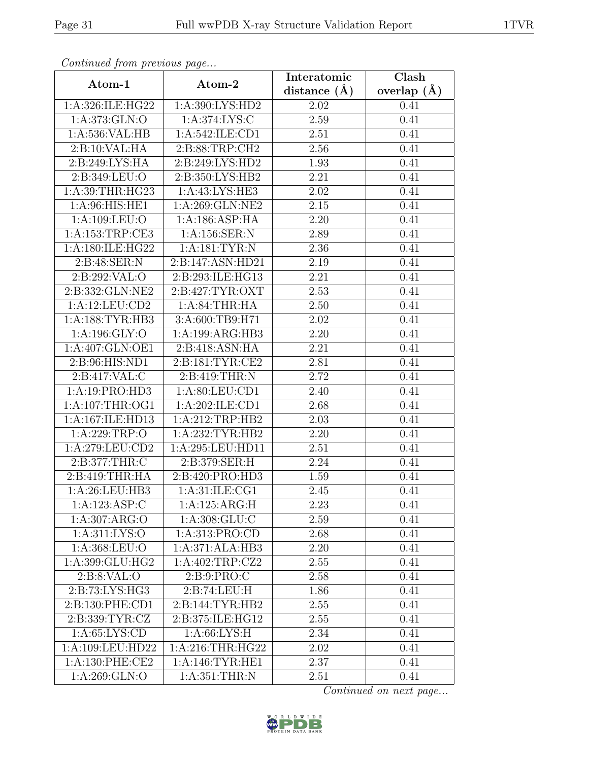*Continued from previous page...*

| Atom-1 | Atom-2 | Interatomic distance (Å) | Clash overlap (Å) |
|---|---|---|---|
| 1:A:326:ILE:HG22 | 1:A:390:LYS:HD2 | 2.02 | 0.41 |
| 1:A:373:GLN:O | 1:A:374:LYS:C | 2.59 | 0.41 |
| 1:A:536:VAL:HB | 1:A:542:ILE:CD1 | 2.51 | 0.41 |
| 2:B:10:VAL:HA | 2:B:88:TRP:CH2 | 2.56 | 0.41 |
| 2:B:249:LYS:HA | 2:B:249:LYS:HD2 | 1.93 | 0.41 |
| 2:B:349:LEU:O | 2:B:350:LYS:HB2 | 2.21 | 0.41 |
| 1:A:39:THR:HG23 | 1:A:43:LYS:HE3 | 2.02 | 0.41 |
| 1:A:96:HIS:HE1 | 1:A:269:GLN:NE2 | 2.15 | 0.41 |
| 1:A:109:LEU:O | 1:A:186:ASP:HA | 2.20 | 0.41 |
| 1:A:153:TRP:CE3 | 1:A:156:SER:N | 2.89 | 0.41 |
| 1:A:180:ILE:HG22 | 1:A:181:TYR:N | 2.36 | 0.41 |
| 2:B:48:SER:N | 2:B:147:ASN:HD21 | 2.19 | 0.41 |
| 2:B:292:VAL:O | 2:B:293:ILE:HG13 | 2.21 | 0.41 |
| 2:B:332:GLN:NE2 | 2:B:427:TYR:OXT | 2.53 | 0.41 |
| 1:A:12:LEU:CD2 | 1:A:84:THR:HA | 2.50 | 0.41 |
| 1:A:188:TYR:HB3 | 3:A:600:TB9:H71 | 2.02 | 0.41 |
| 1:A:196:GLY:O | 1:A:199:ARG:HB3 | 2.20 | 0.41 |
| 1:A:407:GLN:OE1 | 2:B:418:ASN:HA | 2.21 | 0.41 |
| 2:B:96:HIS:ND1 | 2:B:181:TYR:CE2 | 2.81 | 0.41 |
| 2:B:417:VAL:C | 2:B:419:THR:N | 2.72 | 0.41 |
| 1:A:19:PRO:HD3 | 1:A:80:LEU:CD1 | 2.40 | 0.41 |
| 1:A:107:THR:OG1 | 1:A:202:ILE:CD1 | 2.68 | 0.41 |
| 1:A:167:ILE:HD13 | 1:A:212:TRP:HB2 | 2.03 | 0.41 |
| 1:A:229:TRP:O | 1:A:232:TYR:HB2 | 2.20 | 0.41 |
| 1:A:279:LEU:CD2 | 1:A:295:LEU:HD11 | 2.51 | 0.41 |
| 2:B:377:THR:C | 2:B:379:SER:H | 2.24 | 0.41 |
| 2:B:419:THR:HA | 2:B:420:PRO:HD3 | 1.59 | 0.41 |
| 1:A:26:LEU:HB3 | 1:A:31:ILE:CG1 | 2.45 | 0.41 |
| 1:A:123:ASP:C | 1:A:125:ARG:H | 2.23 | 0.41 |
| 1:A:307:ARG:O | 1:A:308:GLU:C | 2.59 | 0.41 |
| 1:A:311:LYS:O | 1:A:313:PRO:CD | 2.68 | 0.41 |
| 1:A:368:LEU:O | 1:A:371:ALA:HB3 | 2.20 | 0.41 |
| 1:A:399:GLU:HG2 | 1:A:402:TRP:CZ2 | 2.55 | 0.41 |
| 2:B:8:VAL:O | 2:B:9:PRO:C | 2.58 | 0.41 |
| 2:B:73:LYS:HG3 | 2:B:74:LEU:H | 1.86 | 0.41 |
| 2:B:130:PHE:CD1 | 2:B:144:TYR:HB2 | 2.55 | 0.41 |
| 2:B:339:TYR:CZ | 2:B:375:ILE:HG12 | 2.55 | 0.41 |
| 1:A:65:LYS:CD | 1:A:66:LYS:H | 2.34 | 0.41 |
| 1:A:109:LEU:HD22 | 1:A:216:THR:HG22 | 2.02 | 0.41 |
| 1:A:130:PHE:CE2 | 1:A:146:TYR:HE1 | 2.37 | 0.41 |
| 1:A:269:GLN:O | 1:A:351:THR:N | 2.51 | 0.41 |

*Continued on next page...*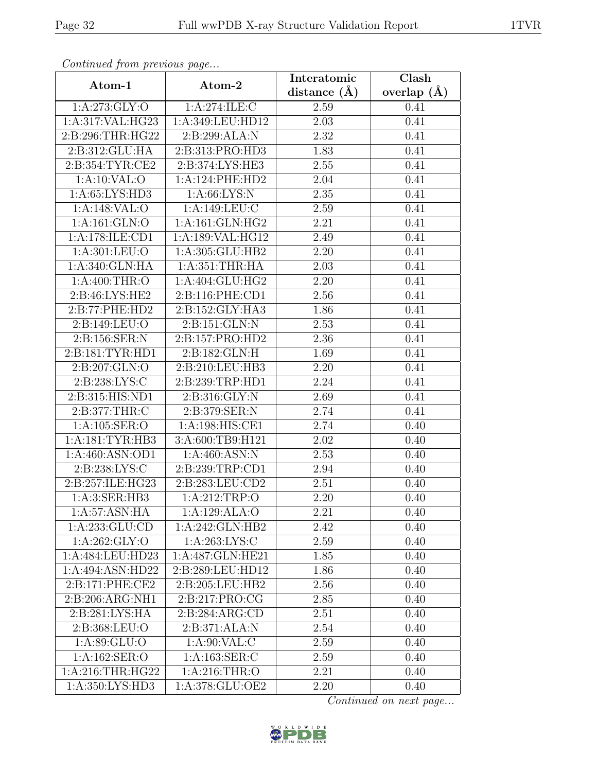*Continued from previous page...*

| Atom-1 | Atom-2 | Interatomic distance (Å) | Clash overlap (Å) |
|---|---|---|---|
| 1:A:273:GLY:O | 1:A:274:ILE:C | 2.59 | 0.41 |
| 1:A:317:VAL:HG23 | 1:A:349:LEU:HD12 | 2.03 | 0.41 |
| 2:B:296:THR:HG22 | 2:B:299:ALA:N | 2.32 | 0.41 |
| 2:B:312:GLU:HA | 2:B:313:PRO:HD3 | 1.83 | 0.41 |
| 2:B:354:TYR:CE2 | 2:B:374:LYS:HE3 | 2.55 | 0.41 |
| 1:A:10:VAL:O | 1:A:124:PHE:HD2 | 2.04 | 0.41 |
| 1:A:65:LYS:HD3 | 1:A:66:LYS:N | 2.35 | 0.41 |
| 1:A:148:VAL:O | 1:A:149:LEU:C | 2.59 | 0.41 |
| 1:A:161:GLN:O | 1:A:161:GLN:HG2 | 2.21 | 0.41 |
| 1:A:178:ILE:CD1 | 1:A:189:VAL:HG12 | 2.49 | 0.41 |
| 1:A:301:LEU:O | 1:A:305:GLU:HB2 | 2.20 | 0.41 |
| 1:A:340:GLN:HA | 1:A:351:THR:HA | 2.03 | 0.41 |
| 1:A:400:THR:O | 1:A:404:GLU:HG2 | 2.20 | 0.41 |
| 2:B:46:LYS:HE2 | 2:B:116:PHE:CD1 | 2.56 | 0.41 |
| 2:B:77:PHE:HD2 | 2:B:152:GLY:HA3 | 1.86 | 0.41 |
| 2:B:149:LEU:O | 2:B:151:GLN:N | 2.53 | 0.41 |
| 2:B:156:SER:N | 2:B:157:PRO:HD2 | 2.36 | 0.41 |
| 2:B:181:TYR:HD1 | 2:B:182:GLN:H | 1.69 | 0.41 |
| 2:B:207:GLN:O | 2:B:210:LEU:HB3 | 2.20 | 0.41 |
| 2:B:238:LYS:C | 2:B:239:TRP:HD1 | 2.24 | 0.41 |
| 2:B:315:HIS:ND1 | 2:B:316:GLY:N | 2.69 | 0.41 |
| 2:B:377:THR:C | 2:B:379:SER:N | 2.74 | 0.41 |
| 1:A:105:SER:O | 1:A:198:HIS:CE1 | 2.74 | 0.40 |
| 1:A:181:TYR:HB3 | 3:A:600:TB9:H121 | 2.02 | 0.40 |
| 1:A:460:ASN:OD1 | 1:A:460:ASN:N | 2.53 | 0.40 |
| 2:B:238:LYS:C | 2:B:239:TRP:CD1 | 2.94 | 0.40 |
| 2:B:257:ILE:HG23 | 2:B:283:LEU:CD2 | 2.51 | 0.40 |
| 1:A:3:SER:HB3 | 1:A:212:TRP:O | 2.20 | 0.40 |
| 1:A:57:ASN:HA | 1:A:129:ALA:O | 2.21 | 0.40 |
| 1:A:233:GLU:CD | 1:A:242:GLN:HB2 | 2.42 | 0.40 |
| 1:A:262:GLY:O | 1:A:263:LYS:C | 2.59 | 0.40 |
| 1:A:484:LEU:HD23 | 1:A:487:GLN:HE21 | 1.85 | 0.40 |
| 1:A:494:ASN:HD22 | 2:B:289:LEU:HD12 | 1.86 | 0.40 |
| 2:B:171:PHE:CE2 | 2:B:205:LEU:HB2 | 2.56 | 0.40 |
| 2:B:206:ARG:NH1 | 2:B:217:PRO:CG | 2.85 | 0.40 |
| 2:B:281:LYS:HA | 2:B:284:ARG:CD | 2.51 | 0.40 |
| 2:B:368:LEU:O | 2:B:371:ALA:N | 2.54 | 0.40 |
| 1:A:89:GLU:O | 1:A:90:VAL:C | 2.59 | 0.40 |
| 1:A:162:SER:O | 1:A:163:SER:C | 2.59 | 0.40 |
| 1:A:216:THR:HG22 | 1:A:216:THR:O | 2.21 | 0.40 |
| 1:A:350:LYS:HD3 | 1:A:378:GLU:OE2 | 2.20 | 0.40 |

*Continued on next page...*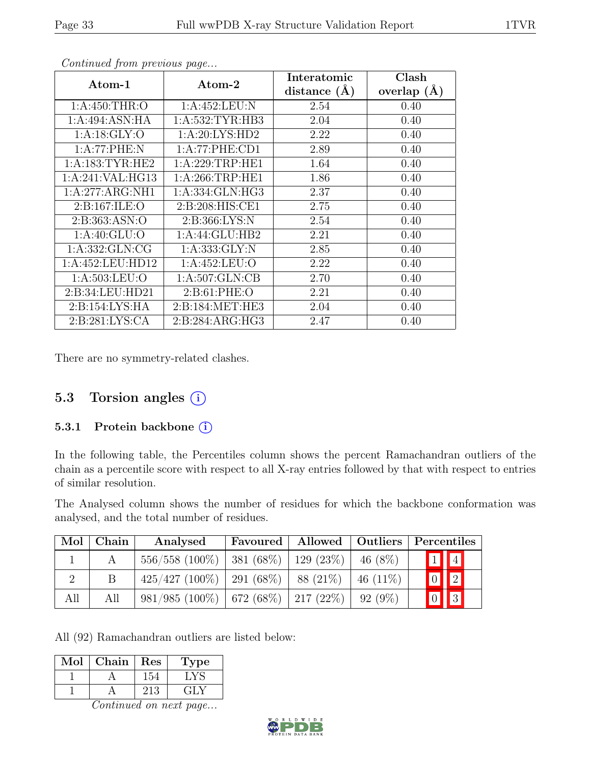*Continued from previous page...*

| Atom-1 | Atom-2 | Interatomic distance (Å) | Clash overlap (Å) |
|---|---|---|---|
| 1:A:450:THR:O | 1:A:452:LEU:N | 2.54 | 0.40 |
| 1:A:494:ASN:HA | 1:A:532:TYR:HB3 | 2.04 | 0.40 |
| 1:A:18:GLY:O | 1:A:20:LYS:HD2 | 2.22 | 0.40 |
| 1:A:77:PHE:N | 1:A:77:PHE:CD1 | 2.89 | 0.40 |
| 1:A:183:TYR:HE2 | 1:A:229:TRP:HE1 | 1.64 | 0.40 |
| 1:A:241:VAL:HG13 | 1:A:266:TRP:HE1 | 1.86 | 0.40 |
| 1:A:277:ARG:NH1 | 1:A:334:GLN:HG3 | 2.37 | 0.40 |
| 2:B:167:ILE:O | 2:B:208:HIS:CE1 | 2.75 | 0.40 |
| 2:B:363:ASN:O | 2:B:366:LYS:N | 2.54 | 0.40 |
| 1:A:40:GLU:O | 1:A:44:GLU:HB2 | 2.21 | 0.40 |
| 1:A:332:GLN:CG | 1:A:333:GLY:N | 2.85 | 0.40 |
| 1:A:452:LEU:HD12 | 1:A:452:LEU:O | 2.22 | 0.40 |
| 1:A:503:LEU:O | 1:A:507:GLN:CB | 2.70 | 0.40 |
| 2:B:34:LEU:HD21 | 2:B:61:PHE:O | 2.21 | 0.40 |
| 2:B:154:LYS:HA | 2:B:184:MET:HE3 | 2.04 | 0.40 |
| 2:B:281:LYS:CA | 2:B:284:ARG:HG3 | 2.47 | 0.40 |

There are no symmetry-related clashes.

## 5.3 Torsion angles (i)

### 5.3.1 Protein backbone (i)

In the following table, the Percentiles column shows the percent Ramachandran outliers of the chain as a percentile score with respect to all X-ray entries followed by that with respect to entries of similar resolution.

The Analysed column shows the number of residues for which the backbone conformation was analysed, and the total number of residues.

| Mol | Chain | Analysed | Favoured | Allowed | Outliers | Percentiles | |
|---|---|---|---|---|---|---|---|
| 1 | A | 556/558 (100%) | 381 (68%) | 129 (23%) | 46 (8%) | 1 | 4 |
| 2 | B | 425/427 (100%) | 291 (68%) | 88 (21%) | 46 (11%) | 0 | 2 |
| All | All | 981/985 (100%) | 672 (68%) | 217 (22%) | 92 (9%) | 0 | 3 |

All (92) Ramachandran outliers are listed below:

| Mol | Chain | Res | Type |
|---|---|---|---|
| 1 | A | 154 | LYS |
| 1 | A | 213 | GLY |

*Continued on next page...*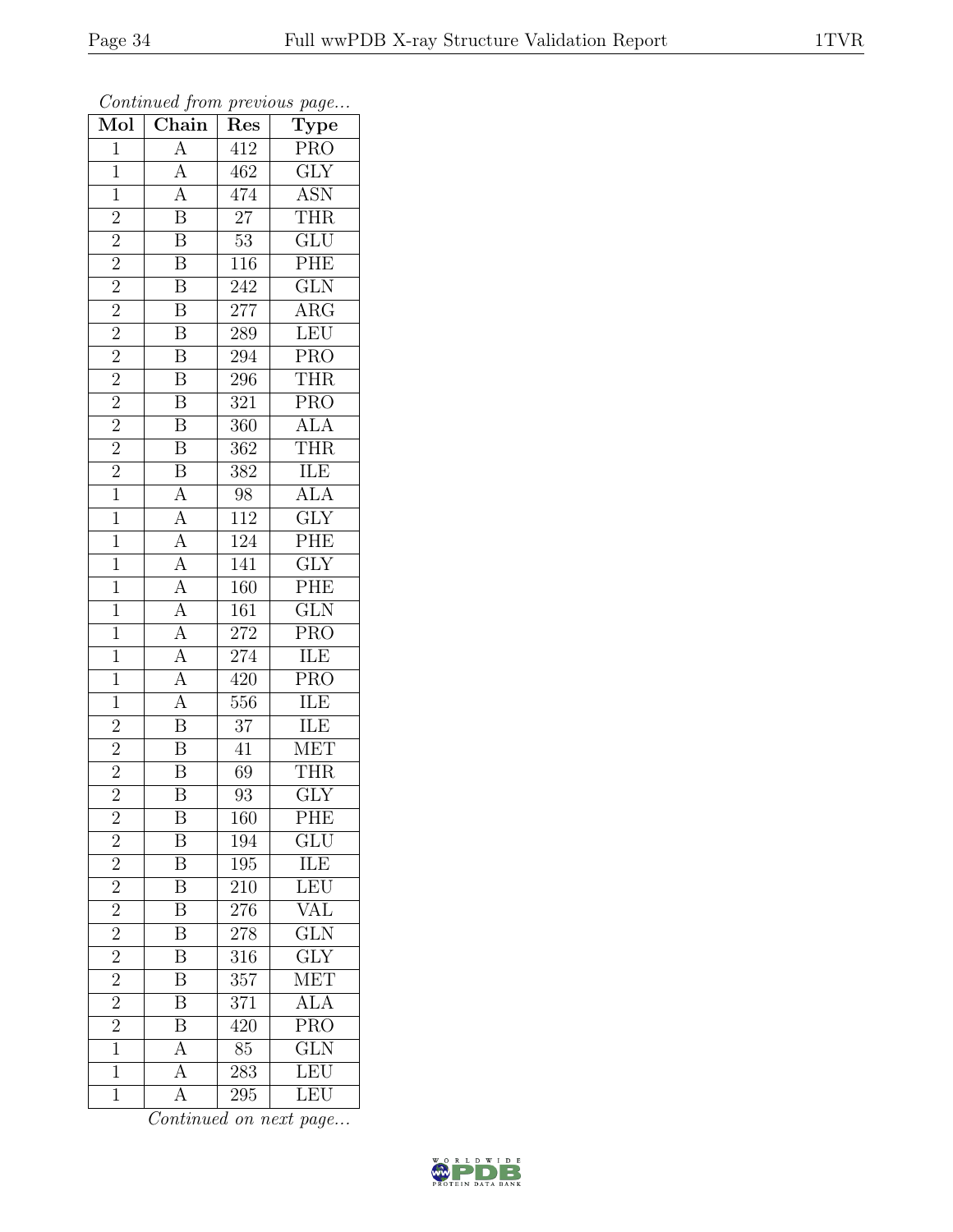*Continued from previous page...*

| Mol | Chain | Res | Type |
|---|---|---|---|
| 1 | A | 412 | PRO |
| 1 | A | 462 | GLY |
| 1 | A | 474 | ASN |
| 2 | B | 27 | THR |
| 2 | B | 53 | GLU |
| 2 | B | 116 | PHE |
| 2 | B | 242 | GLN |
| 2 | B | 277 | ARG |
| 2 | B | 289 | LEU |
| 2 | B | 294 | PRO |
| 2 | B | 296 | THR |
| 2 | B | 321 | PRO |
| 2 | B | 360 | ALA |
| 2 | B | 362 | THR |
| 2 | B | 382 | ILE |
| 1 | A | 98 | ALA |
| 1 | A | 112 | GLY |
| 1 | A | 124 | PHE |
| 1 | A | 141 | GLY |
| 1 | A | 160 | PHE |
| 1 | A | 161 | GLN |
| 1 | A | 272 | PRO |
| 1 | A | 274 | ILE |
| 1 | A | 420 | PRO |
| 1 | A | 556 | ILE |
| 2 | B | 37 | ILE |
| 2 | B | 41 | MET |
| 2 | B | 69 | THR |
| 2 | B | 93 | GLY |
| 2 | B | 160 | PHE |
| 2 | B | 194 | GLU |
| 2 | B | 195 | ILE |
| 2 | B | 210 | LEU |
| 2 | B | 276 | VAL |
| 2 | B | 278 | GLN |
| 2 | B | 316 | GLY |
| 2 | B | 357 | MET |
| 2 | B | 371 | ALA |
| 2 | B | 420 | PRO |
| 1 | A | 85 | GLN |
| 1 | A | 283 | LEU |
| 1 | A | 295 | LEU |

*Continued on next page...*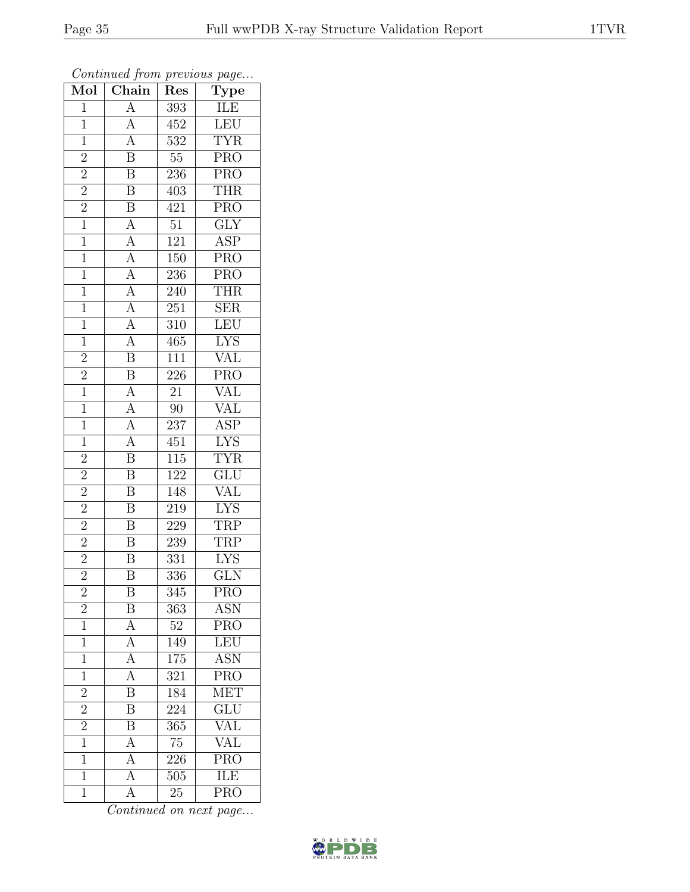*Continued from previous page...*

| Mol | Chain | Res | Type |
|---|---|---|---|
| 1 | A | 393 | ILE |
| 1 | A | 452 | LEU |
| 1 | A | 532 | TYR |
| 2 | B | 55 | PRO |
| 2 | B | 236 | PRO |
| 2 | B | 403 | THR |
| 2 | B | 421 | PRO |
| 1 | A | 51 | GLY |
| 1 | A | 121 | ASP |
| 1 | A | 150 | PRO |
| 1 | A | 236 | PRO |
| 1 | A | 240 | THR |
| 1 | A | 251 | SER |
| 1 | A | 310 | LEU |
| 1 | A | 465 | LYS |
| 2 | B | 111 | VAL |
| 2 | B | 226 | PRO |
| 1 | A | 21 | VAL |
| 1 | A | 90 | VAL |
| 1 | A | 237 | ASP |
| 1 | A | 451 | LYS |
| 2 | B | 115 | TYR |
| 2 | B | 122 | GLU |
| 2 | B | 148 | VAL |
| 2 | B | 219 | LYS |
| 2 | B | 229 | TRP |
| 2 | B | 239 | TRP |
| 2 | B | 331 | LYS |
| 2 | B | 336 | GLN |
| 2 | B | 345 | PRO |
| 2 | B | 363 | ASN |
| 1 | A | 52 | PRO |
| 1 | A | 149 | LEU |
| 1 | A | 175 | ASN |
| 1 | A | 321 | PRO |
| 2 | B | 184 | MET |
| 2 | B | 224 | GLU |
| 2 | B | 365 | VAL |
| 1 | A | 75 | VAL |
| 1 | A | 226 | PRO |
| 1 | A | 505 | ILE |
| 1 | A | 25 | PRO |

*Continued on next page...*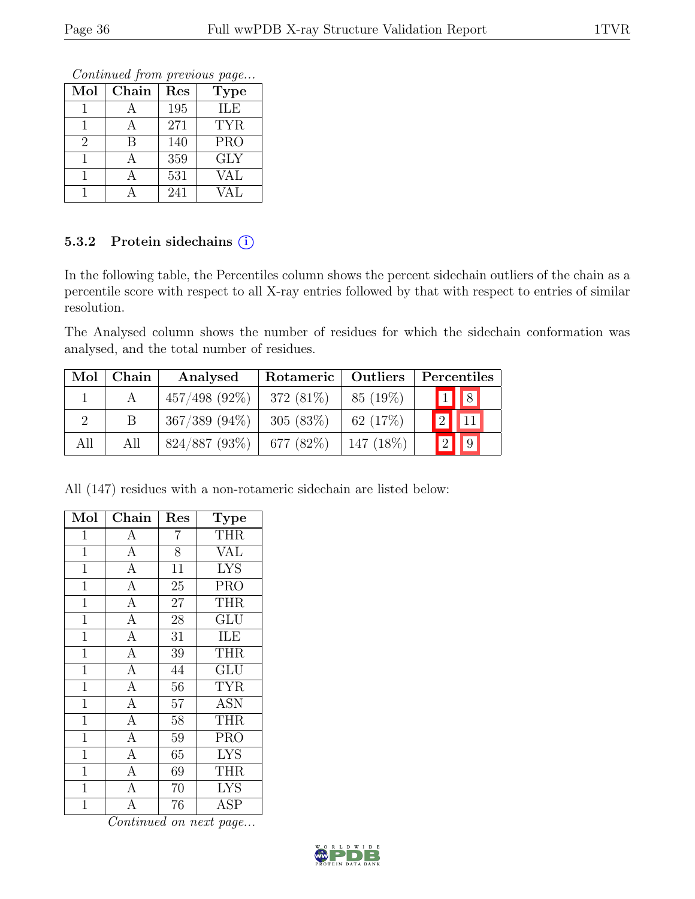*Continued from previous page...*

| Mol | Chain | Res | Type |
|---|---|---|---|
| 1 | A | 195 | ILE |
| 1 | A | 271 | TYR |
| 2 | B | 140 | PRO |
| 1 | A | 359 | GLY |
| 1 | A | 531 | VAL |
| 1 | A | 241 | VAL |

### 5.3.2 Protein sidechains

In the following table, the Percentiles column shows the percent sidechain outliers of the chain as a percentile score with respect to all X-ray entries followed by that with respect to entries of similar resolution.

The Analysed column shows the number of residues for which the sidechain conformation was analysed, and the total number of residues.

| Mol | Chain | Analysed | Rotameric | Outliers | Percentiles | |
|---|---|---|---|---|---|---|
| 1 | A | 457/498 (92%) | 372 (81%) | 85 (19%) | 1 | 8 |
| 2 | B | 367/389 (94%) | 305 (83%) | 62 (17%) | 2 | 11 |
| All | All | 824/887 (93%) | 677 (82%) | 147 (18%) | 2 | 9 |

All (147) residues with a non-rotameric sidechain are listed below:

| Mol | Chain | Res | Type |
|---|---|---|---|
| 1 | A | 7 | THR |
| 1 | A | 8 | VAL |
| 1 | A | 11 | LYS |
| 1 | A | 25 | PRO |
| 1 | A | 27 | THR |
| 1 | A | 28 | GLU |
| 1 | A | 31 | ILE |
| 1 | A | 39 | THR |
| 1 | A | 44 | GLU |
| 1 | A | 56 | TYR |
| 1 | A | 57 | ASN |
| 1 | A | 58 | THR |
| 1 | A | 59 | PRO |
| 1 | A | 65 | LYS |
| 1 | A | 69 | THR |
| 1 | A | 70 | LYS |
| 1 | A | 76 | ASP |

*Continued on next page...*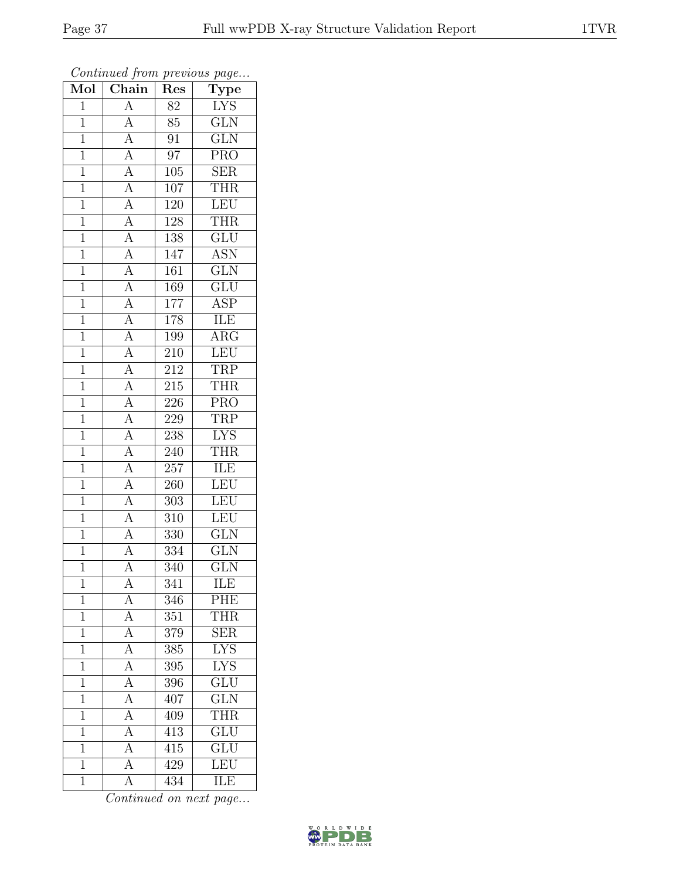*Continued from previous page...*

| Mol | Chain | Res | Type |
|---|---|---|---|
| 1 | A | 82 | LYS |
| 1 | A | 85 | GLN |
| 1 | A | 91 | GLN |
| 1 | A | 97 | PRO |
| 1 | A | 105 | SER |
| 1 | A | 107 | THR |
| 1 | A | 120 | LEU |
| 1 | A | 128 | THR |
| 1 | A | 138 | GLU |
| 1 | A | 147 | ASN |
| 1 | A | 161 | GLN |
| 1 | A | 169 | GLU |
| 1 | A | 177 | ASP |
| 1 | A | 178 | ILE |
| 1 | A | 199 | ARG |
| 1 | A | 210 | LEU |
| 1 | A | 212 | TRP |
| 1 | A | 215 | THR |
| 1 | A | 226 | PRO |
| 1 | A | 229 | TRP |
| 1 | A | 238 | LYS |
| 1 | A | 240 | THR |
| 1 | A | 257 | ILE |
| 1 | A | 260 | LEU |
| 1 | A | 303 | LEU |
| 1 | A | 310 | LEU |
| 1 | A | 330 | GLN |
| 1 | A | 334 | GLN |
| 1 | A | 340 | GLN |
| 1 | A | 341 | ILE |
| 1 | A | 346 | PHE |
| 1 | A | 351 | THR |
| 1 | A | 379 | SER |
| 1 | A | 385 | LYS |
| 1 | A | 395 | LYS |
| 1 | A | 396 | GLU |
| 1 | A | 407 | GLN |
| 1 | A | 409 | THR |
| 1 | A | 413 | GLU |
| 1 | A | 415 | GLU |
| 1 | A | 429 | LEU |
| 1 | A | 434 | ILE |

*Continued on next page...*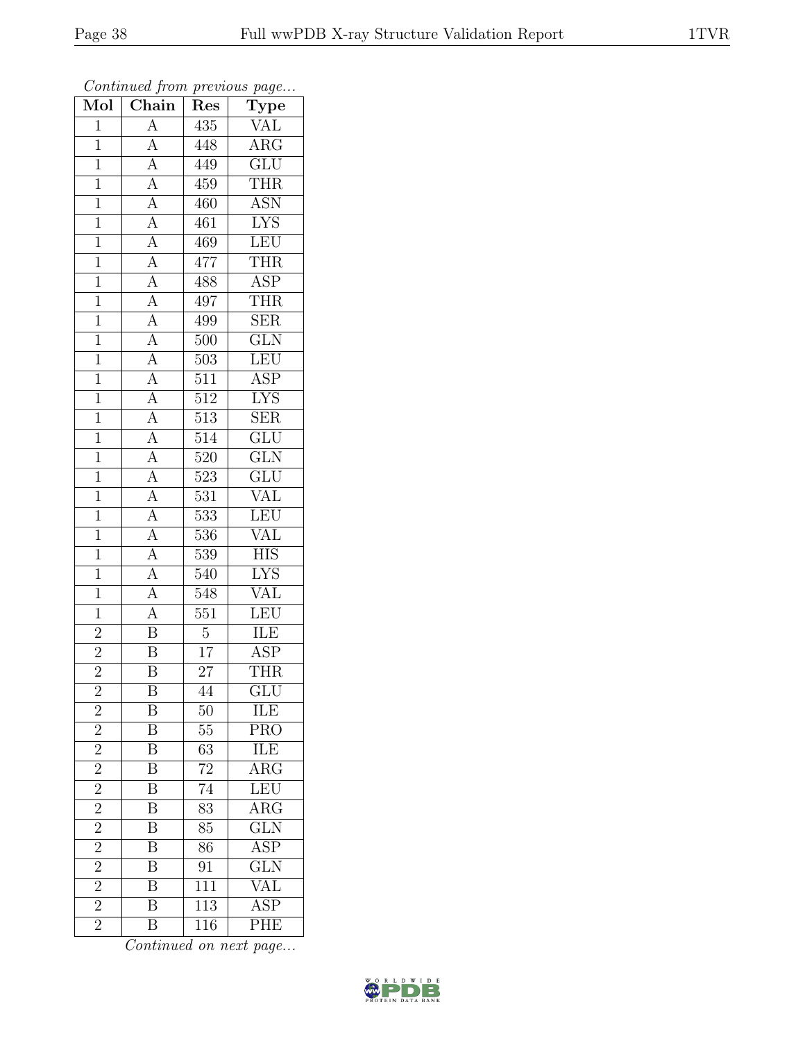*Continued from previous page...*

| Mol | Chain | Res | Type |
|---|---|---|---|
| 1 | A | 435 | VAL |
| 1 | A | 448 | ARG |
| 1 | A | 449 | GLU |
| 1 | A | 459 | THR |
| 1 | A | 460 | ASN |
| 1 | A | 461 | LYS |
| 1 | A | 469 | LEU |
| 1 | A | 477 | THR |
| 1 | A | 488 | ASP |
| 1 | A | 497 | THR |
| 1 | A | 499 | SER |
| 1 | A | 500 | GLN |
| 1 | A | 503 | LEU |
| 1 | A | 511 | ASP |
| 1 | A | 512 | LYS |
| 1 | A | 513 | SER |
| 1 | A | 514 | GLU |
| 1 | A | 520 | GLN |
| 1 | A | 523 | GLU |
| 1 | A | 531 | VAL |
| 1 | A | 533 | LEU |
| 1 | A | 536 | VAL |
| 1 | A | 539 | HIS |
| 1 | A | 540 | LYS |
| 1 | A | 548 | VAL |
| 1 | A | 551 | LEU |
| 2 | B | 5 | ILE |
| 2 | B | 17 | ASP |
| 2 | B | 27 | THR |
| 2 | B | 44 | GLU |
| 2 | B | 50 | ILE |
| 2 | B | 55 | PRO |
| 2 | B | 63 | ILE |
| 2 | B | 72 | ARG |
| 2 | B | 74 | LEU |
| 2 | B | 83 | ARG |
| 2 | B | 85 | GLN |
| 2 | B | 86 | ASP |
| 2 | B | 91 | GLN |
| 2 | B | 111 | VAL |
| 2 | B | 113 | ASP |
| 2 | B | 116 | PHE |

*Continued on next page...*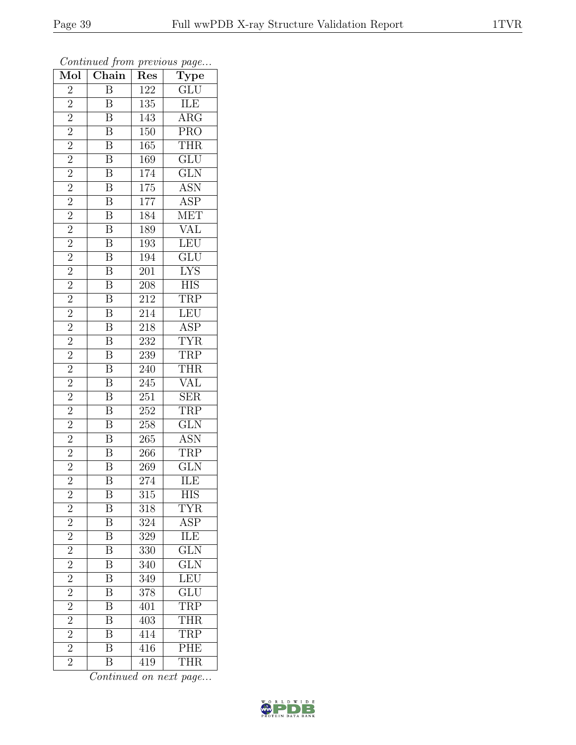*Continued from previous page...*

| Mol | Chain | Res | Type |
|---|---|---|---|
| 2 | B | 122 | GLU |
| 2 | B | 135 | ILE |
| 2 | B | 143 | ARG |
| 2 | B | 150 | PRO |
| 2 | B | 165 | THR |
| 2 | B | 169 | GLU |
| 2 | B | 174 | GLN |
| 2 | B | 175 | ASN |
| 2 | B | 177 | ASP |
| 2 | B | 184 | MET |
| 2 | B | 189 | VAL |
| 2 | B | 193 | LEU |
| 2 | B | 194 | GLU |
| 2 | B | 201 | LYS |
| 2 | B | 208 | HIS |
| 2 | B | 212 | TRP |
| 2 | B | 214 | LEU |
| 2 | B | 218 | ASP |
| 2 | B | 232 | TYR |
| 2 | B | 239 | TRP |
| 2 | B | 240 | THR |
| 2 | B | 245 | VAL |
| 2 | B | 251 | SER |
| 2 | B | 252 | TRP |
| 2 | B | 258 | GLN |
| 2 | B | 265 | ASN |
| 2 | B | 266 | TRP |
| 2 | B | 269 | GLN |
| 2 | B | 274 | ILE |
| 2 | B | 315 | HIS |
| 2 | B | 318 | TYR |
| 2 | B | 324 | ASP |
| 2 | B | 329 | ILE |
| 2 | B | 330 | GLN |
| 2 | B | 340 | GLN |
| 2 | B | 349 | LEU |
| 2 | B | 378 | GLU |
| 2 | B | 401 | TRP |
| 2 | B | 403 | THR |
| 2 | B | 414 | TRP |
| 2 | B | 416 | PHE |
| 2 | B | 419 | THR |

*Continued on next page...*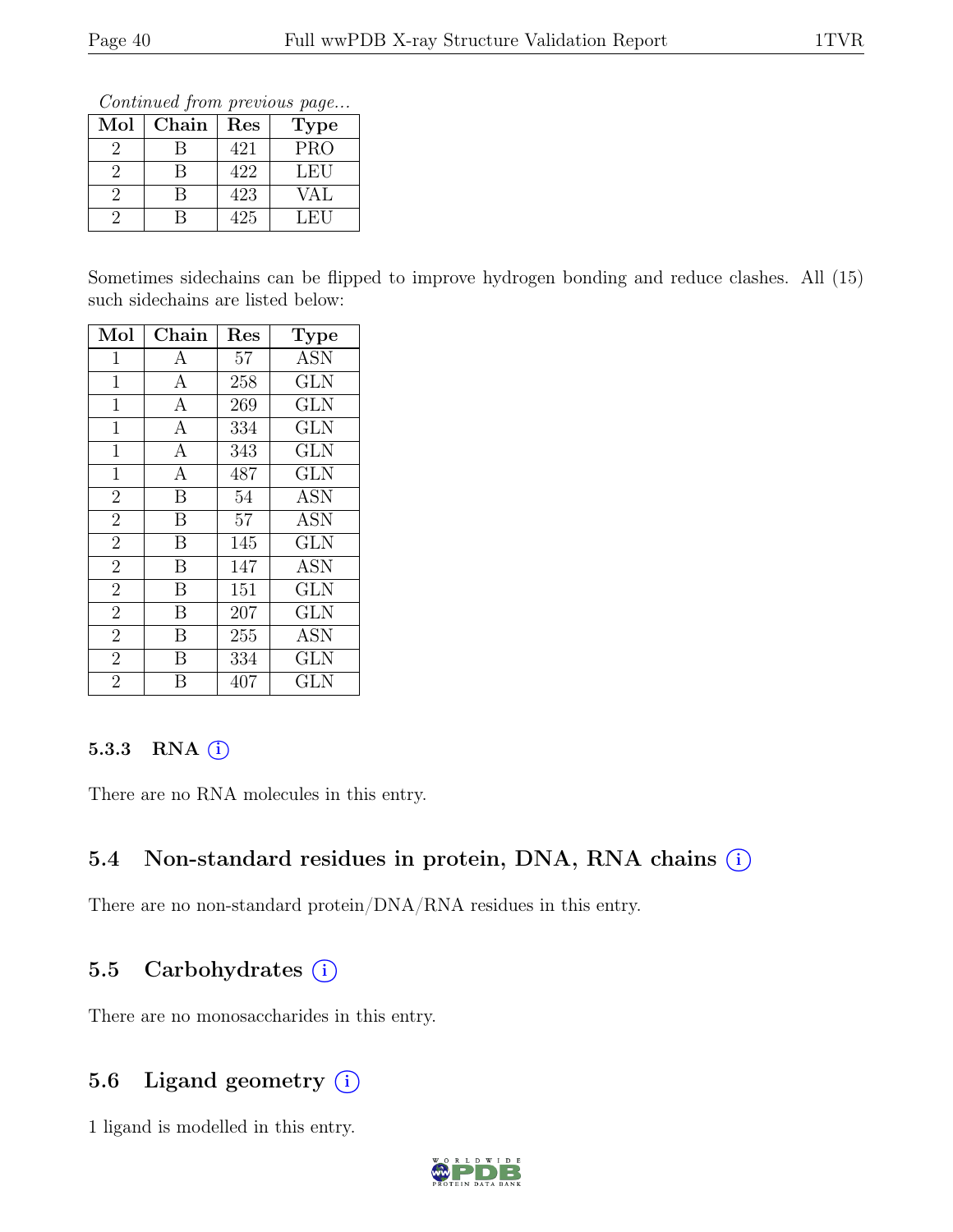*Continued from previous page...*

| Mol | Chain | Res | Type |
|---|---|---|---|
| 2 | B | 421 | PRO |
| 2 | B | 422 | LEU |
| 2 | B | 423 | VAL |
| 2 | B | 425 | LEU |

Sometimes sidechains can be flipped to improve hydrogen bonding and reduce clashes. All (15) such sidechains are listed below:

| Mol | Chain | Res | Type |
|---|---|---|---|
| 1 | A | 57 | ASN |
| 1 | A | 258 | GLN |
| 1 | A | 269 | GLN |
| 1 | A | 334 | GLN |
| 1 | A | 343 | GLN |
| 1 | A | 487 | GLN |
| 2 | B | 54 | ASN |
| 2 | B | 57 | ASN |
| 2 | B | 145 | GLN |
| 2 | B | 147 | ASN |
| 2 | B | 151 | GLN |
| 2 | B | 207 | GLN |
| 2 | B | 255 | ASN |
| 2 | B | 334 | GLN |
| 2 | B | 407 | GLN |

#### 5.3.3 RNA

There are no RNA molecules in this entry.

### 5.4 Non-standard residues in protein, DNA, RNA chains

There are no non-standard protein/DNA/RNA residues in this entry.

### 5.5 Carbohydrates

There are no monosaccharides in this entry.

### 5.6 Ligand geometry

1 ligand is modelled in this entry.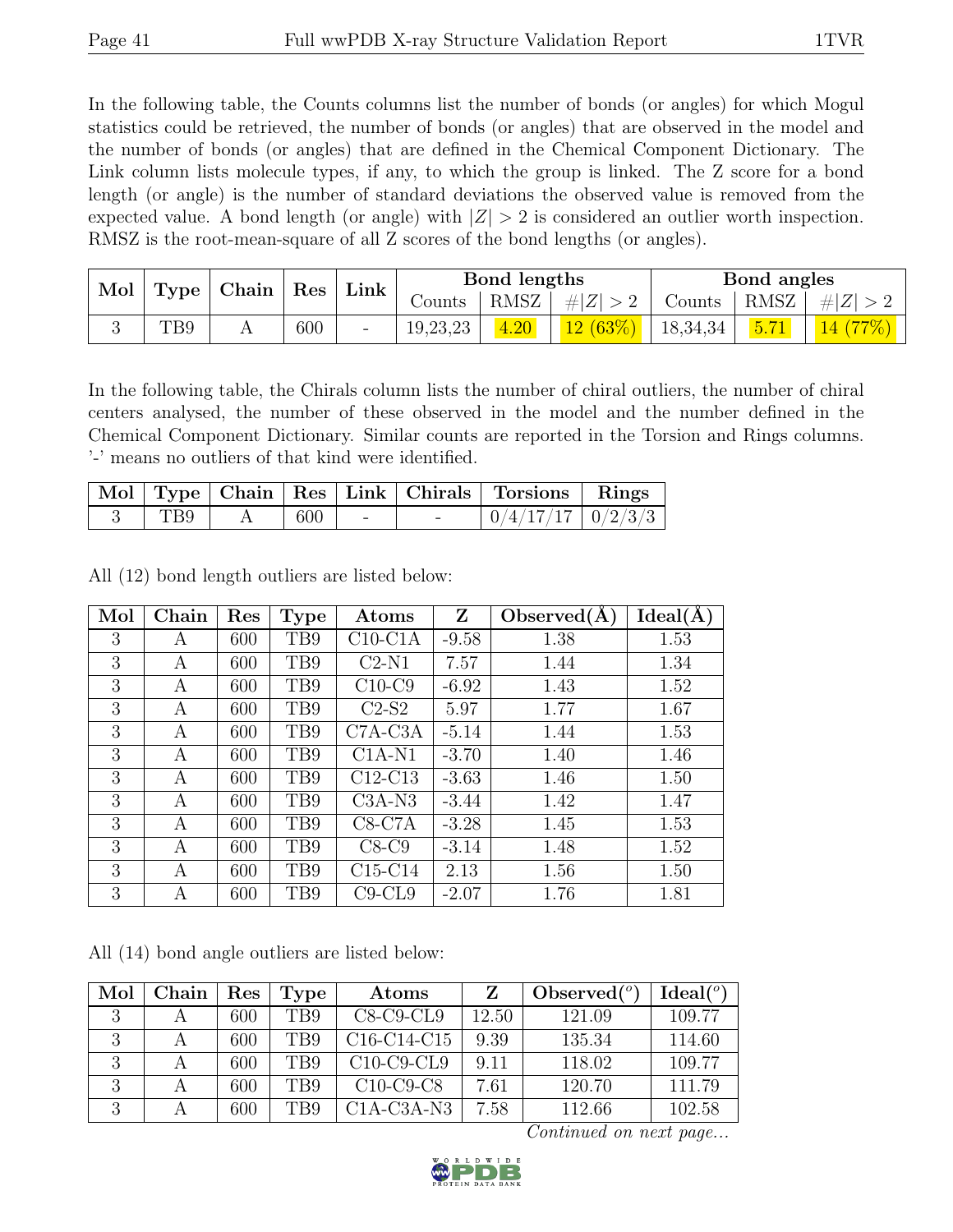In the following table, the Counts columns list the number of bonds (or angles) for which Mogul statistics could be retrieved, the number of bonds (or angles) that are observed in the model and the number of bonds (or angles) that are defined in the Chemical Component Dictionary. The Link column lists molecule types, if any, to which the group is linked. The Z score for a bond length (or angle) is the number of standard deviations the observed value is removed from the expected value. A bond length (or angle) with $|Z| > 2$ is considered an outlier worth inspection. RMSZ is the root-mean-square of all Z scores of the bond lengths (or angles).

| Mol | Type | Chain | Res | Link | Bond lengths | | | Bond angles | | |
|---|---|---|---|---|---|---|---|---|---|---|
| | | | | | Counts | RMSZ | $\#\|Z\| > 2$ | Counts | RMSZ | $\#\|Z\| > 2$ |
| 3 | TB9 | A | 600 | - | 19,23,23 | 4.20 | 12 (63%) | 18,34,34 | 5.71 | 14 (77%) |

In the following table, the Chirals column lists the number of chiral outliers, the number of chiral centers analysed, the number of these observed in the model and the number defined in the Chemical Component Dictionary. Similar counts are reported in the Torsion and Rings columns. '-' means no outliers of that kind were identified.

| Mol | Type | Chain | Res | Link | Chirals | Torsions | Rings |
|---|---|---|---|---|---|---|---|
| 3 | TB9 | A | 600 | - | - | 0/4/17/17 | 0/2/3/3 |

All (12) bond length outliers are listed below:

| Mol | Chain | Res | Type | Atoms | Z | Observed(Å) | Ideal(Å) |
|---|---|---|---|---|---|---|---|
| 3 | A | 600 | TB9 | C10-C1A | -9.58 | 1.38 | 1.53 |
| 3 | A | 600 | TB9 | C2-N1 | 7.57 | 1.44 | 1.34 |
| 3 | A | 600 | TB9 | C10-C9 | -6.92 | 1.43 | 1.52 |
| 3 | A | 600 | TB9 | C2-S2 | 5.97 | 1.77 | 1.67 |
| 3 | A | 600 | TB9 | C7A-C3A | -5.14 | 1.44 | 1.53 |
| 3 | A | 600 | TB9 | C1A-N1 | -3.70 | 1.40 | 1.46 |
| 3 | A | 600 | TB9 | C12-C13 | -3.63 | 1.46 | 1.50 |
| 3 | A | 600 | TB9 | C3A-N3 | -3.44 | 1.42 | 1.47 |
| 3 | A | 600 | TB9 | C8-C7A | -3.28 | 1.45 | 1.53 |
| 3 | A | 600 | TB9 | C8-C9 | -3.14 | 1.48 | 1.52 |
| 3 | A | 600 | TB9 | C15-C14 | 2.13 | 1.56 | 1.50 |
| 3 | A | 600 | TB9 | C9-CL9 | -2.07 | 1.76 | 1.81 |

All (14) bond angle outliers are listed below:

| Mol | Chain | Res | Type | Atoms | Z | Observed(°) | Ideal(°) |
|---|---|---|---|---|---|---|---|
| 3 | A | 600 | TB9 | C8-C9-CL9 | 12.50 | 121.09 | 109.77 |
| 3 | A | 600 | TB9 | C16-C14-C15 | 9.39 | 135.34 | 114.60 |
| 3 | A | 600 | TB9 | C10-C9-CL9 | 9.11 | 118.02 | 109.77 |
| 3 | A | 600 | TB9 | C10-C9-C8 | 7.61 | 120.70 | 111.79 |
| 3 | A | 600 | TB9 | C1A-C3A-N3 | 7.58 | 112.66 | 102.58 |

*Continued on next page...*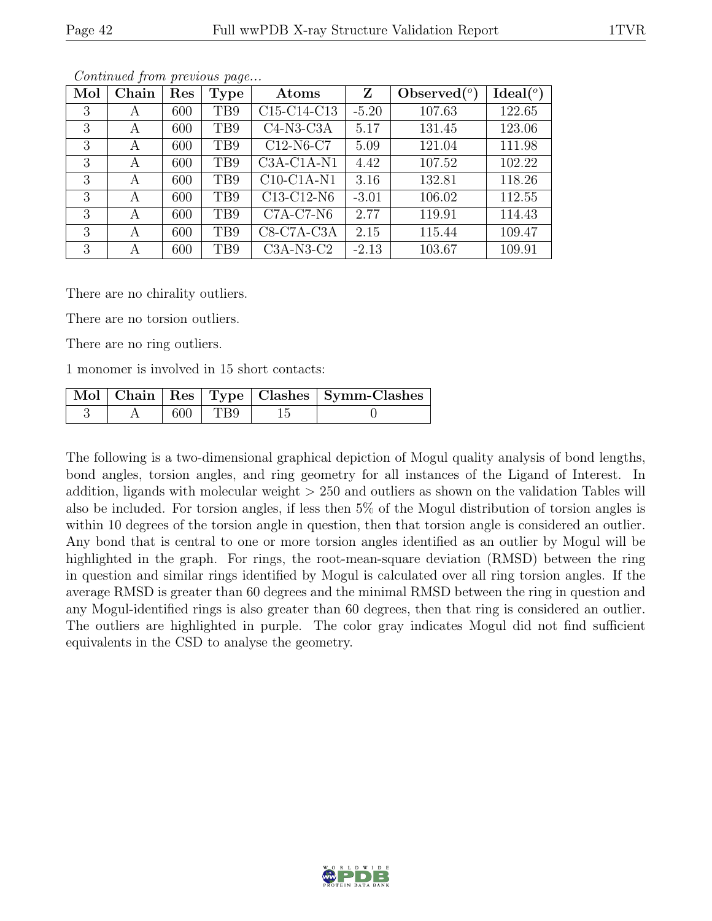*Continued from previous page...*

| Mol | Chain | Res | Type | Atoms | Z | Observed(°) | Ideal(°) |
|---|---|---|---|---|---|---|---|
| 3 | A | 600 | TB9 | C15-C14-C13 | -5.20 | 107.63 | 122.65 |
| 3 | A | 600 | TB9 | C4-N3-C3A | 5.17 | 131.45 | 123.06 |
| 3 | A | 600 | TB9 | C12-N6-C7 | 5.09 | 121.04 | 111.98 |
| 3 | A | 600 | TB9 | C3A-C1A-N1 | 4.42 | 107.52 | 102.22 |
| 3 | A | 600 | TB9 | C10-C1A-N1 | 3.16 | 132.81 | 118.26 |
| 3 | A | 600 | TB9 | C13-C12-N6 | -3.01 | 106.02 | 112.55 |
| 3 | A | 600 | TB9 | C7A-C7-N6 | 2.77 | 119.91 | 114.43 |
| 3 | A | 600 | TB9 | C8-C7A-C3A | 2.15 | 115.44 | 109.47 |
| 3 | A | 600 | TB9 | C3A-N3-C2 | -2.13 | 103.67 | 109.91 |

There are no chirality outliers.

There are no torsion outliers.

There are no ring outliers.

1 monomer is involved in 15 short contacts:

| Mol | Chain | Res | Type | Clashes | Symm-Clashes |
|---|---|---|---|---|---|
| 3 | A | 600 | TB9 | 15 | 0 |

The following is a two-dimensional graphical depiction of Mogul quality analysis of bond lengths, bond angles, torsion angles, and ring geometry for all instances of the Ligand of Interest. In addition, ligands with molecular weight > 250 and outliers as shown on the validation Tables will also be included. For torsion angles, if less then 5% of the Mogul distribution of torsion angles is within 10 degrees of the torsion angle in question, then that torsion angle is considered an outlier. Any bond that is central to one or more torsion angles identified as an outlier by Mogul will be highlighted in the graph. For rings, the root-mean-square deviation (RMSD) between the ring in question and similar rings identified by Mogul is calculated over all ring torsion angles. If the average RMSD is greater than 60 degrees and the minimal RMSD between the ring in question and any Mogul-identified rings is also greater than 60 degrees, then that ring is considered an outlier. The outliers are highlighted in purple. The color gray indicates Mogul did not find sufficient equivalents in the CSD to analyse the geometry.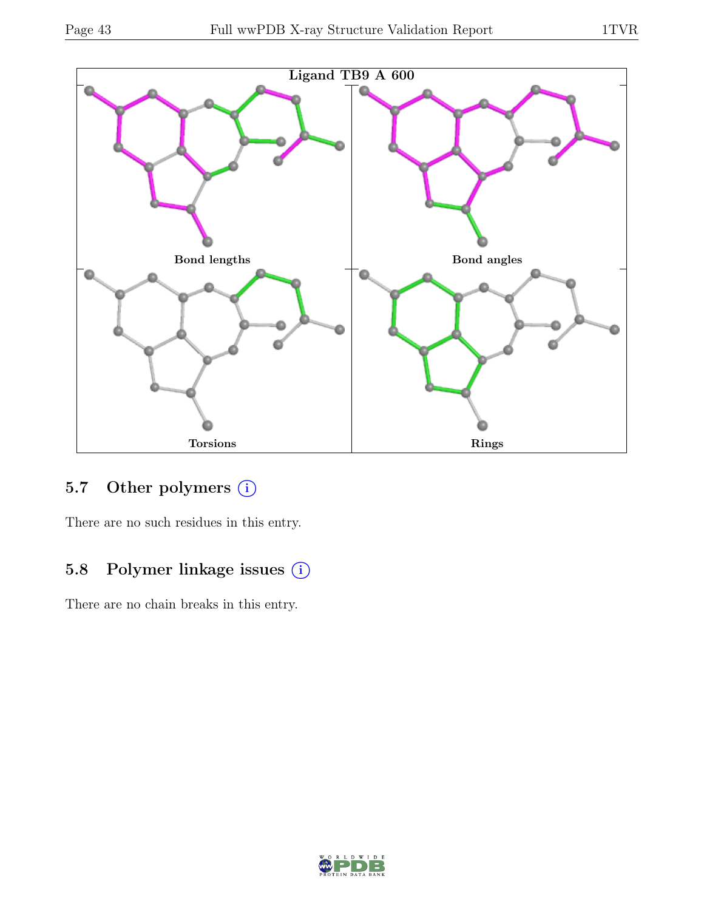Ligand TB9 A 600

Bond lengths

Bond angles

Torsions

Rings

### 5.7 Other polymers (i)

There are no such residues in this entry.

### 5.8 Polymer linkage issues (i)

There are no chain breaks in this entry.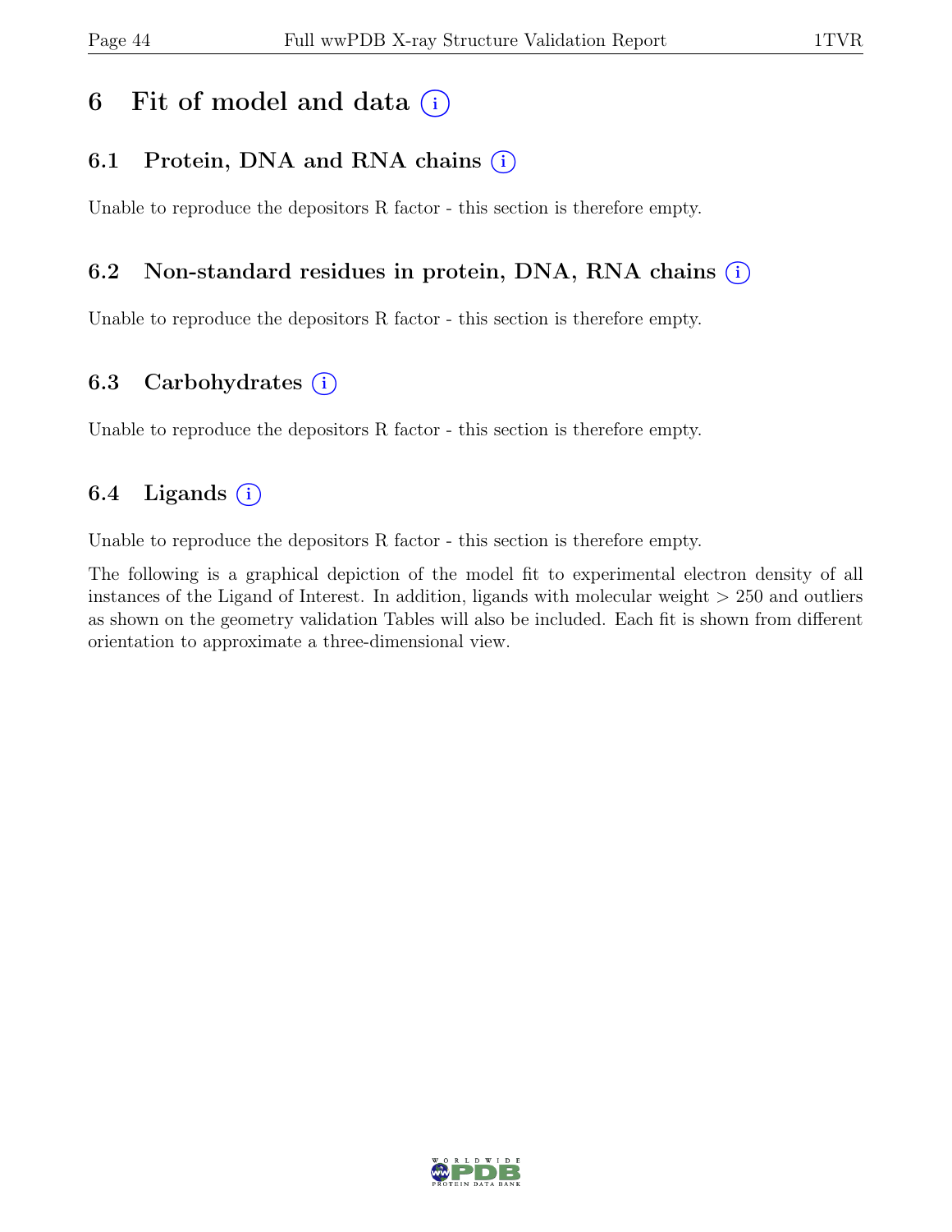# 6 Fit of model and data (i)

## 6.1 Protein, DNA and RNA chains (i)

Unable to reproduce the depositors R factor - this section is therefore empty.

## 6.2 Non-standard residues in protein, DNA, RNA chains (i)

Unable to reproduce the depositors R factor - this section is therefore empty.

## 6.3 Carbohydrates (i)

Unable to reproduce the depositors R factor - this section is therefore empty.

## 6.4 Ligands (i)

Unable to reproduce the depositors R factor - this section is therefore empty.

The following is a graphical depiction of the model fit to experimental electron density of all instances of the Ligand of Interest. In addition, ligands with molecular weight > 250 and outliers as shown on the geometry validation Tables will also be included. Each fit is shown from different orientation to approximate a three-dimensional view.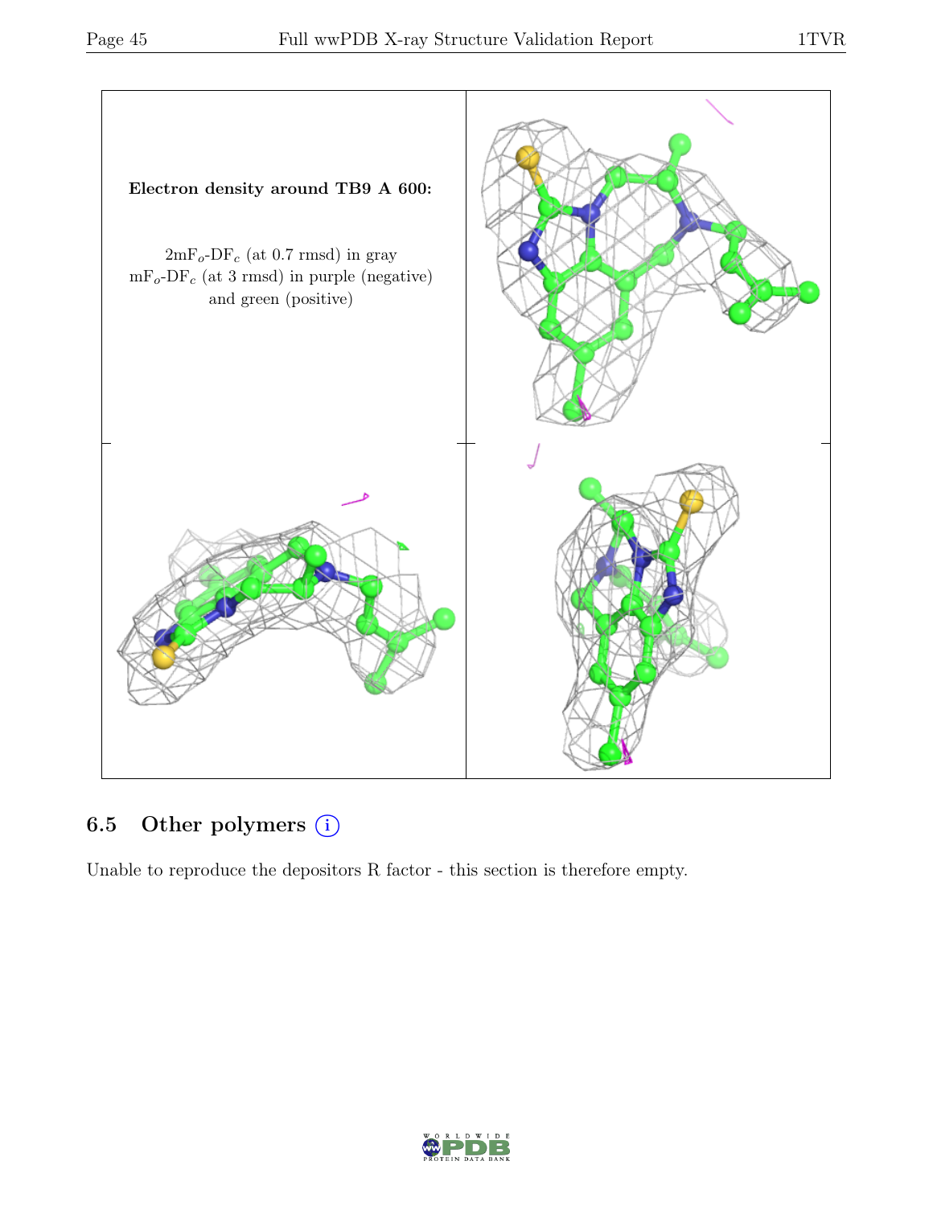**Electron density around TB9 A 600:**

$2mF_o$-$DF_c$ (at 0.7 rmsd) in gray
$mF_o$-$DF_c$ (at 3 rmsd) in purple (negative)
and green (positive)

## 6.5 Other polymers

Unable to reproduce the depositors R factor - this section is therefore empty.